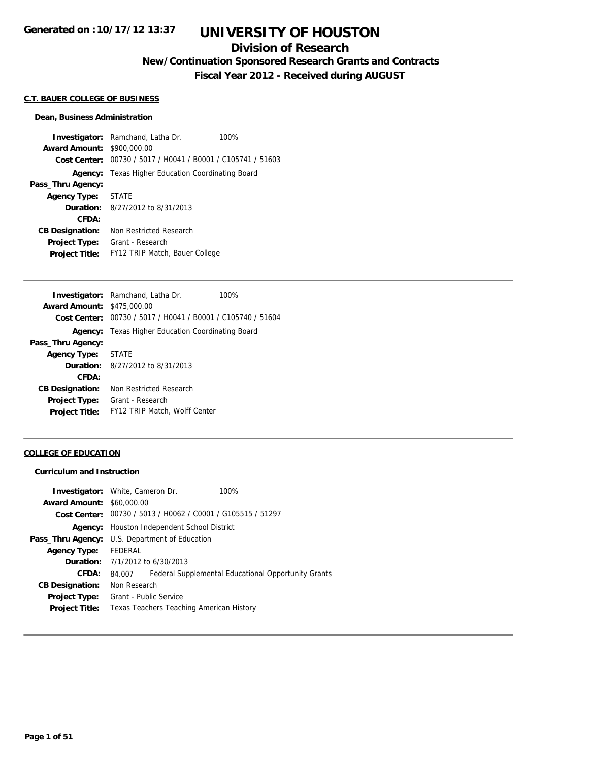Generated on :10/17/12 13:37

# UNIVERSITY OF HOUSTON

## Division of Research

### New/Continuation Sponsored Research Grants and Contracts

### Fiscal Year 2012 - Received during AUGUST

**C.T. BAUER COLLEGE OF BUSINESS**

**Dean, Business Administration**

| | | |
|---|---|---|
| **Investigator:** | Ramchand, Latha Dr. | 100% |
| **Award Amount:** | $900,000.00 | |
| **Cost Center:** | 00730 / 5017 / H0041 / B0001 / C105741 / 51603 | |
| **Agency:** | Texas Higher Education Coordinating Board | |
| **Pass_Thru Agency:** | | |
| **Agency Type:** | STATE | |
| **Duration:** | 8/27/2012 to 8/31/2013 | |
| **CFDA:** | | |
| **CB Designation:** | Non Restricted Research | |
| **Project Type:** | Grant - Research | |
| **Project Title:** | FY12 TRIP Match, Bauer College | |

| | | |
|---|---|---|
| **Investigator:** | Ramchand, Latha Dr. | 100% |
| **Award Amount:** | $475,000.00 | |
| **Cost Center:** | 00730 / 5017 / H0041 / B0001 / C105740 / 51604 | |
| **Agency:** | Texas Higher Education Coordinating Board | |
| **Pass_Thru Agency:** | | |
| **Agency Type:** | STATE | |
| **Duration:** | 8/27/2012 to 8/31/2013 | |
| **CFDA:** | | |
| **CB Designation:** | Non Restricted Research | |
| **Project Type:** | Grant - Research | |
| **Project Title:** | FY12 TRIP Match, Wolff Center | |

**COLLEGE OF EDUCATION**

**Curriculum and Instruction**

| | | |
|---|---|---|
| **Investigator:** | White, Cameron Dr. | 100% |
| **Award Amount:** | $60,000.00 | |
| **Cost Center:** | 00730 / 5013 / H0062 / C0001 / G105515 / 51297 | |
| **Agency:** | Houston Independent School District | |
| **Pass_Thru Agency:** | U.S. Department of Education | |
| **Agency Type:** | FEDERAL | |
| **Duration:** | 7/1/2012 to 6/30/2013 | |
| **CFDA:** | 84.007 | Federal Supplemental Educational Opportunity Grants |
| **CB Designation:** | Non Research | |
| **Project Type:** | Grant - Public Service | |
| **Project Title:** | Texas Teachers Teaching American History | |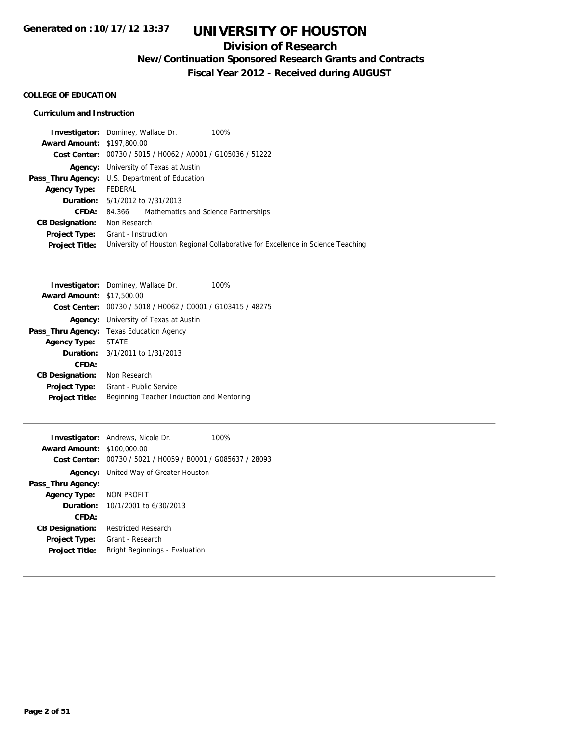# UNIVERSITY OF HOUSTON

## Division of Research

### New/Continuation Sponsored Research Grants and Contracts

### Fiscal Year 2012 - Received during AUGUST

Generated on :10/17/12 13:37

**COLLEGE OF EDUCATION**

**Curriculum and Instruction**

**Investigator:** Dominey, Wallace Dr. 100%
**Award Amount:** $197,800.00
**Cost Center:** 00730 / 5015 / H0062 / A0001 / G105036 / 51222
**Agency:** University of Texas at Austin
**Pass_Thru Agency:** U.S. Department of Education
**Agency Type:** FEDERAL
**Duration:** 5/1/2012 to 7/31/2013
**CFDA:** 84.366 Mathematics and Science Partnerships
**CB Designation:** Non Research
**Project Type:** Grant - Instruction
**Project Title:** University of Houston Regional Collaborative for Excellence in Science Teaching

---

**Investigator:** Dominey, Wallace Dr. 100%
**Award Amount:** $17,500.00
**Cost Center:** 00730 / 5018 / H0062 / C0001 / G103415 / 48275
**Agency:** University of Texas at Austin
**Pass_Thru Agency:** Texas Education Agency
**Agency Type:** STATE
**Duration:** 3/1/2011 to 1/31/2013
**CFDA:**
**CB Designation:** Non Research
**Project Type:** Grant - Public Service
**Project Title:** Beginning Teacher Induction and Mentoring

---

**Investigator:** Andrews, Nicole Dr. 100%
**Award Amount:** $100,000.00
**Cost Center:** 00730 / 5021 / H0059 / B0001 / G085637 / 28093
**Agency:** United Way of Greater Houston
**Pass_Thru Agency:**
**Agency Type:** NON PROFIT
**Duration:** 10/1/2001 to 6/30/2013
**CFDA:**
**CB Designation:** Restricted Research
**Project Type:** Grant - Research
**Project Title:** Bright Beginnings - Evaluation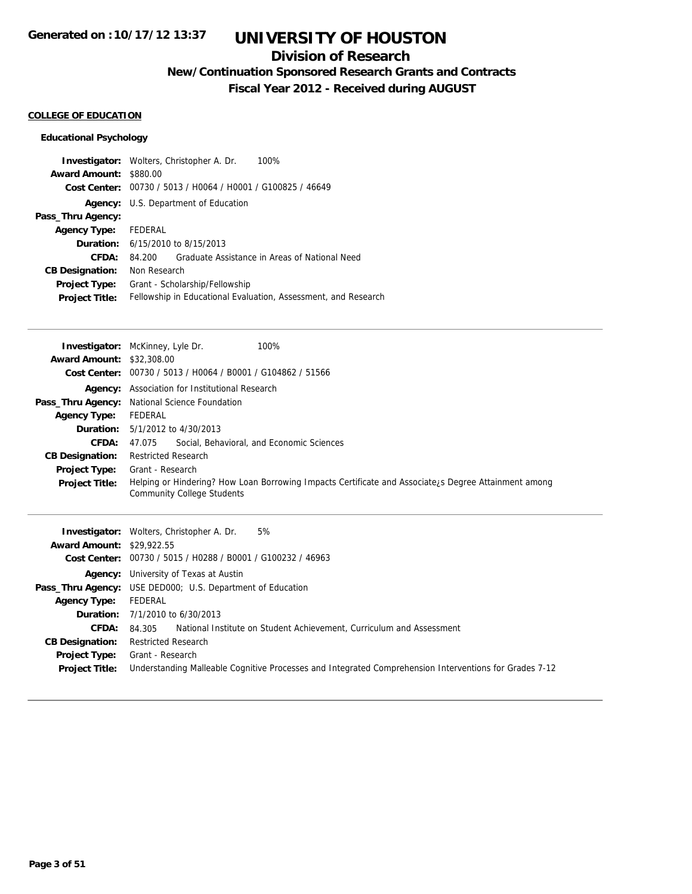# UNIVERSITY OF HOUSTON

## Division of Research

### New/Continuation Sponsored Research Grants and Contracts

### Fiscal Year 2012 - Received during AUGUST

Generated on :10/17/12 13:37

**COLLEGE OF EDUCATION**

**Educational Psychology**

| | |
|---|---|
| **Investigator:** | Wolters, Christopher A. Dr. 100% |
| **Award Amount:** | $880.00 |
| **Cost Center:** | 00730 / 5013 / H0064 / H0001 / G100825 / 46649 |
| **Agency:** | U.S. Department of Education |
| **Pass_Thru Agency:** | |
| **Agency Type:** | FEDERAL |
| **Duration:** | 6/15/2010 to 8/15/2013 |
| **CFDA:** | 84.200 Graduate Assistance in Areas of National Need |
| **CB Designation:** | Non Research |
| **Project Type:** | Grant - Scholarship/Fellowship |
| **Project Title:** | Fellowship in Educational Evaluation, Assessment, and Research |

---

| | |
|---|---|
| **Investigator:** | McKinney, Lyle Dr. 100% |
| **Award Amount:** | $32,308.00 |
| **Cost Center:** | 00730 / 5013 / H0064 / B0001 / G104862 / 51566 |
| **Agency:** | Association for Institutional Research |
| **Pass_Thru Agency:** | National Science Foundation |
| **Agency Type:** | FEDERAL |
| **Duration:** | 5/1/2012 to 4/30/2013 |
| **CFDA:** | 47.075 Social, Behavioral, and Economic Sciences |
| **CB Designation:** | Restricted Research |
| **Project Type:** | Grant - Research |
| **Project Title:** | Helping or Hindering? How Loan Borrowing Impacts Certificate and Associate¿s Degree Attainment among Community College Students |

---

| | |
|---|---|
| **Investigator:** | Wolters, Christopher A. Dr. 5% |
| **Award Amount:** | $29,922.55 |
| **Cost Center:** | 00730 / 5015 / H0288 / B0001 / G100232 / 46963 |
| **Agency:** | University of Texas at Austin |
| **Pass_Thru Agency:** | USE DED000; U.S. Department of Education |
| **Agency Type:** | FEDERAL |
| **Duration:** | 7/1/2010 to 6/30/2013 |
| **CFDA:** | 84.305 National Institute on Student Achievement, Curriculum and Assessment |
| **CB Designation:** | Restricted Research |
| **Project Type:** | Grant - Research |
| **Project Title:** | Understanding Malleable Cognitive Processes and Integrated Comprehension Interventions for Grades 7-12 |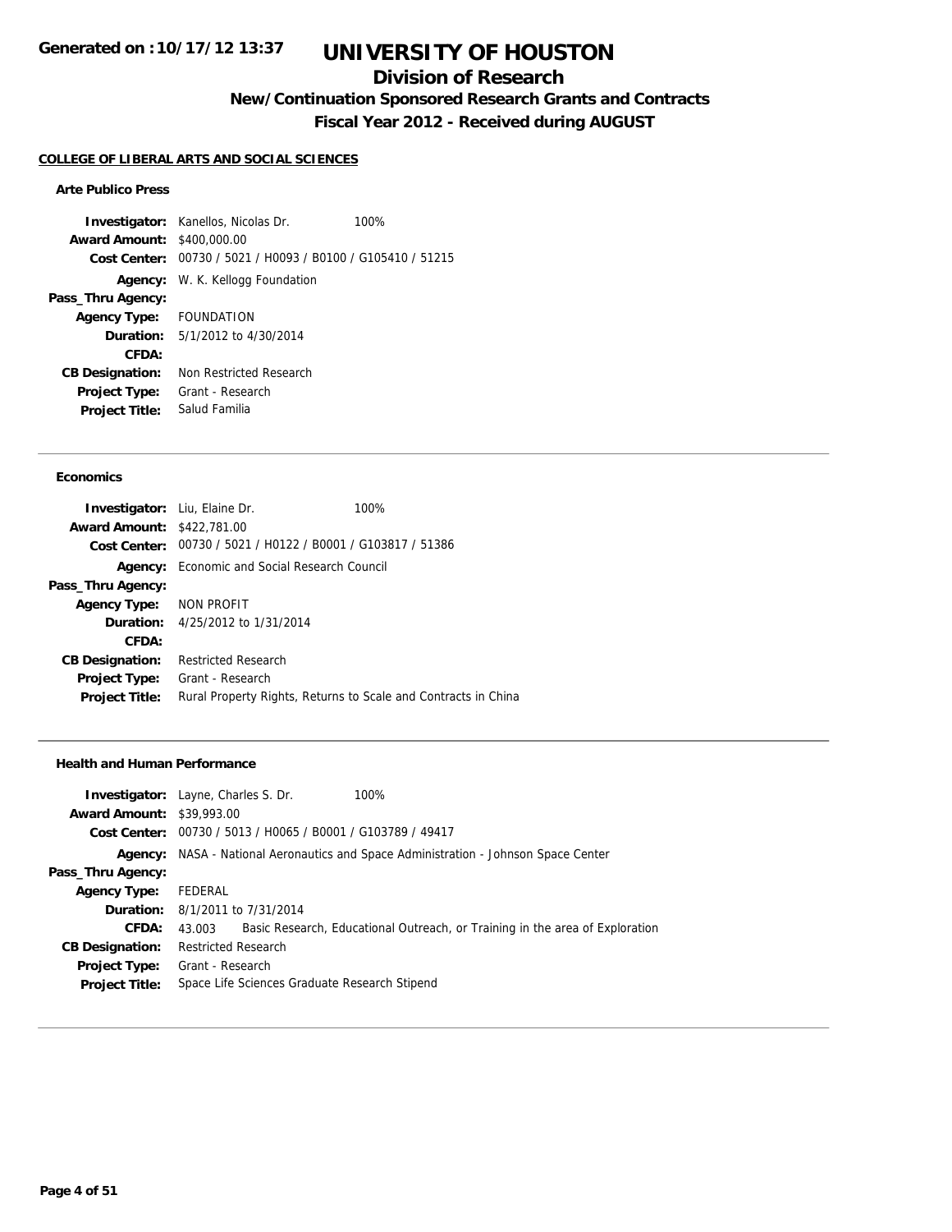**Generated on :10/17/12 13:37**

# UNIVERSITY OF HOUSTON

## Division of Research

### New/Continuation Sponsored Research Grants and Contracts

### Fiscal Year 2012 - Received during AUGUST

**COLLEGE OF LIBERAL ARTS AND SOCIAL SCIENCES**

#### Arte Publico Press

| | | |
|---|---|---|
| **Investigator:** | Kanellos, Nicolas Dr. | 100% |
| **Award Amount:** | $400,000.00 | |
| **Cost Center:** | 00730 / 5021 / H0093 / B0100 / G105410 / 51215 | |
| **Agency:** | W. K. Kellogg Foundation | |
| **Pass_Thru Agency:** | | |
| **Agency Type:** | FOUNDATION | |
| **Duration:** | 5/1/2012 to 4/30/2014 | |
| **CFDA:** | | |
| **CB Designation:** | Non Restricted Research | |
| **Project Type:** | Grant - Research | |
| **Project Title:** | Salud Familia | |

---

#### Economics

| | | |
|---|---|---|
| **Investigator:** | Liu, Elaine Dr. | 100% |
| **Award Amount:** | $422,781.00 | |
| **Cost Center:** | 00730 / 5021 / H0122 / B0001 / G103817 / 51386 | |
| **Agency:** | Economic and Social Research Council | |
| **Pass_Thru Agency:** | | |
| **Agency Type:** | NON PROFIT | |
| **Duration:** | 4/25/2012 to 1/31/2014 | |
| **CFDA:** | | |
| **CB Designation:** | Restricted Research | |
| **Project Type:** | Grant - Research | |
| **Project Title:** | Rural Property Rights, Returns to Scale and Contracts in China | |

---

#### Health and Human Performance

| | | |
|---|---|---|
| **Investigator:** | Layne, Charles S. Dr. | 100% |
| **Award Amount:** | $39,993.00 | |
| **Cost Center:** | 00730 / 5013 / H0065 / B0001 / G103789 / 49417 | |
| **Agency:** | NASA - National Aeronautics and Space Administration - Johnson Space Center | |
| **Pass_Thru Agency:** | | |
| **Agency Type:** | FEDERAL | |
| **Duration:** | 8/1/2011 to 7/31/2014 | |
| **CFDA:** | 43.003 | Basic Research, Educational Outreach, or Training in the area of Exploration |
| **CB Designation:** | Restricted Research | |
| **Project Type:** | Grant - Research | |
| **Project Title:** | Space Life Sciences Graduate Research Stipend | |

---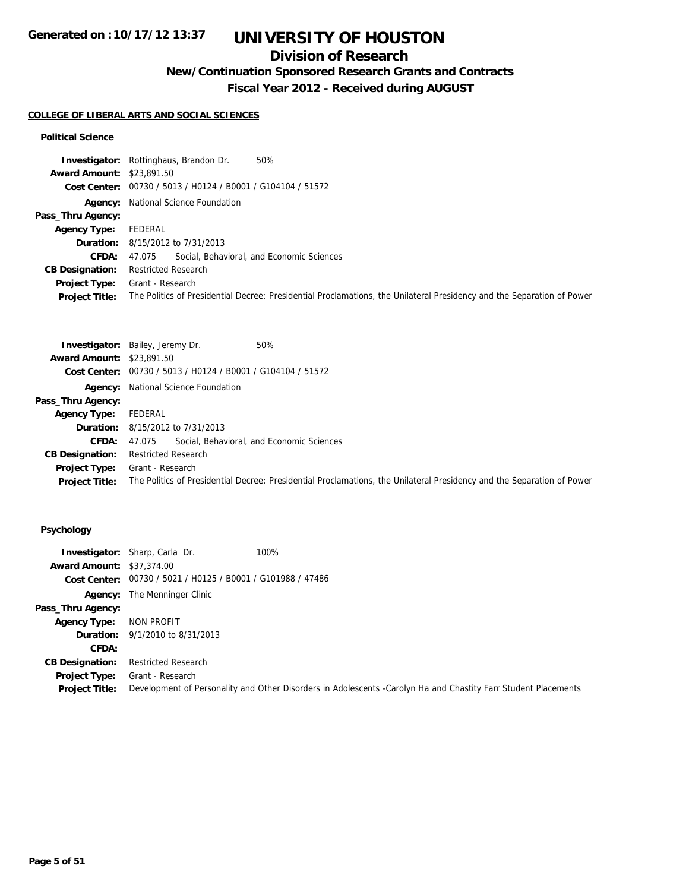**Generated on :10/17/12 13:37**

# UNIVERSITY OF HOUSTON

## Division of Research

### New/Continuation Sponsored Research Grants and Contracts

### Fiscal Year 2012 - Received during AUGUST

**COLLEGE OF LIBERAL ARTS AND SOCIAL SCIENCES**

#### Political Science

| | |
|---|---|
| **Investigator:** | Rottinghaus, Brandon Dr. 50% |
| **Award Amount:** | $23,891.50 |
| **Cost Center:** | 00730 / 5013 / H0124 / B0001 / G104104 / 51572 |
| **Agency:** | National Science Foundation |
| **Pass_Thru Agency:** | |
| **Agency Type:** | FEDERAL |
| **Duration:** | 8/15/2012 to 7/31/2013 |
| **CFDA:** | 47.075 Social, Behavioral, and Economic Sciences |
| **CB Designation:** | Restricted Research |
| **Project Type:** | Grant - Research |
| **Project Title:** | The Politics of Presidential Decree: Presidential Proclamations, the Unilateral Presidency and the Separation of Power |

| | |
|---|---|
| **Investigator:** | Bailey, Jeremy Dr. 50% |
| **Award Amount:** | $23,891.50 |
| **Cost Center:** | 00730 / 5013 / H0124 / B0001 / G104104 / 51572 |
| **Agency:** | National Science Foundation |
| **Pass_Thru Agency:** | |
| **Agency Type:** | FEDERAL |
| **Duration:** | 8/15/2012 to 7/31/2013 |
| **CFDA:** | 47.075 Social, Behavioral, and Economic Sciences |
| **CB Designation:** | Restricted Research |
| **Project Type:** | Grant - Research |
| **Project Title:** | The Politics of Presidential Decree: Presidential Proclamations, the Unilateral Presidency and the Separation of Power |

#### Psychology

| | |
|---|---|
| **Investigator:** | Sharp, Carla Dr. 100% |
| **Award Amount:** | $37,374.00 |
| **Cost Center:** | 00730 / 5021 / H0125 / B0001 / G101988 / 47486 |
| **Agency:** | The Menninger Clinic |
| **Pass_Thru Agency:** | |
| **Agency Type:** | NON PROFIT |
| **Duration:** | 9/1/2010 to 8/31/2013 |
| **CFDA:** | |
| **CB Designation:** | Restricted Research |
| **Project Type:** | Grant - Research |
| **Project Title:** | Development of Personality and Other Disorders in Adolescents -Carolyn Ha and Chastity Farr Student Placements |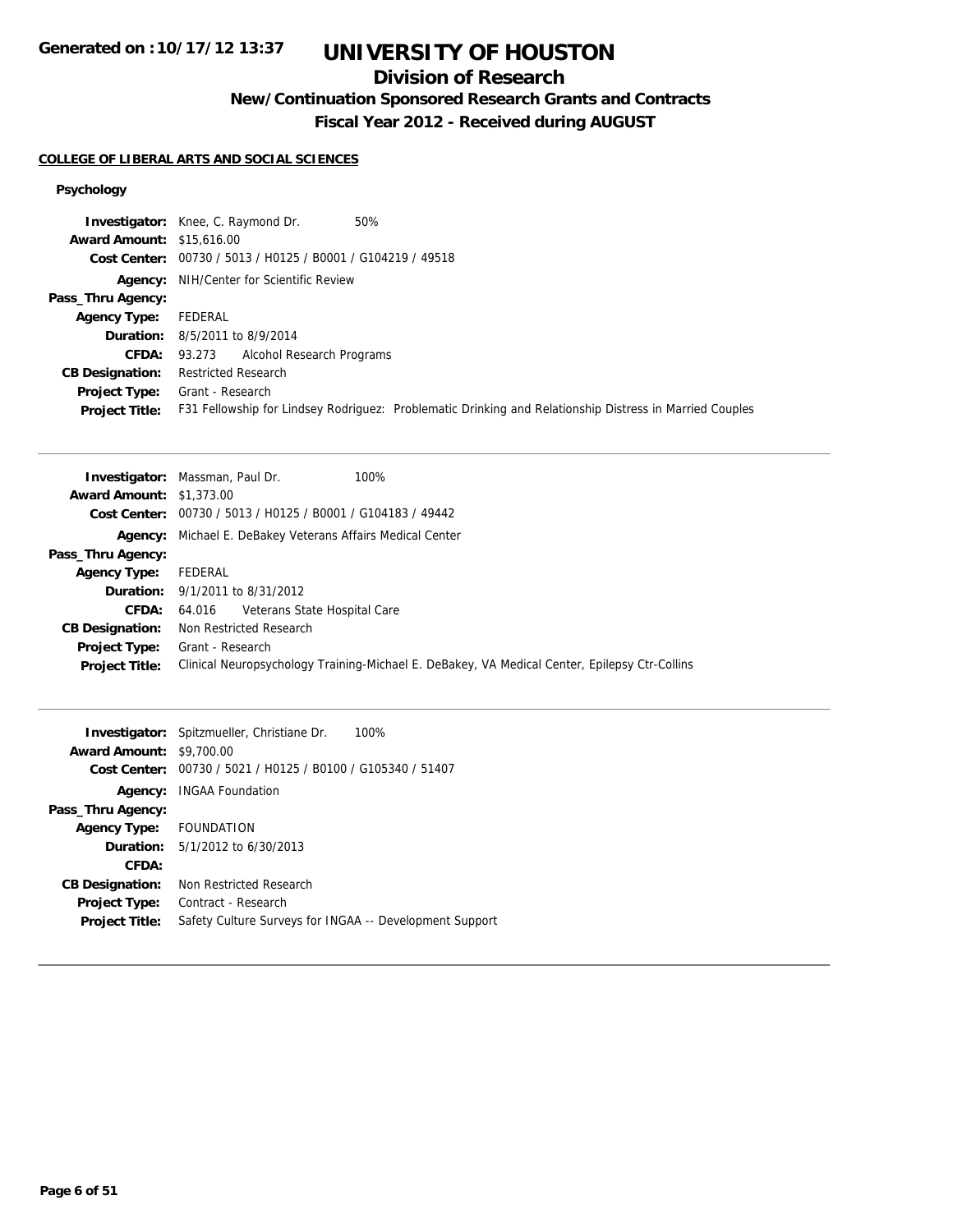# UNIVERSITY OF HOUSTON

## Division of Research

### New/Continuation Sponsored Research Grants and Contracts

### Fiscal Year 2012 - Received during AUGUST

Generated on :10/17/12 13:37

**COLLEGE OF LIBERAL ARTS AND SOCIAL SCIENCES**

**Psychology**

**Investigator:** Knee, C. Raymond Dr. 50%
**Award Amount:** $15,616.00
**Cost Center:** 00730 / 5013 / H0125 / B0001 / G104219 / 49518
**Agency:** NIH/Center for Scientific Review
**Pass_Thru Agency:**
**Agency Type:** FEDERAL
**Duration:** 8/5/2011 to 8/9/2014
**CFDA:** 93.273 Alcohol Research Programs
**CB Designation:** Restricted Research
**Project Type:** Grant - Research
**Project Title:** F31 Fellowship for Lindsey Rodriguez: Problematic Drinking and Relationship Distress in Married Couples

---

**Investigator:** Massman, Paul Dr. 100%
**Award Amount:** $1,373.00
**Cost Center:** 00730 / 5013 / H0125 / B0001 / G104183 / 49442
**Agency:** Michael E. DeBakey Veterans Affairs Medical Center
**Pass_Thru Agency:**
**Agency Type:** FEDERAL
**Duration:** 9/1/2011 to 8/31/2012
**CFDA:** 64.016 Veterans State Hospital Care
**CB Designation:** Non Restricted Research
**Project Type:** Grant - Research
**Project Title:** Clinical Neuropsychology Training-Michael E. DeBakey, VA Medical Center, Epilepsy Ctr-Collins

---

**Investigator:** Spitzmueller, Christiane Dr. 100%
**Award Amount:** $9,700.00
**Cost Center:** 00730 / 5021 / H0125 / B0100 / G105340 / 51407
**Agency:** INGAA Foundation
**Pass_Thru Agency:**
**Agency Type:** FOUNDATION
**Duration:** 5/1/2012 to 6/30/2013
**CFDA:**
**CB Designation:** Non Restricted Research
**Project Type:** Contract - Research
**Project Title:** Safety Culture Surveys for INGAA -- Development Support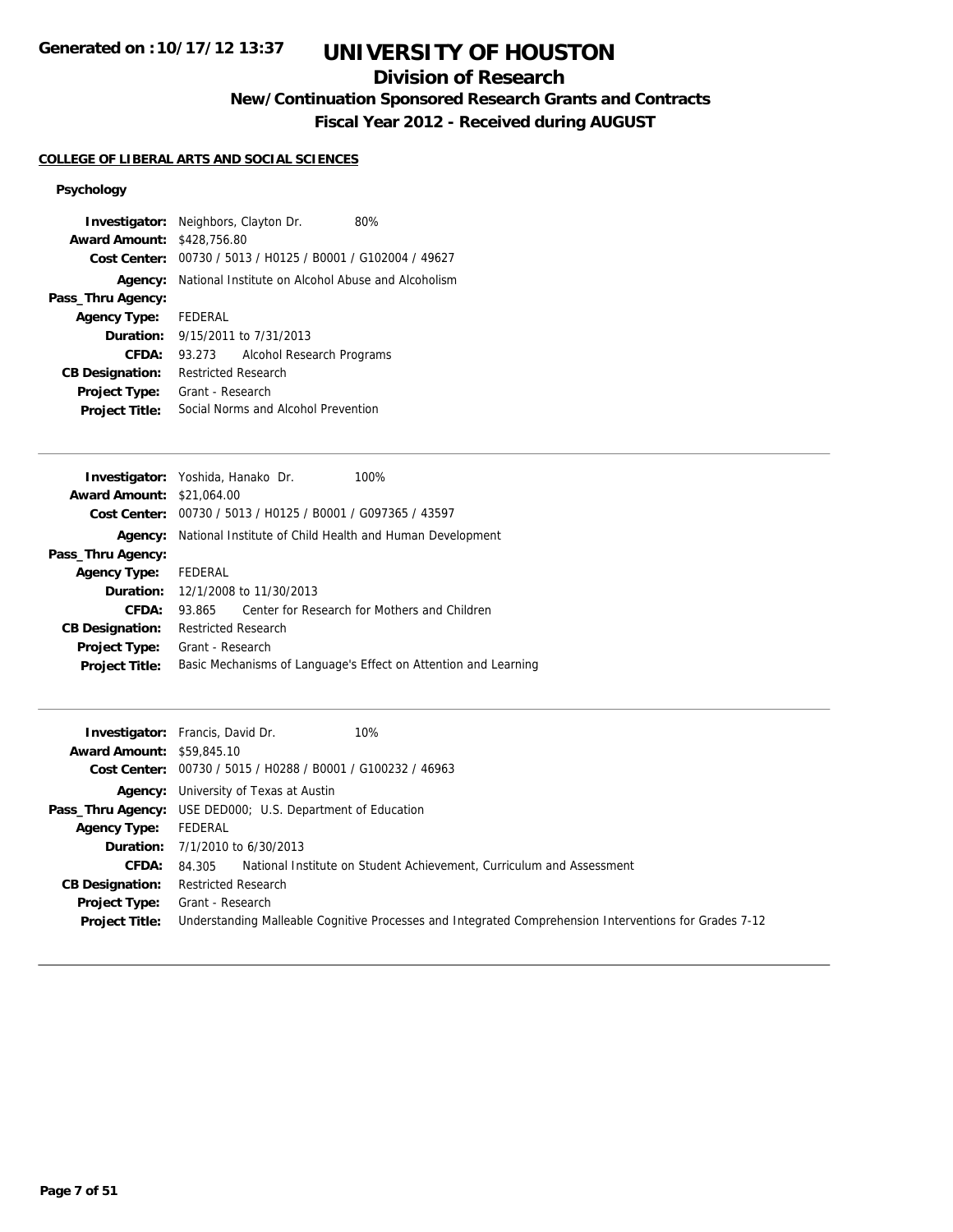Generated on :10/17/12 13:37

# UNIVERSITY OF HOUSTON

## Division of Research

### New/Continuation Sponsored Research Grants and Contracts

### Fiscal Year 2012 - Received during AUGUST

**COLLEGE OF LIBERAL ARTS AND SOCIAL SCIENCES**

**Psychology**

**Investigator:** Neighbors, Clayton Dr. 80%
**Award Amount:** $428,756.80
**Cost Center:** 00730 / 5013 / H0125 / B0001 / G102004 / 49627
**Agency:** National Institute on Alcohol Abuse and Alcoholism
**Pass_Thru Agency:**
**Agency Type:** FEDERAL
**Duration:** 9/15/2011 to 7/31/2013
**CFDA:** 93.273 Alcohol Research Programs
**CB Designation:** Restricted Research
**Project Type:** Grant - Research
**Project Title:** Social Norms and Alcohol Prevention

---

**Investigator:** Yoshida, Hanako Dr. 100%
**Award Amount:** $21,064.00
**Cost Center:** 00730 / 5013 / H0125 / B0001 / G097365 / 43597
**Agency:** National Institute of Child Health and Human Development
**Pass_Thru Agency:**
**Agency Type:** FEDERAL
**Duration:** 12/1/2008 to 11/30/2013
**CFDA:** 93.865 Center for Research for Mothers and Children
**CB Designation:** Restricted Research
**Project Type:** Grant - Research
**Project Title:** Basic Mechanisms of Language's Effect on Attention and Learning

---

**Investigator:** Francis, David Dr. 10%
**Award Amount:** $59,845.10
**Cost Center:** 00730 / 5015 / H0288 / B0001 / G100232 / 46963
**Agency:** University of Texas at Austin
**Pass_Thru Agency:** USE DED000; U.S. Department of Education
**Agency Type:** FEDERAL
**Duration:** 7/1/2010 to 6/30/2013
**CFDA:** 84.305 National Institute on Student Achievement, Curriculum and Assessment
**CB Designation:** Restricted Research
**Project Type:** Grant - Research
**Project Title:** Understanding Malleable Cognitive Processes and Integrated Comprehension Interventions for Grades 7-12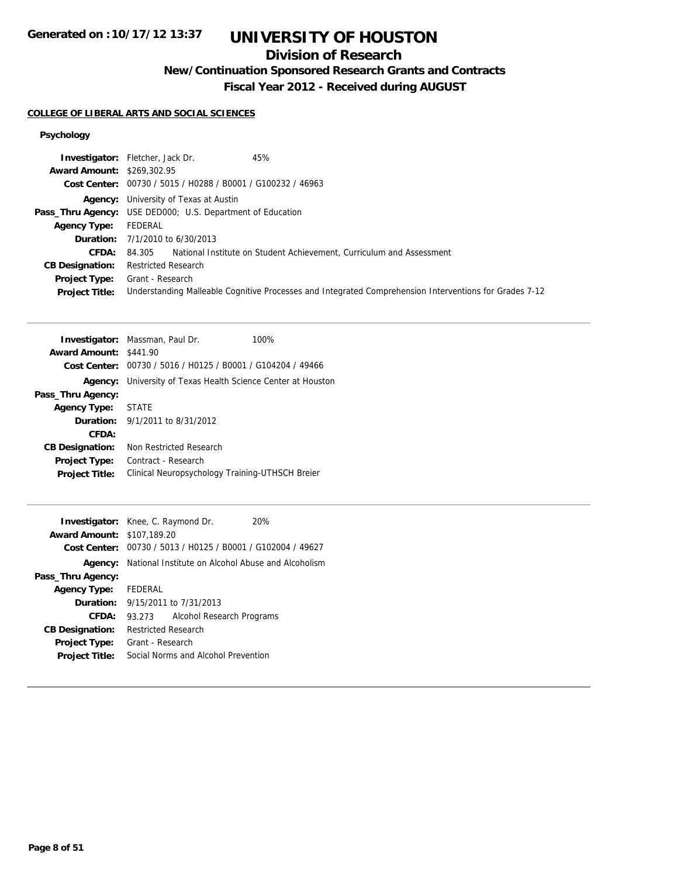# UNIVERSITY OF HOUSTON

## Division of Research

### New/Continuation Sponsored Research Grants and Contracts

### Fiscal Year 2012 - Received during AUGUST

Generated on :10/17/12 13:37

**COLLEGE OF LIBERAL ARTS AND SOCIAL SCIENCES**

**Psychology**

| | |
|---|---|
| **Investigator:** | Fletcher, Jack Dr. 45% |
| **Award Amount:** | $269,302.95 |
| **Cost Center:** | 00730 / 5015 / H0288 / B0001 / G100232 / 46963 |
| **Agency:** | University of Texas at Austin |
| **Pass_Thru Agency:** | USE DED000; U.S. Department of Education |
| **Agency Type:** | FEDERAL |
| **Duration:** | 7/1/2010 to 6/30/2013 |
| **CFDA:** | 84.305 National Institute on Student Achievement, Curriculum and Assessment |
| **CB Designation:** | Restricted Research |
| **Project Type:** | Grant - Research |
| **Project Title:** | Understanding Malleable Cognitive Processes and Integrated Comprehension Interventions for Grades 7-12 |

---

| | |
|---|---|
| **Investigator:** | Massman, Paul Dr. 100% |
| **Award Amount:** | $441.90 |
| **Cost Center:** | 00730 / 5016 / H0125 / B0001 / G104204 / 49466 |
| **Agency:** | University of Texas Health Science Center at Houston |
| **Pass_Thru Agency:** | |
| **Agency Type:** | STATE |
| **Duration:** | 9/1/2011 to 8/31/2012 |
| **CFDA:** | |
| **CB Designation:** | Non Restricted Research |
| **Project Type:** | Contract - Research |
| **Project Title:** | Clinical Neuropsychology Training-UTHSCH Breier |

---

| | |
|---|---|
| **Investigator:** | Knee, C. Raymond Dr. 20% |
| **Award Amount:** | $107,189.20 |
| **Cost Center:** | 00730 / 5013 / H0125 / B0001 / G102004 / 49627 |
| **Agency:** | National Institute on Alcohol Abuse and Alcoholism |
| **Pass_Thru Agency:** | |
| **Agency Type:** | FEDERAL |
| **Duration:** | 9/15/2011 to 7/31/2013 |
| **CFDA:** | 93.273 Alcohol Research Programs |
| **CB Designation:** | Restricted Research |
| **Project Type:** | Grant - Research |
| **Project Title:** | Social Norms and Alcohol Prevention |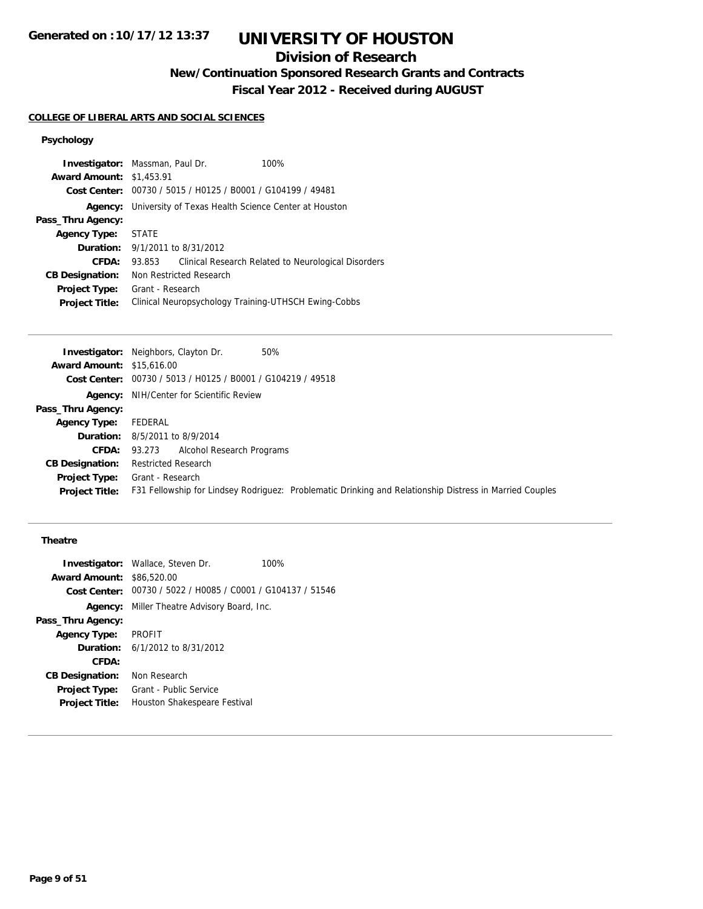# UNIVERSITY OF HOUSTON

## Division of Research

### New/Continuation Sponsored Research Grants and Contracts

### Fiscal Year 2012 - Received during AUGUST

**COLLEGE OF LIBERAL ARTS AND SOCIAL SCIENCES**

#### Psychology

**Investigator:** Massman, Paul Dr. 100%
**Award Amount:** $1,453.91
**Cost Center:** 00730 / 5015 / H0125 / B0001 / G104199 / 49481
**Agency:** University of Texas Health Science Center at Houston
**Pass_Thru Agency:**
**Agency Type:** STATE
**Duration:** 9/1/2011 to 8/31/2012
**CFDA:** 93.853 Clinical Research Related to Neurological Disorders
**CB Designation:** Non Restricted Research
**Project Type:** Grant - Research
**Project Title:** Clinical Neuropsychology Training-UTHSCH Ewing-Cobbs

---

**Investigator:** Neighbors, Clayton Dr. 50%
**Award Amount:** $15,616.00
**Cost Center:** 00730 / 5013 / H0125 / B0001 / G104219 / 49518
**Agency:** NIH/Center for Scientific Review
**Pass_Thru Agency:**
**Agency Type:** FEDERAL
**Duration:** 8/5/2011 to 8/9/2014
**CFDA:** 93.273 Alcohol Research Programs
**CB Designation:** Restricted Research
**Project Type:** Grant - Research
**Project Title:** F31 Fellowship for Lindsey Rodriguez: Problematic Drinking and Relationship Distress in Married Couples

---

#### Theatre

**Investigator:** Wallace, Steven Dr. 100%
**Award Amount:** $86,520.00
**Cost Center:** 00730 / 5022 / H0085 / C0001 / G104137 / 51546
**Agency:** Miller Theatre Advisory Board, Inc.
**Pass_Thru Agency:**
**Agency Type:** PROFIT
**Duration:** 6/1/2012 to 8/31/2012
**CFDA:**
**CB Designation:** Non Research
**Project Type:** Grant - Public Service
**Project Title:** Houston Shakespeare Festival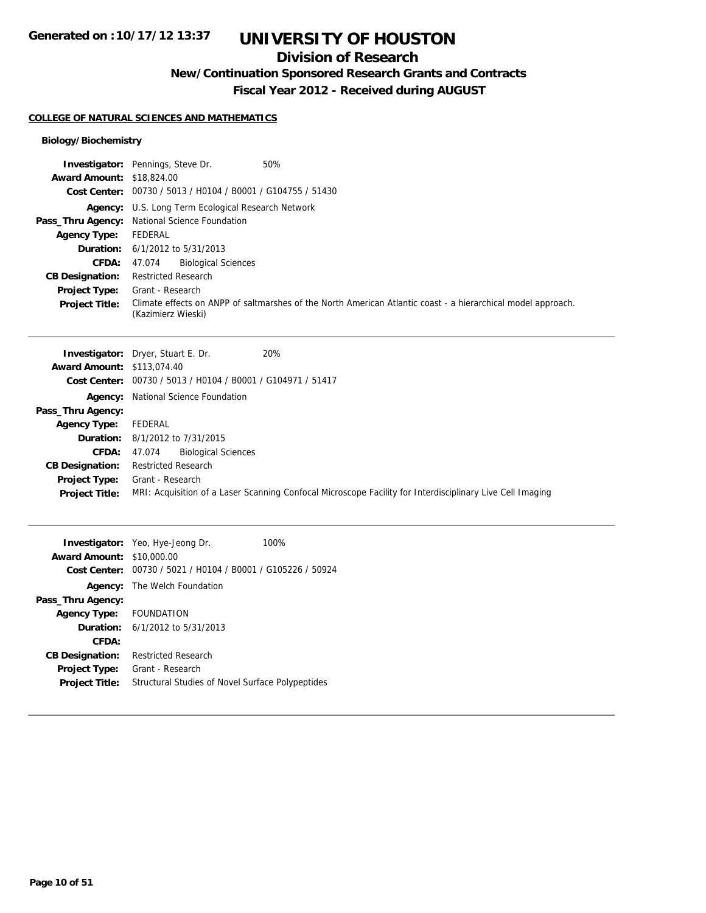Generated on :10/17/12 13:37

# UNIVERSITY OF HOUSTON

## Division of Research

### New/Continuation Sponsored Research Grants and Contracts

### Fiscal Year 2012 - Received during AUGUST

**COLLEGE OF NATURAL SCIENCES AND MATHEMATICS**

**Biology/Biochemistry**

**Investigator:** Pennings, Steve Dr. 50%
**Award Amount:** $18,824.00
**Cost Center:** 00730 / 5013 / H0104 / B0001 / G104755 / 51430
**Agency:** U.S. Long Term Ecological Research Network
**Pass_Thru Agency:** National Science Foundation
**Agency Type:** FEDERAL
**Duration:** 6/1/2012 to 5/31/2013
**CFDA:** 47.074 Biological Sciences
**CB Designation:** Restricted Research
**Project Type:** Grant - Research
**Project Title:** Climate effects on ANPP of saltmarshes of the North American Atlantic coast - a hierarchical model approach. (Kazimierz Wieski)

---

**Investigator:** Dryer, Stuart E. Dr. 20%
**Award Amount:** $113,074.40
**Cost Center:** 00730 / 5013 / H0104 / B0001 / G104971 / 51417
**Agency:** National Science Foundation
**Pass_Thru Agency:**
**Agency Type:** FEDERAL
**Duration:** 8/1/2012 to 7/31/2015
**CFDA:** 47.074 Biological Sciences
**CB Designation:** Restricted Research
**Project Type:** Grant - Research
**Project Title:** MRI: Acquisition of a Laser Scanning Confocal Microscope Facility for Interdisciplinary Live Cell Imaging

---

**Investigator:** Yeo, Hye-Jeong Dr. 100%
**Award Amount:** $10,000.00
**Cost Center:** 00730 / 5021 / H0104 / B0001 / G105226 / 50924
**Agency:** The Welch Foundation
**Pass_Thru Agency:**
**Agency Type:** FOUNDATION
**Duration:** 6/1/2012 to 5/31/2013
**CFDA:**
**CB Designation:** Restricted Research
**Project Type:** Grant - Research
**Project Title:** Structural Studies of Novel Surface Polypeptides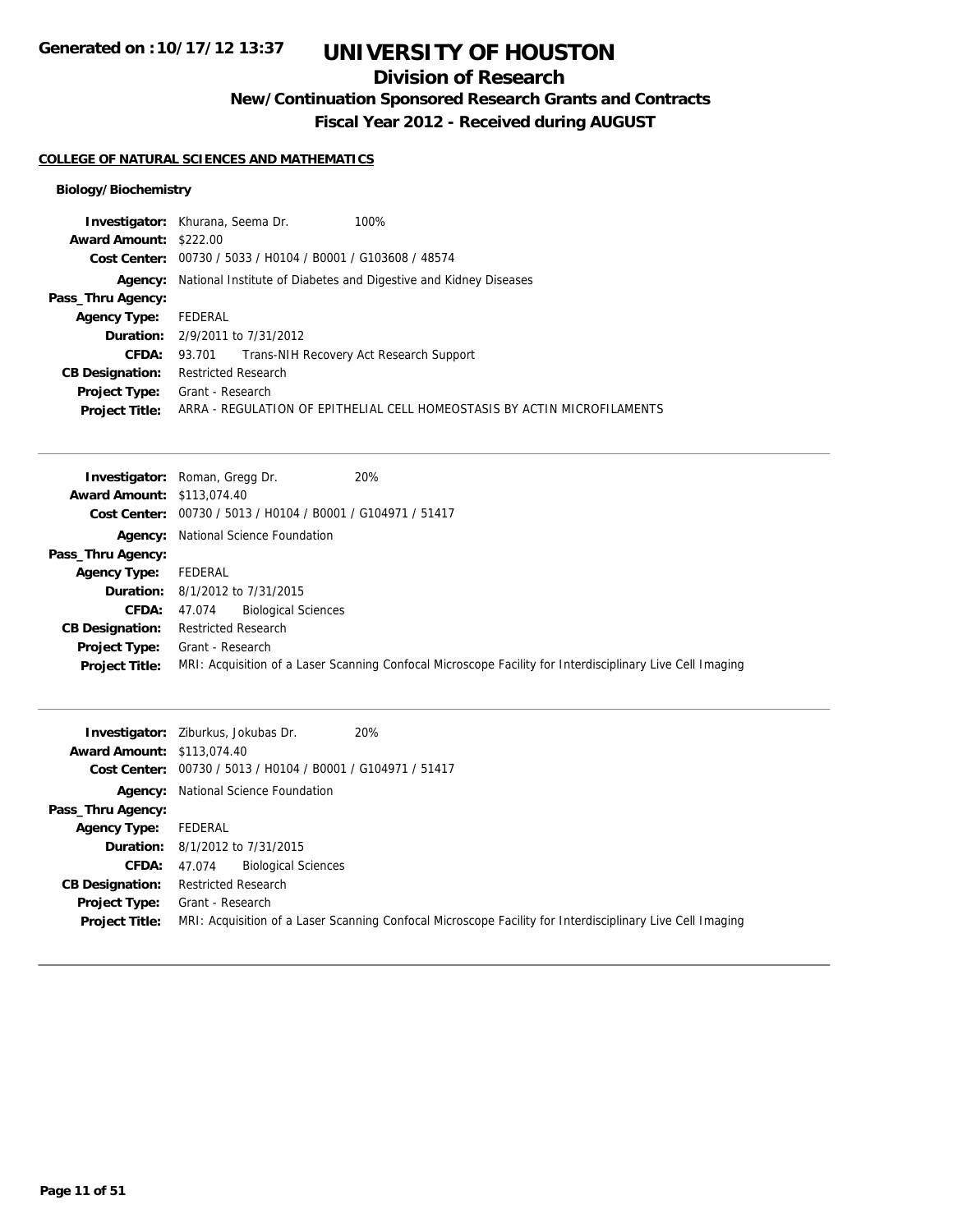**Generated on :10/17/12 13:37**

# UNIVERSITY OF HOUSTON

## Division of Research

### New/Continuation Sponsored Research Grants and Contracts

### Fiscal Year 2012 - Received during AUGUST

**COLLEGE OF NATURAL SCIENCES AND MATHEMATICS**

**Biology/Biochemistry**

**Investigator:** Khurana, Seema Dr. 100%
**Award Amount:** $222.00
**Cost Center:** 00730 / 5033 / H0104 / B0001 / G103608 / 48574
**Agency:** National Institute of Diabetes and Digestive and Kidney Diseases
**Pass_Thru Agency:**
**Agency Type:** FEDERAL
**Duration:** 2/9/2011 to 7/31/2012
**CFDA:** 93.701 Trans-NIH Recovery Act Research Support
**CB Designation:** Restricted Research
**Project Type:** Grant - Research
**Project Title:** ARRA - REGULATION OF EPITHELIAL CELL HOMEOSTASIS BY ACTIN MICROFILAMENTS

---

**Investigator:** Roman, Gregg Dr. 20%
**Award Amount:** $113,074.40
**Cost Center:** 00730 / 5013 / H0104 / B0001 / G104971 / 51417
**Agency:** National Science Foundation
**Pass_Thru Agency:**
**Agency Type:** FEDERAL
**Duration:** 8/1/2012 to 7/31/2015
**CFDA:** 47.074 Biological Sciences
**CB Designation:** Restricted Research
**Project Type:** Grant - Research
**Project Title:** MRI: Acquisition of a Laser Scanning Confocal Microscope Facility for Interdisciplinary Live Cell Imaging

---

**Investigator:** Ziburkus, Jokubas Dr. 20%
**Award Amount:** $113,074.40
**Cost Center:** 00730 / 5013 / H0104 / B0001 / G104971 / 51417
**Agency:** National Science Foundation
**Pass_Thru Agency:**
**Agency Type:** FEDERAL
**Duration:** 8/1/2012 to 7/31/2015
**CFDA:** 47.074 Biological Sciences
**CB Designation:** Restricted Research
**Project Type:** Grant - Research
**Project Title:** MRI: Acquisition of a Laser Scanning Confocal Microscope Facility for Interdisciplinary Live Cell Imaging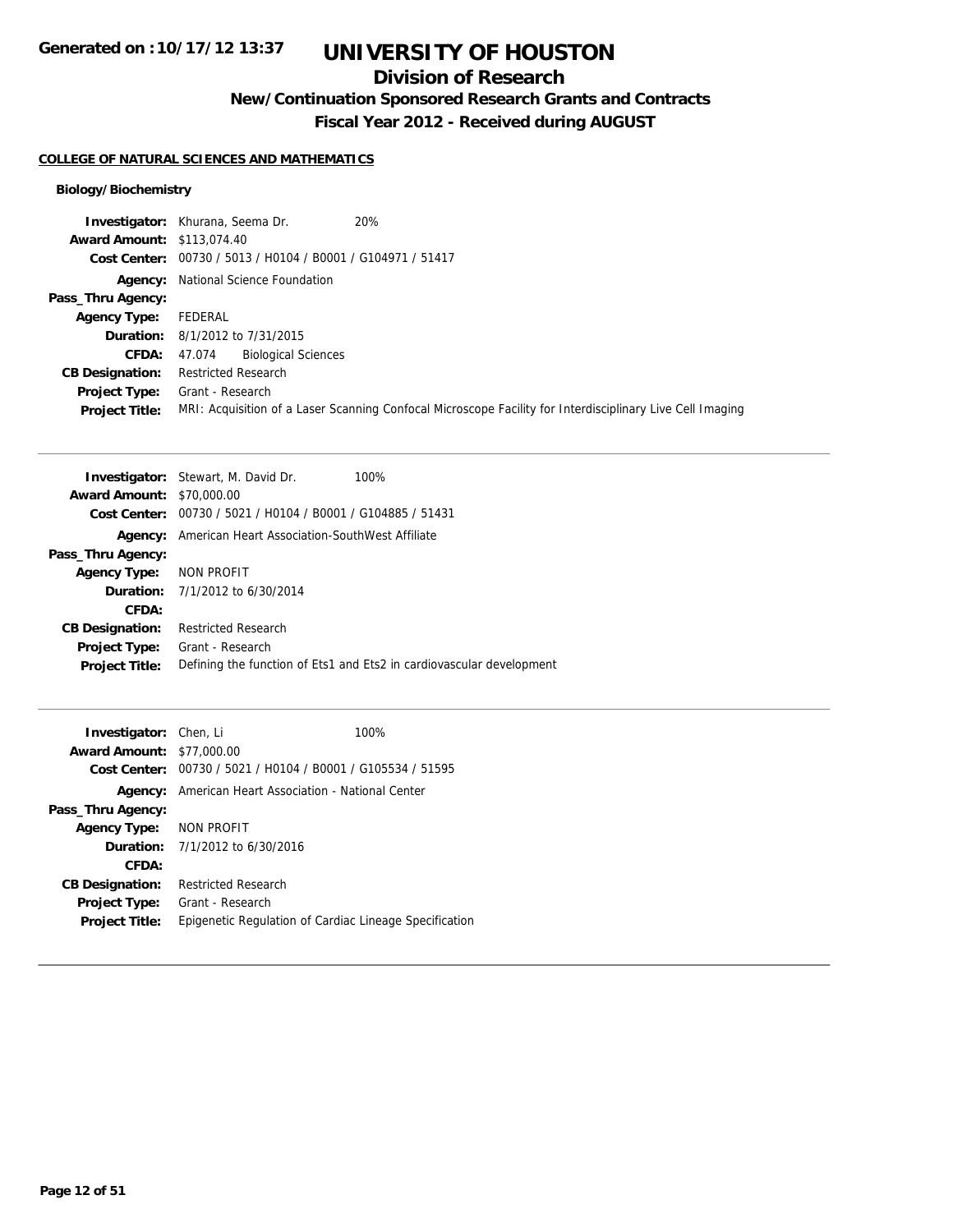**Generated on :10/17/12 13:37**

# UNIVERSITY OF HOUSTON

## Division of Research

### New/Continuation Sponsored Research Grants and Contracts

### Fiscal Year 2012 - Received during AUGUST

**COLLEGE OF NATURAL SCIENCES AND MATHEMATICS**

**Biology/Biochemistry**

| | | |
|---|---|---|
| **Investigator:** | Khurana, Seema Dr. | 20% |
| **Award Amount:** | $113,074.40 | |
| **Cost Center:** | 00730 / 5013 / H0104 / B0001 / G104971 / 51417 | |
| **Agency:** | National Science Foundation | |
| **Pass_Thru Agency:** | | |
| **Agency Type:** | FEDERAL | |
| **Duration:** | 8/1/2012 to 7/31/2015 | |
| **CFDA:** | 47.074 Biological Sciences | |
| **CB Designation:** | Restricted Research | |
| **Project Type:** | Grant - Research | |
| **Project Title:** | MRI: Acquisition of a Laser Scanning Confocal Microscope Facility for Interdisciplinary Live Cell Imaging | |

---

| | | |
|---|---|---|
| **Investigator:** | Stewart, M. David Dr. | 100% |
| **Award Amount:** | $70,000.00 | |
| **Cost Center:** | 00730 / 5021 / H0104 / B0001 / G104885 / 51431 | |
| **Agency:** | American Heart Association-SouthWest Affiliate | |
| **Pass_Thru Agency:** | | |
| **Agency Type:** | NON PROFIT | |
| **Duration:** | 7/1/2012 to 6/30/2014 | |
| **CFDA:** | | |
| **CB Designation:** | Restricted Research | |
| **Project Type:** | Grant - Research | |
| **Project Title:** | Defining the function of Ets1 and Ets2 in cardiovascular development | |

---

| | | |
|---|---|---|
| **Investigator:** | Chen, Li | 100% |
| **Award Amount:** | $77,000.00 | |
| **Cost Center:** | 00730 / 5021 / H0104 / B0001 / G105534 / 51595 | |
| **Agency:** | American Heart Association - National Center | |
| **Pass_Thru Agency:** | | |
| **Agency Type:** | NON PROFIT | |
| **Duration:** | 7/1/2012 to 6/30/2016 | |
| **CFDA:** | | |
| **CB Designation:** | Restricted Research | |
| **Project Type:** | Grant - Research | |
| **Project Title:** | Epigenetic Regulation of Cardiac Lineage Specification | |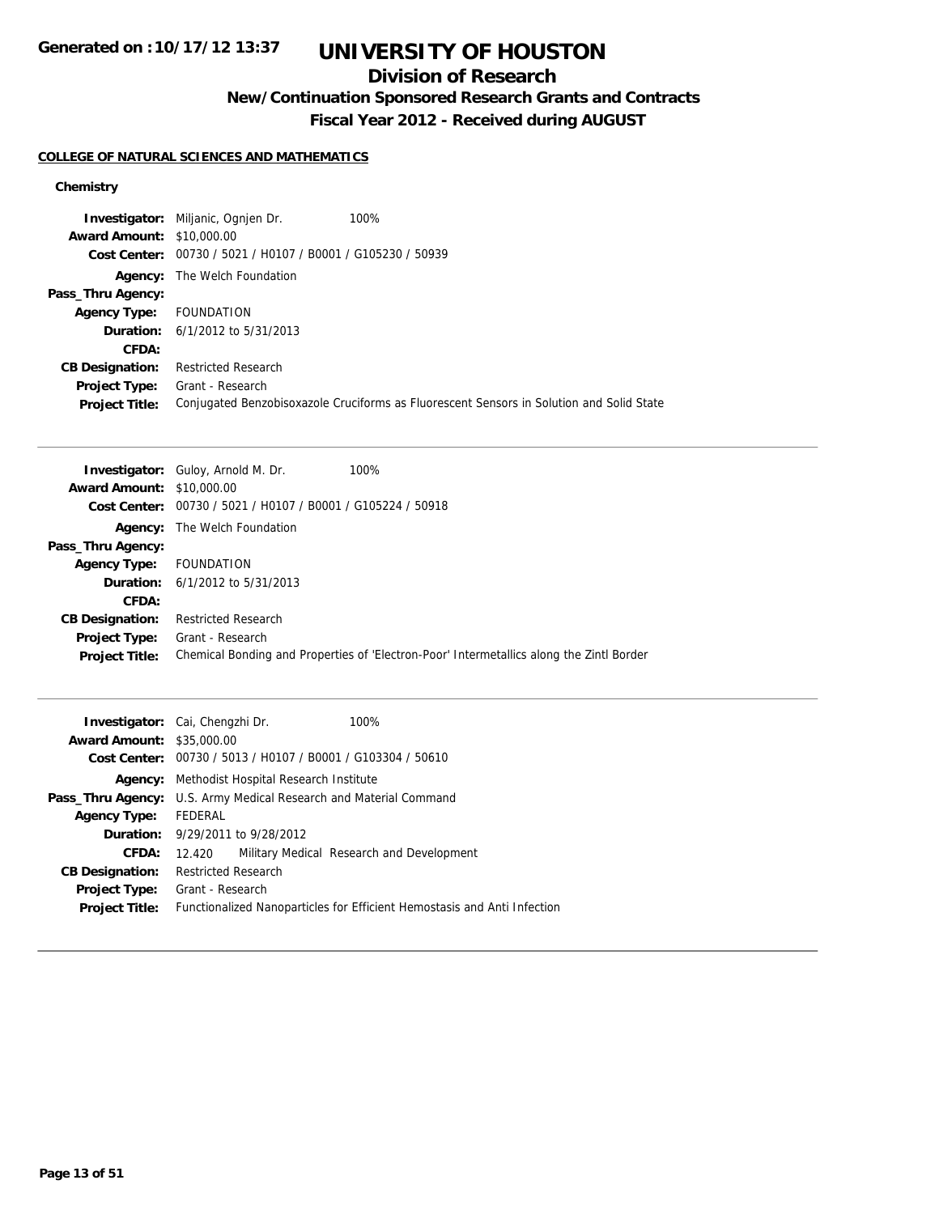# UNIVERSITY OF HOUSTON

## Division of Research

### New/Continuation Sponsored Research Grants and Contracts

### Fiscal Year 2012 - Received during AUGUST

Generated on :10/17/12 13:37

**COLLEGE OF NATURAL SCIENCES AND MATHEMATICS**

**Chemistry**

| | |
|---|---|
| **Investigator:** | Miljanic, Ognjen Dr. 100% |
| **Award Amount:** | $10,000.00 |
| **Cost Center:** | 00730 / 5021 / H0107 / B0001 / G105230 / 50939 |
| **Agency:** | The Welch Foundation |
| **Pass_Thru Agency:** | |
| **Agency Type:** | FOUNDATION |
| **Duration:** | 6/1/2012 to 5/31/2013 |
| **CFDA:** | |
| **CB Designation:** | Restricted Research |
| **Project Type:** | Grant - Research |
| **Project Title:** | Conjugated Benzobisoxazole Cruciforms as Fluorescent Sensors in Solution and Solid State |

---

| | |
|---|---|
| **Investigator:** | Guloy, Arnold M. Dr. 100% |
| **Award Amount:** | $10,000.00 |
| **Cost Center:** | 00730 / 5021 / H0107 / B0001 / G105224 / 50918 |
| **Agency:** | The Welch Foundation |
| **Pass_Thru Agency:** | |
| **Agency Type:** | FOUNDATION |
| **Duration:** | 6/1/2012 to 5/31/2013 |
| **CFDA:** | |
| **CB Designation:** | Restricted Research |
| **Project Type:** | Grant - Research |
| **Project Title:** | Chemical Bonding and Properties of 'Electron-Poor' Intermetallics along the Zintl Border |

---

| | |
|---|---|
| **Investigator:** | Cai, Chengzhi Dr. 100% |
| **Award Amount:** | $35,000.00 |
| **Cost Center:** | 00730 / 5013 / H0107 / B0001 / G103304 / 50610 |
| **Agency:** | Methodist Hospital Research Institute |
| **Pass_Thru Agency:** | U.S. Army Medical Research and Material Command |
| **Agency Type:** | FEDERAL |
| **Duration:** | 9/29/2011 to 9/28/2012 |
| **CFDA:** | 12.420 Military Medical Research and Development |
| **CB Designation:** | Restricted Research |
| **Project Type:** | Grant - Research |
| **Project Title:** | Functionalized Nanoparticles for Efficient Hemostasis and Anti Infection |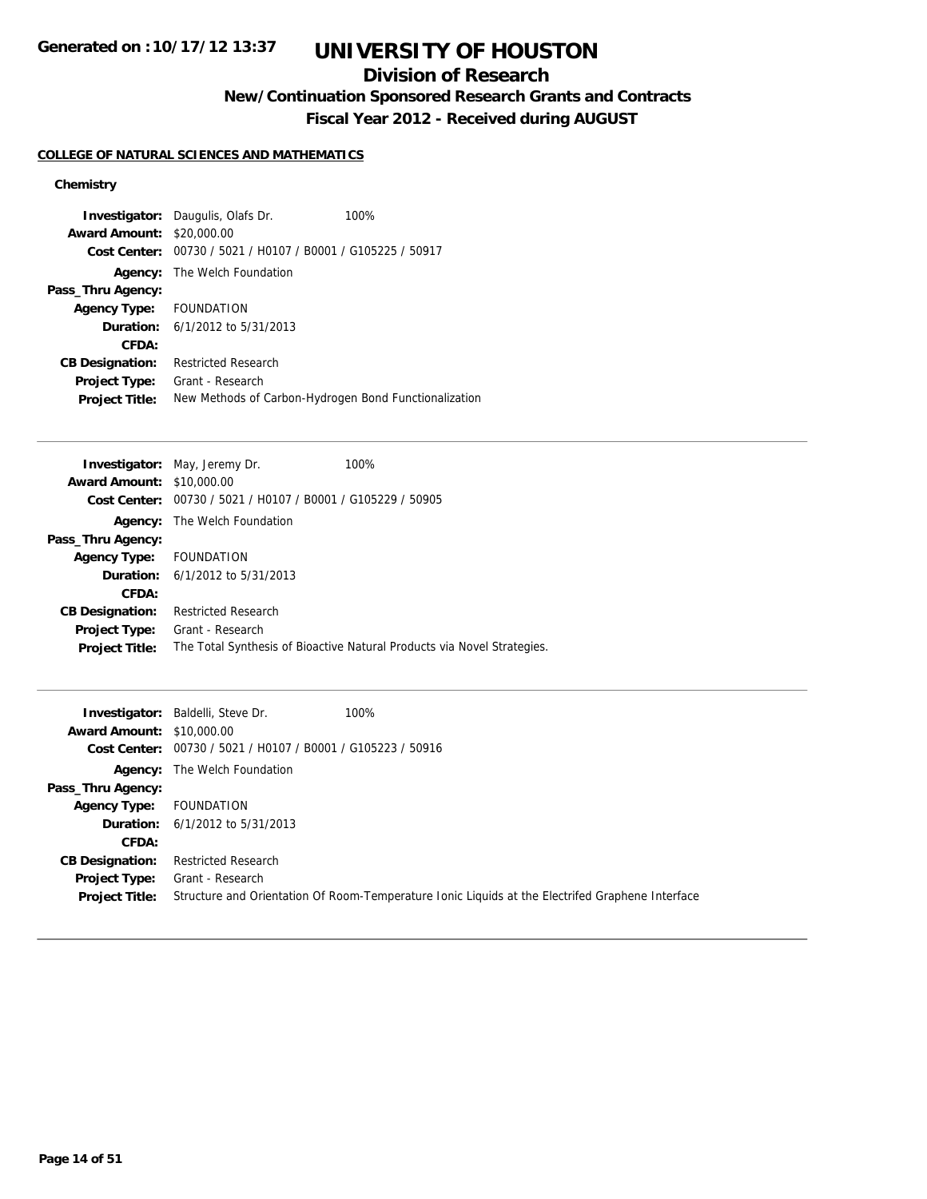**Generated on :10/17/12 13:37**

# UNIVERSITY OF HOUSTON

## Division of Research

### New/Continuation Sponsored Research Grants and Contracts

### Fiscal Year 2012 - Received during AUGUST

**COLLEGE OF NATURAL SCIENCES AND MATHEMATICS**

**Chemistry**

**Investigator:** Daugulis, Olafs Dr. 100%
**Award Amount:** $20,000.00
**Cost Center:** 00730 / 5021 / H0107 / B0001 / G105225 / 50917
**Agency:** The Welch Foundation
**Pass_Thru Agency:**
**Agency Type:** FOUNDATION
**Duration:** 6/1/2012 to 5/31/2013
**CFDA:**
**CB Designation:** Restricted Research
**Project Type:** Grant - Research
**Project Title:** New Methods of Carbon-Hydrogen Bond Functionalization

---

**Investigator:** May, Jeremy Dr. 100%
**Award Amount:** $10,000.00
**Cost Center:** 00730 / 5021 / H0107 / B0001 / G105229 / 50905
**Agency:** The Welch Foundation
**Pass_Thru Agency:**
**Agency Type:** FOUNDATION
**Duration:** 6/1/2012 to 5/31/2013
**CFDA:**
**CB Designation:** Restricted Research
**Project Type:** Grant - Research
**Project Title:** The Total Synthesis of Bioactive Natural Products via Novel Strategies.

---

**Investigator:** Baldelli, Steve Dr. 100%
**Award Amount:** $10,000.00
**Cost Center:** 00730 / 5021 / H0107 / B0001 / G105223 / 50916
**Agency:** The Welch Foundation
**Pass_Thru Agency:**
**Agency Type:** FOUNDATION
**Duration:** 6/1/2012 to 5/31/2013
**CFDA:**
**CB Designation:** Restricted Research
**Project Type:** Grant - Research
**Project Title:** Structure and Orientation Of Room-Temperature Ionic Liquids at the Electrifed Graphene Interface

---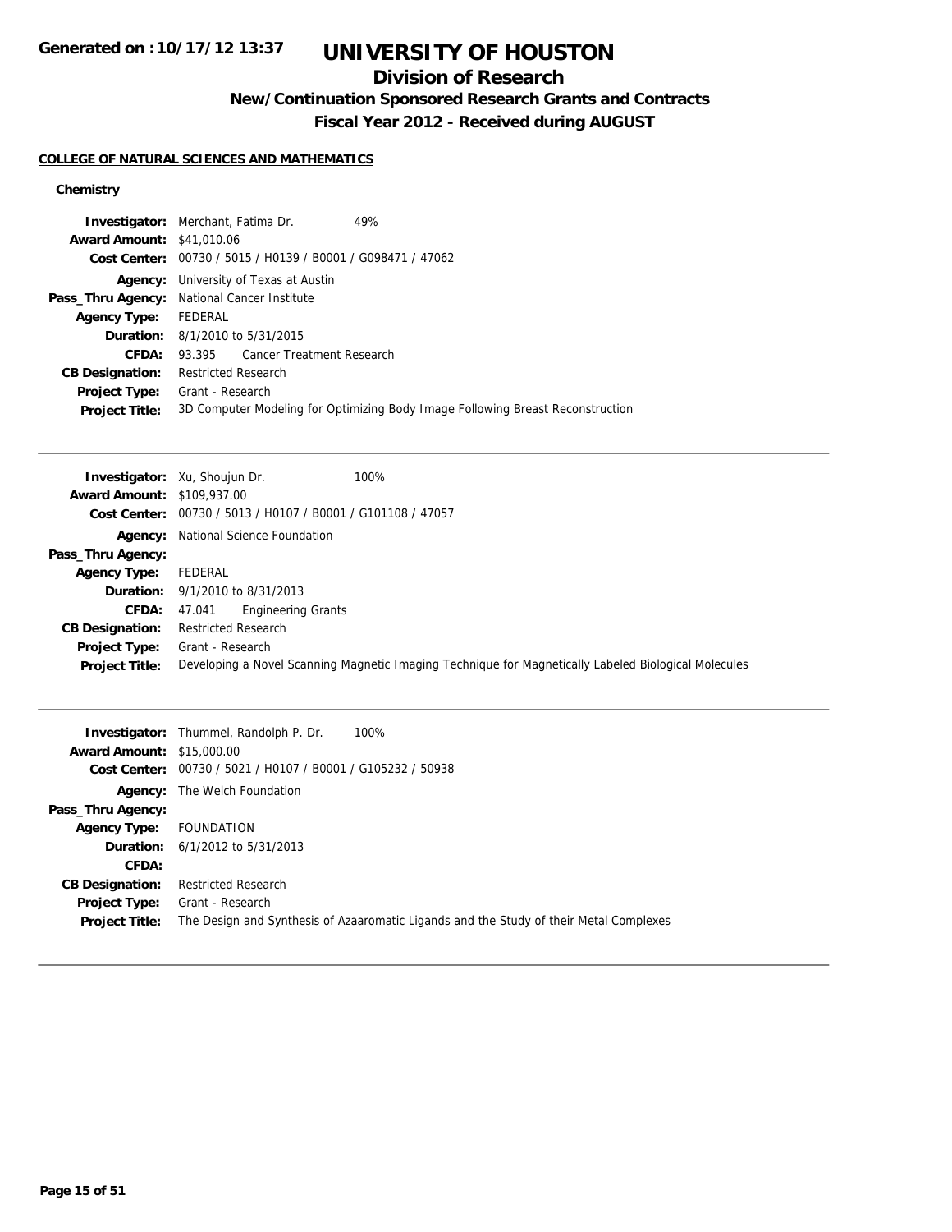# UNIVERSITY OF HOUSTON

## Division of Research

### New/Continuation Sponsored Research Grants and Contracts

### Fiscal Year 2012 - Received during AUGUST

Generated on :10/17/12 13:37

**COLLEGE OF NATURAL SCIENCES AND MATHEMATICS**

**Chemistry**

**Investigator:** Merchant, Fatima Dr. 49%
**Award Amount:** $41,010.06
**Cost Center:** 00730 / 5015 / H0139 / B0001 / G098471 / 47062
**Agency:** University of Texas at Austin
**Pass_Thru Agency:** National Cancer Institute
**Agency Type:** FEDERAL
**Duration:** 8/1/2010 to 5/31/2015
**CFDA:** 93.395 Cancer Treatment Research
**CB Designation:** Restricted Research
**Project Type:** Grant - Research
**Project Title:** 3D Computer Modeling for Optimizing Body Image Following Breast Reconstruction

---

**Investigator:** Xu, Shoujun Dr. 100%
**Award Amount:** $109,937.00
**Cost Center:** 00730 / 5013 / H0107 / B0001 / G101108 / 47057
**Agency:** National Science Foundation
**Pass_Thru Agency:**
**Agency Type:** FEDERAL
**Duration:** 9/1/2010 to 8/31/2013
**CFDA:** 47.041 Engineering Grants
**CB Designation:** Restricted Research
**Project Type:** Grant - Research
**Project Title:** Developing a Novel Scanning Magnetic Imaging Technique for Magnetically Labeled Biological Molecules

---

**Investigator:** Thummel, Randolph P. Dr. 100%
**Award Amount:** $15,000.00
**Cost Center:** 00730 / 5021 / H0107 / B0001 / G105232 / 50938
**Agency:** The Welch Foundation
**Pass_Thru Agency:**
**Agency Type:** FOUNDATION
**Duration:** 6/1/2012 to 5/31/2013
**CFDA:**
**CB Designation:** Restricted Research
**Project Type:** Grant - Research
**Project Title:** The Design and Synthesis of Azaaromatic Ligands and the Study of their Metal Complexes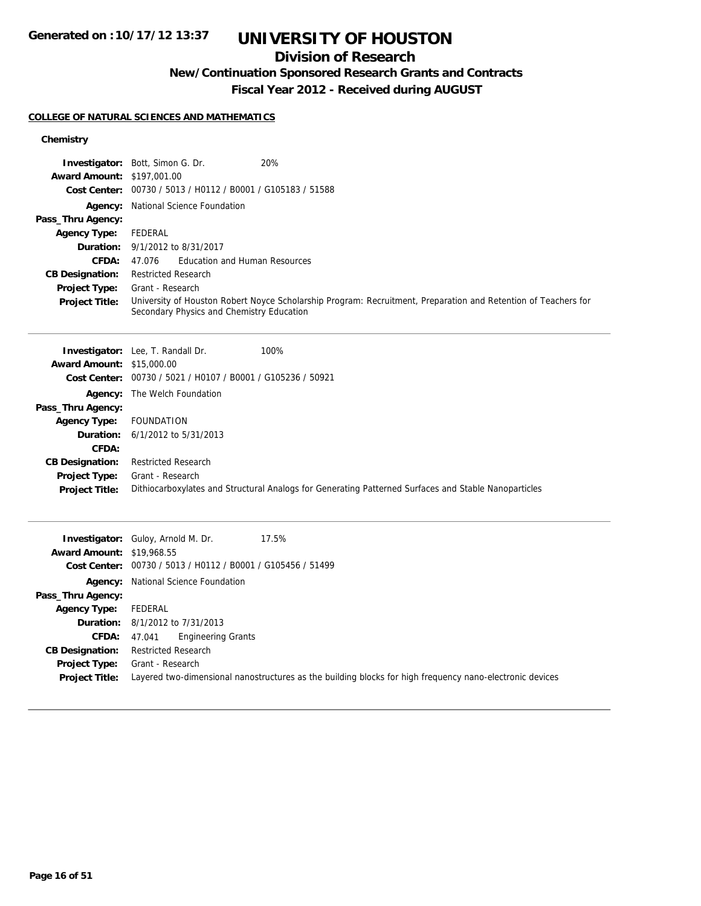**Generated on :10/17/12 13:37**

# UNIVERSITY OF HOUSTON

## Division of Research

### New/Continuation Sponsored Research Grants and Contracts

### Fiscal Year 2012 - Received during AUGUST

**COLLEGE OF NATURAL SCIENCES AND MATHEMATICS**

**Chemistry**

**Investigator:** Bott, Simon G. Dr. 20%
**Award Amount:** $197,001.00
**Cost Center:** 00730 / 5013 / H0112 / B0001 / G105183 / 51588
**Agency:** National Science Foundation
**Pass_Thru Agency:**
**Agency Type:** FEDERAL
**Duration:** 9/1/2012 to 8/31/2017
**CFDA:** 47.076 Education and Human Resources
**CB Designation:** Restricted Research
**Project Type:** Grant - Research
**Project Title:** University of Houston Robert Noyce Scholarship Program: Recruitment, Preparation and Retention of Teachers for Secondary Physics and Chemistry Education

---

**Investigator:** Lee, T. Randall Dr. 100%
**Award Amount:** $15,000.00
**Cost Center:** 00730 / 5021 / H0107 / B0001 / G105236 / 50921
**Agency:** The Welch Foundation
**Pass_Thru Agency:**
**Agency Type:** FOUNDATION
**Duration:** 6/1/2012 to 5/31/2013
**CFDA:**
**CB Designation:** Restricted Research
**Project Type:** Grant - Research
**Project Title:** Dithiocarboxylates and Structural Analogs for Generating Patterned Surfaces and Stable Nanoparticles

---

**Investigator:** Guloy, Arnold M. Dr. 17.5%
**Award Amount:** $19,968.55
**Cost Center:** 00730 / 5013 / H0112 / B0001 / G105456 / 51499
**Agency:** National Science Foundation
**Pass_Thru Agency:**
**Agency Type:** FEDERAL
**Duration:** 8/1/2012 to 7/31/2013
**CFDA:** 47.041 Engineering Grants
**CB Designation:** Restricted Research
**Project Type:** Grant - Research
**Project Title:** Layered two-dimensional nanostructures as the building blocks for high frequency nano-electronic devices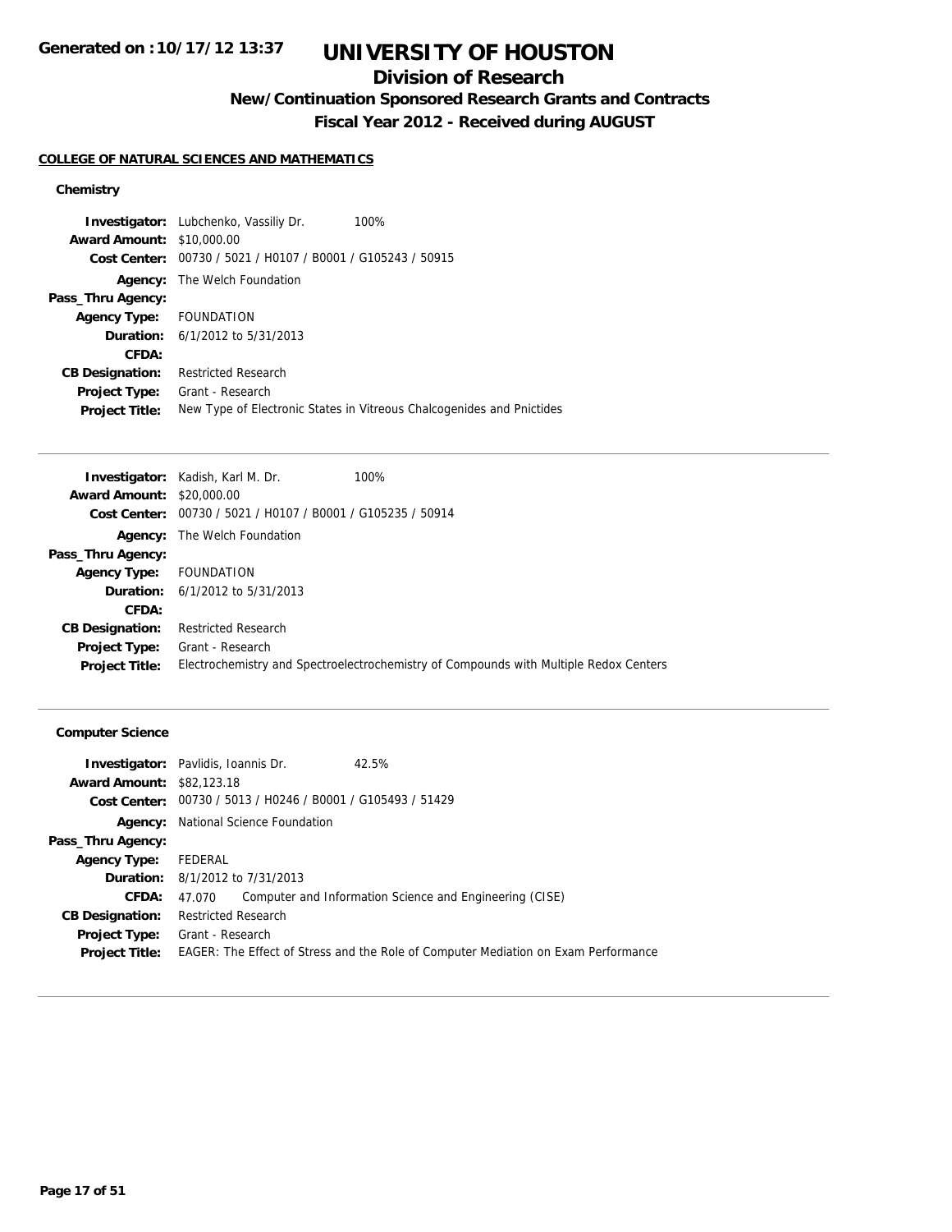Generated on :10/17/12 13:37

# UNIVERSITY OF HOUSTON

## Division of Research

### New/Continuation Sponsored Research Grants and Contracts

### Fiscal Year 2012 - Received during AUGUST

**COLLEGE OF NATURAL SCIENCES AND MATHEMATICS**

**Chemistry**

**Investigator:** Lubchenko, Vassiliy Dr. 100%
**Award Amount:** $10,000.00
**Cost Center:** 00730 / 5021 / H0107 / B0001 / G105243 / 50915
**Agency:** The Welch Foundation
**Pass_Thru Agency:**
**Agency Type:** FOUNDATION
**Duration:** 6/1/2012 to 5/31/2013
**CFDA:**
**CB Designation:** Restricted Research
**Project Type:** Grant - Research
**Project Title:** New Type of Electronic States in Vitreous Chalcogenides and Pnictides

---

**Investigator:** Kadish, Karl M. Dr. 100%
**Award Amount:** $20,000.00
**Cost Center:** 00730 / 5021 / H0107 / B0001 / G105235 / 50914
**Agency:** The Welch Foundation
**Pass_Thru Agency:**
**Agency Type:** FOUNDATION
**Duration:** 6/1/2012 to 5/31/2013
**CFDA:**
**CB Designation:** Restricted Research
**Project Type:** Grant - Research
**Project Title:** Electrochemistry and Spectroelectrochemistry of Compounds with Multiple Redox Centers

---

**Computer Science**

**Investigator:** Pavlidis, Ioannis Dr. 42.5%
**Award Amount:** $82,123.18
**Cost Center:** 00730 / 5013 / H0246 / B0001 / G105493 / 51429
**Agency:** National Science Foundation
**Pass_Thru Agency:**
**Agency Type:** FEDERAL
**Duration:** 8/1/2012 to 7/31/2013
**CFDA:** 47.070 Computer and Information Science and Engineering (CISE)
**CB Designation:** Restricted Research
**Project Type:** Grant - Research
**Project Title:** EAGER: The Effect of Stress and the Role of Computer Mediation on Exam Performance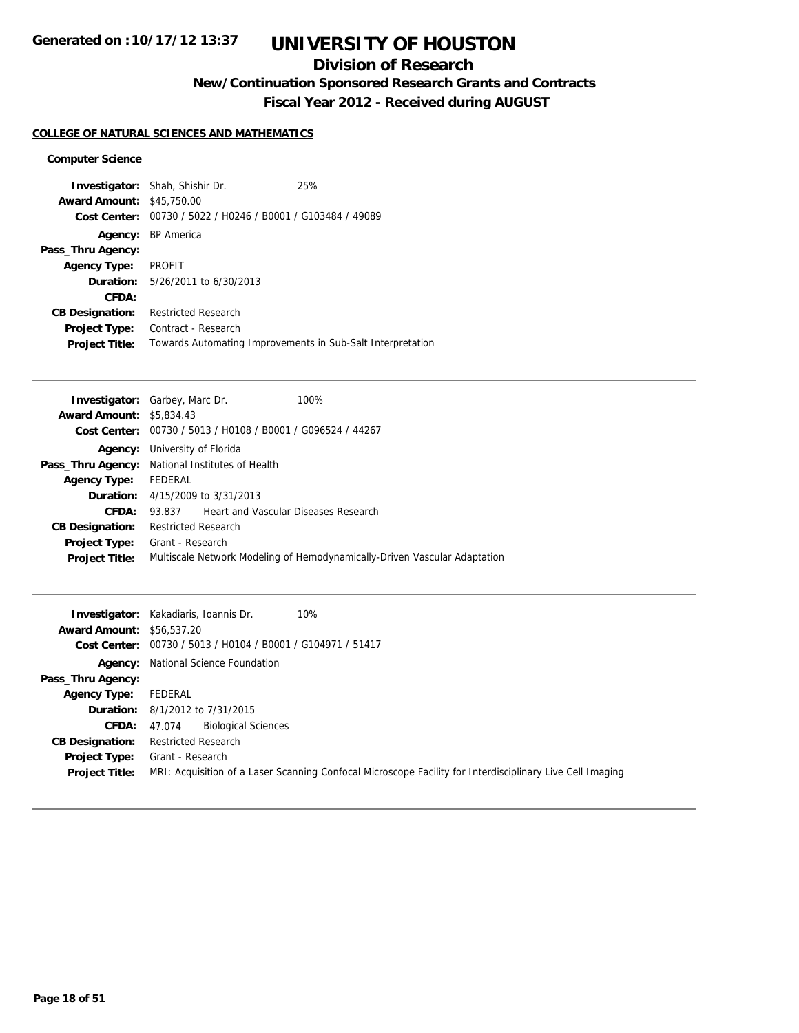# UNIVERSITY OF HOUSTON

## Division of Research

### New/Continuation Sponsored Research Grants and Contracts

### Fiscal Year 2012 - Received during AUGUST

**COLLEGE OF NATURAL SCIENCES AND MATHEMATICS**

**Computer Science**

**Investigator:** Shah, Shishir Dr. 25%
**Award Amount:** $45,750.00
**Cost Center:** 00730 / 5022 / H0246 / B0001 / G103484 / 49089
**Agency:** BP America
**Pass_Thru Agency:**
**Agency Type:** PROFIT
**Duration:** 5/26/2011 to 6/30/2013
**CFDA:**
**CB Designation:** Restricted Research
**Project Type:** Contract - Research
**Project Title:** Towards Automating Improvements in Sub-Salt Interpretation

---

**Investigator:** Garbey, Marc Dr. 100%
**Award Amount:** $5,834.43
**Cost Center:** 00730 / 5013 / H0108 / B0001 / G096524 / 44267
**Agency:** University of Florida
**Pass_Thru Agency:** National Institutes of Health
**Agency Type:** FEDERAL
**Duration:** 4/15/2009 to 3/31/2013
**CFDA:** 93.837 Heart and Vascular Diseases Research
**CB Designation:** Restricted Research
**Project Type:** Grant - Research
**Project Title:** Multiscale Network Modeling of Hemodynamically-Driven Vascular Adaptation

---

**Investigator:** Kakadiaris, Ioannis Dr. 10%
**Award Amount:** $56,537.20
**Cost Center:** 00730 / 5013 / H0104 / B0001 / G104971 / 51417
**Agency:** National Science Foundation
**Pass_Thru Agency:**
**Agency Type:** FEDERAL
**Duration:** 8/1/2012 to 7/31/2015
**CFDA:** 47.074 Biological Sciences
**CB Designation:** Restricted Research
**Project Type:** Grant - Research
**Project Title:** MRI: Acquisition of a Laser Scanning Confocal Microscope Facility for Interdisciplinary Live Cell Imaging

---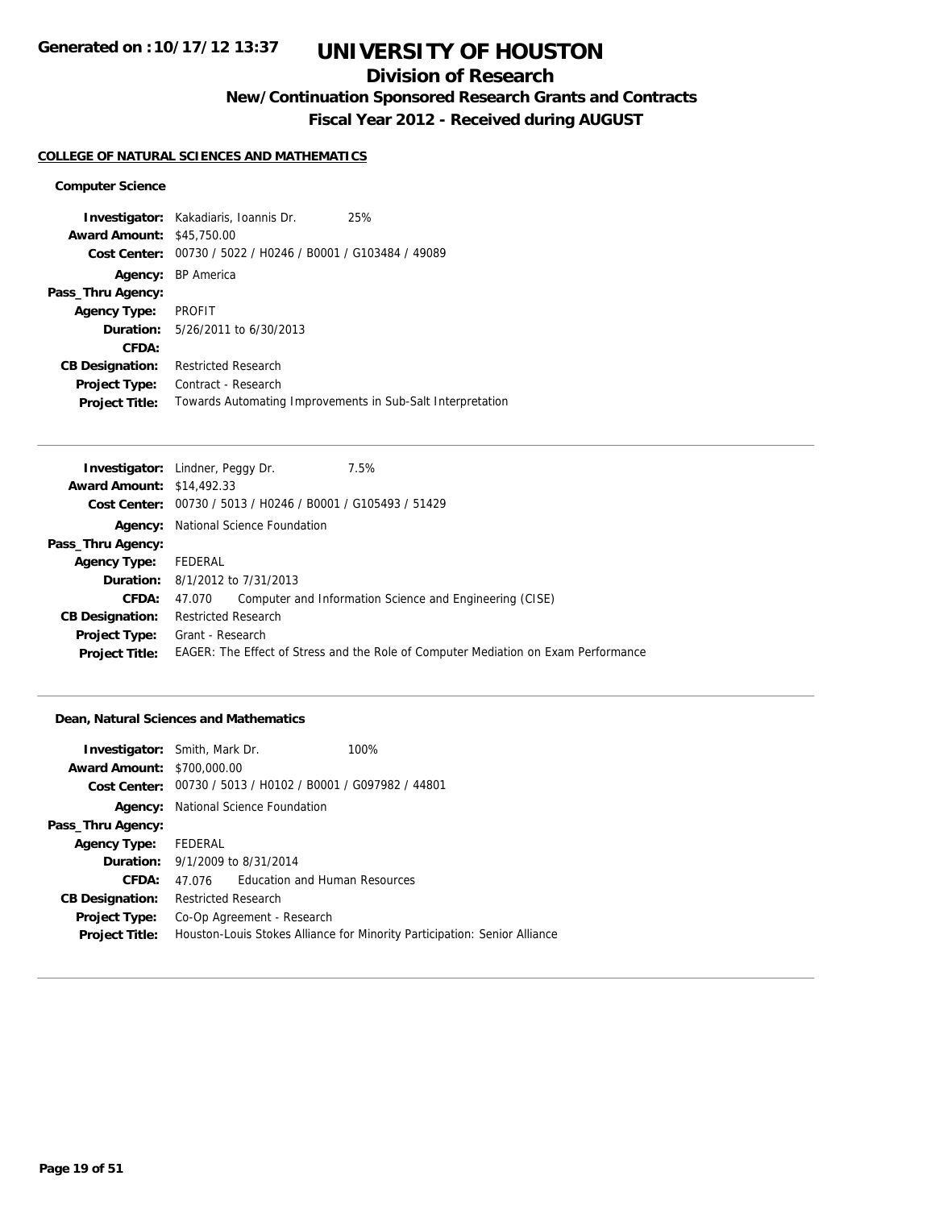# UNIVERSITY OF HOUSTON

## Division of Research

### New/Continuation Sponsored Research Grants and Contracts

### Fiscal Year 2012 - Received during AUGUST

**Generated on :10/17/12 13:37**

#### COLLEGE OF NATURAL SCIENCES AND MATHEMATICS

##### Computer Science

**Investigator:** Kakadiaris, Ioannis Dr. 25%
**Award Amount:** $45,750.00
**Cost Center:** 00730 / 5022 / H0246 / B0001 / G103484 / 49089
**Agency:** BP America
**Pass_Thru Agency:**
**Agency Type:** PROFIT
**Duration:** 5/26/2011 to 6/30/2013
**CFDA:**
**CB Designation:** Restricted Research
**Project Type:** Contract - Research
**Project Title:** Towards Automating Improvements in Sub-Salt Interpretation

---

**Investigator:** Lindner, Peggy Dr. 7.5%
**Award Amount:** $14,492.33
**Cost Center:** 00730 / 5013 / H0246 / B0001 / G105493 / 51429
**Agency:** National Science Foundation
**Pass_Thru Agency:**
**Agency Type:** FEDERAL
**Duration:** 8/1/2012 to 7/31/2013
**CFDA:** 47.070 Computer and Information Science and Engineering (CISE)
**CB Designation:** Restricted Research
**Project Type:** Grant - Research
**Project Title:** EAGER: The Effect of Stress and the Role of Computer Mediation on Exam Performance

---

##### Dean, Natural Sciences and Mathematics

**Investigator:** Smith, Mark Dr. 100%
**Award Amount:** $700,000.00
**Cost Center:** 00730 / 5013 / H0102 / B0001 / G097982 / 44801
**Agency:** National Science Foundation
**Pass_Thru Agency:**
**Agency Type:** FEDERAL
**Duration:** 9/1/2009 to 8/31/2014
**CFDA:** 47.076 Education and Human Resources
**CB Designation:** Restricted Research
**Project Type:** Co-Op Agreement - Research
**Project Title:** Houston-Louis Stokes Alliance for Minority Participation: Senior Alliance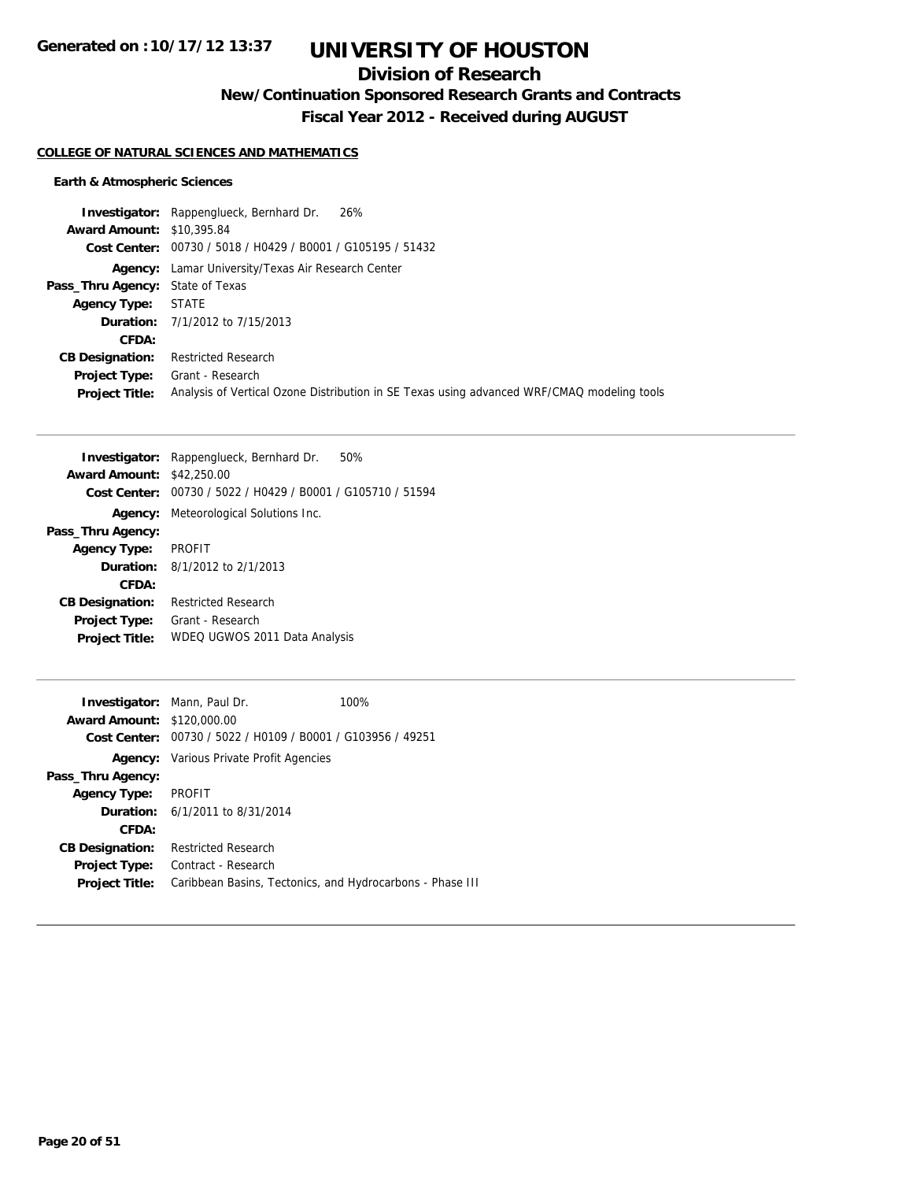**Generated on :10/17/12 13:37**

# UNIVERSITY OF HOUSTON

## Division of Research

### New/Continuation Sponsored Research Grants and Contracts

### Fiscal Year 2012 - Received during AUGUST

**COLLEGE OF NATURAL SCIENCES AND MATHEMATICS**

**Earth & Atmospheric Sciences**

**Investigator:** Rappenglueck, Bernhard Dr. 26%
**Award Amount:** $10,395.84
**Cost Center:** 00730 / 5018 / H0429 / B0001 / G105195 / 51432
**Agency:** Lamar University/Texas Air Research Center
**Pass_Thru Agency:** State of Texas
**Agency Type:** STATE
**Duration:** 7/1/2012 to 7/15/2013
**CFDA:**
**CB Designation:** Restricted Research
**Project Type:** Grant - Research
**Project Title:** Analysis of Vertical Ozone Distribution in SE Texas using advanced WRF/CMAQ modeling tools

---

**Investigator:** Rappenglueck, Bernhard Dr. 50%
**Award Amount:** $42,250.00
**Cost Center:** 00730 / 5022 / H0429 / B0001 / G105710 / 51594
**Agency:** Meteorological Solutions Inc.
**Pass_Thru Agency:**
**Agency Type:** PROFIT
**Duration:** 8/1/2012 to 2/1/2013
**CFDA:**
**CB Designation:** Restricted Research
**Project Type:** Grant - Research
**Project Title:** WDEQ UGWOS 2011 Data Analysis

---

**Investigator:** Mann, Paul Dr. 100%
**Award Amount:** $120,000.00
**Cost Center:** 00730 / 5022 / H0109 / B0001 / G103956 / 49251
**Agency:** Various Private Profit Agencies
**Pass_Thru Agency:**
**Agency Type:** PROFIT
**Duration:** 6/1/2011 to 8/31/2014
**CFDA:**
**CB Designation:** Restricted Research
**Project Type:** Contract - Research
**Project Title:** Caribbean Basins, Tectonics, and Hydrocarbons - Phase III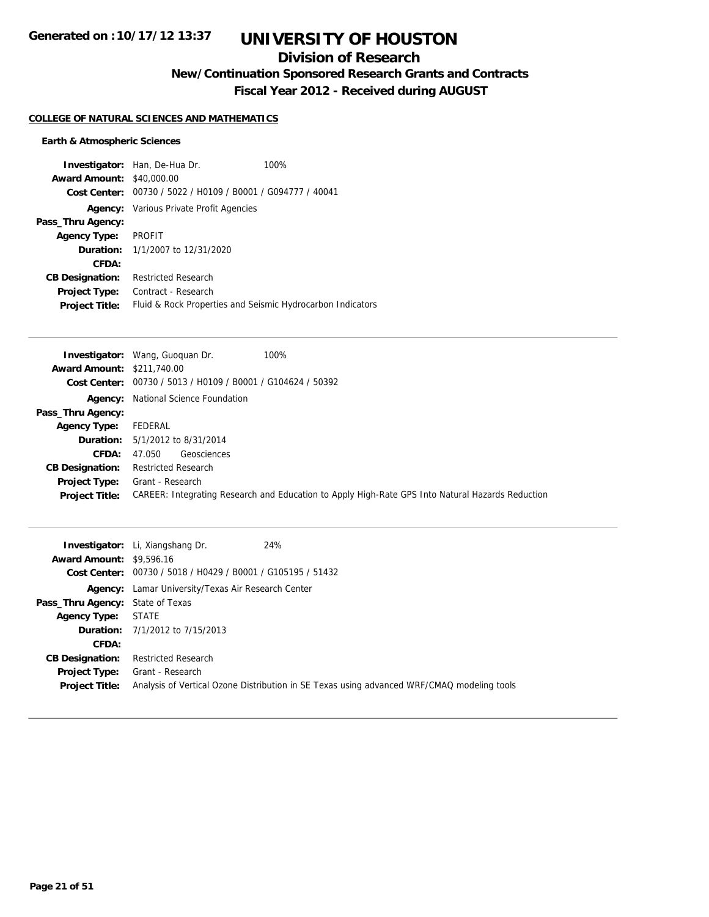Generated on :10/17/12 13:37

# UNIVERSITY OF HOUSTON

## Division of Research

### New/Continuation Sponsored Research Grants and Contracts

### Fiscal Year 2012 - Received during AUGUST

**COLLEGE OF NATURAL SCIENCES AND MATHEMATICS**

**Earth & Atmospheric Sciences**

**Investigator:** Han, De-Hua Dr. 100%
**Award Amount:** $40,000.00
**Cost Center:** 00730 / 5022 / H0109 / B0001 / G094777 / 40041
**Agency:** Various Private Profit Agencies
**Pass_Thru Agency:**
**Agency Type:** PROFIT
**Duration:** 1/1/2007 to 12/31/2020
**CFDA:**
**CB Designation:** Restricted Research
**Project Type:** Contract - Research
**Project Title:** Fluid & Rock Properties and Seismic Hydrocarbon Indicators

---

**Investigator:** Wang, Guoquan Dr. 100%
**Award Amount:** $211,740.00
**Cost Center:** 00730 / 5013 / H0109 / B0001 / G104624 / 50392
**Agency:** National Science Foundation
**Pass_Thru Agency:**
**Agency Type:** FEDERAL
**Duration:** 5/1/2012 to 8/31/2014
**CFDA:** 47.050 Geosciences
**CB Designation:** Restricted Research
**Project Type:** Grant - Research
**Project Title:** CAREER: Integrating Research and Education to Apply High-Rate GPS Into Natural Hazards Reduction

---

**Investigator:** Li, Xiangshang Dr. 24%
**Award Amount:** $9,596.16
**Cost Center:** 00730 / 5018 / H0429 / B0001 / G105195 / 51432
**Agency:** Lamar University/Texas Air Research Center
**Pass_Thru Agency:** State of Texas
**Agency Type:** STATE
**Duration:** 7/1/2012 to 7/15/2013
**CFDA:**
**CB Designation:** Restricted Research
**Project Type:** Grant - Research
**Project Title:** Analysis of Vertical Ozone Distribution in SE Texas using advanced WRF/CMAQ modeling tools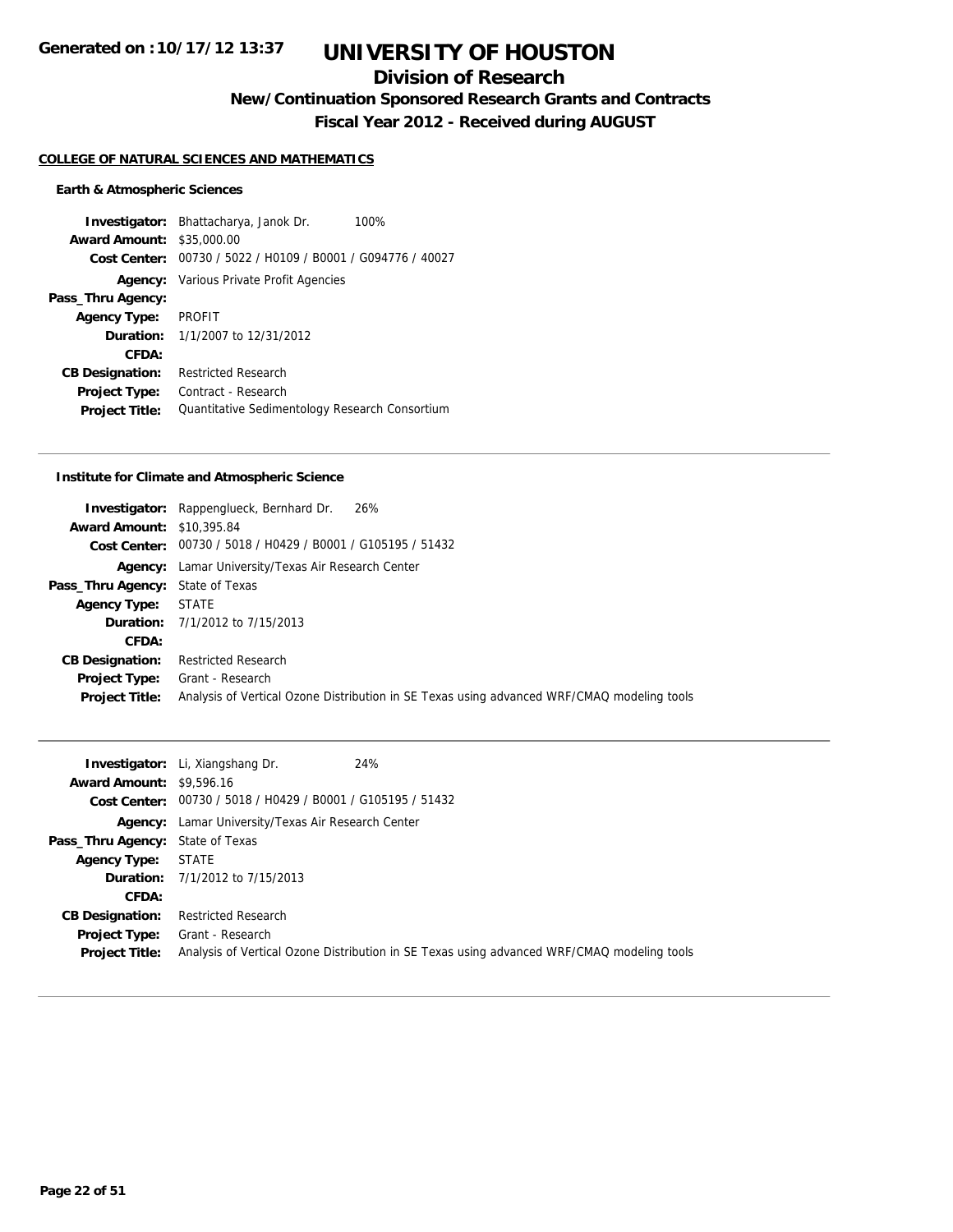# UNIVERSITY OF HOUSTON

## Division of Research

### New/Continuation Sponsored Research Grants and Contracts

### Fiscal Year 2012 - Received during AUGUST

Generated on :10/17/12 13:37

**COLLEGE OF NATURAL SCIENCES AND MATHEMATICS**

**Earth & Atmospheric Sciences**

**Investigator:** Bhattacharya, Janok Dr. 100%
**Award Amount:** $35,000.00
**Cost Center:** 00730 / 5022 / H0109 / B0001 / G094776 / 40027
**Agency:** Various Private Profit Agencies
**Pass_Thru Agency:**
**Agency Type:** PROFIT
**Duration:** 1/1/2007 to 12/31/2012
**CFDA:**
**CB Designation:** Restricted Research
**Project Type:** Contract - Research
**Project Title:** Quantitative Sedimentology Research Consortium

---

**Institute for Climate and Atmospheric Science**

**Investigator:** Rappenglueck, Bernhard Dr. 26%
**Award Amount:** $10,395.84
**Cost Center:** 00730 / 5018 / H0429 / B0001 / G105195 / 51432
**Agency:** Lamar University/Texas Air Research Center
**Pass_Thru Agency:** State of Texas
**Agency Type:** STATE
**Duration:** 7/1/2012 to 7/15/2013
**CFDA:**
**CB Designation:** Restricted Research
**Project Type:** Grant - Research
**Project Title:** Analysis of Vertical Ozone Distribution in SE Texas using advanced WRF/CMAQ modeling tools

---

**Investigator:** Li, Xiangshang Dr. 24%
**Award Amount:** $9,596.16
**Cost Center:** 00730 / 5018 / H0429 / B0001 / G105195 / 51432
**Agency:** Lamar University/Texas Air Research Center
**Pass_Thru Agency:** State of Texas
**Agency Type:** STATE
**Duration:** 7/1/2012 to 7/15/2013
**CFDA:**
**CB Designation:** Restricted Research
**Project Type:** Grant - Research
**Project Title:** Analysis of Vertical Ozone Distribution in SE Texas using advanced WRF/CMAQ modeling tools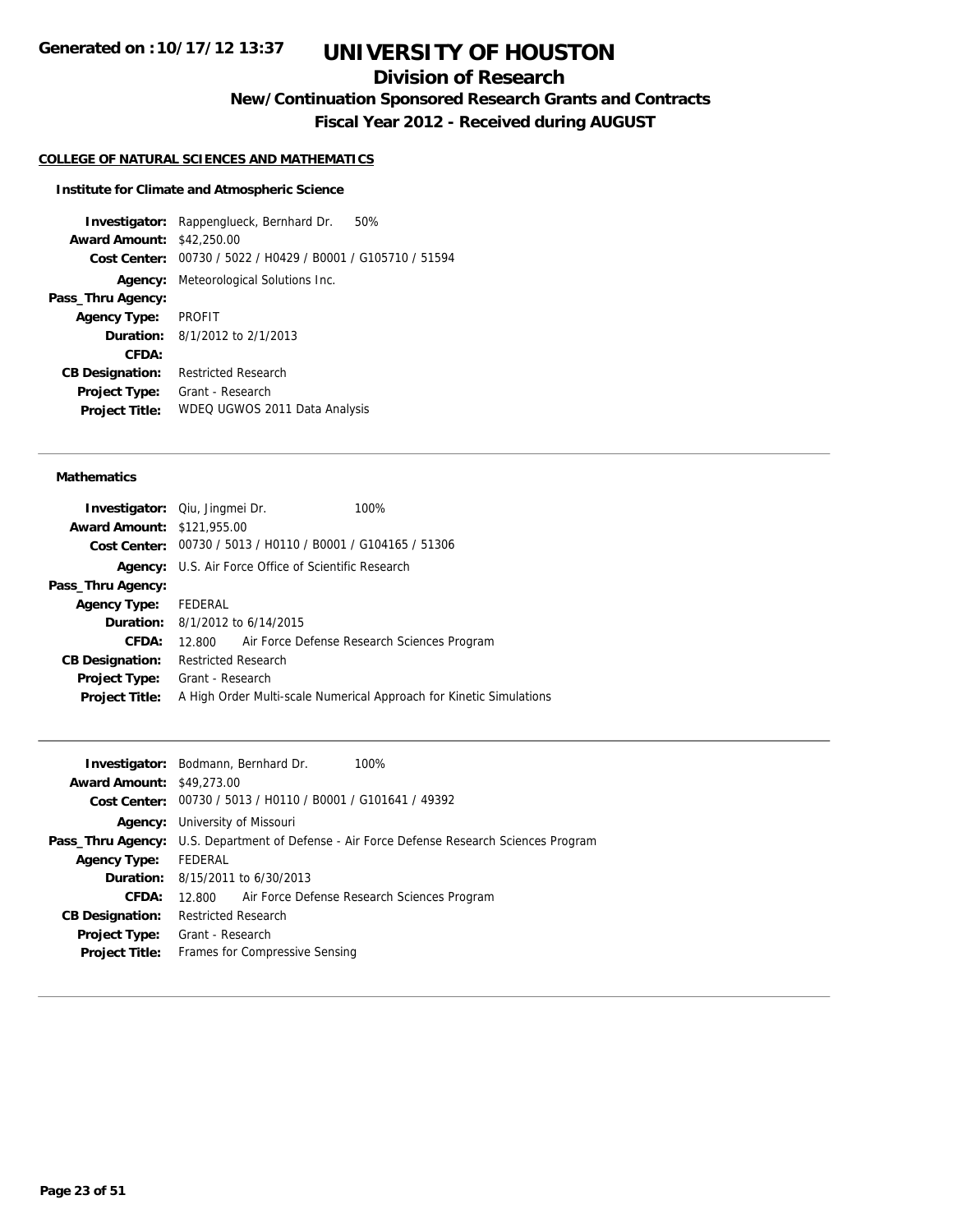# UNIVERSITY OF HOUSTON

## Division of Research

### New/Continuation Sponsored Research Grants and Contracts

### Fiscal Year 2012 - Received during AUGUST

Generated on :10/17/12 13:37

**COLLEGE OF NATURAL SCIENCES AND MATHEMATICS**

**Institute for Climate and Atmospheric Science**

| | |
|---|---|
| **Investigator:** | Rappenglueck, Bernhard Dr. 50% |
| **Award Amount:** | $42,250.00 |
| **Cost Center:** | 00730 / 5022 / H0429 / B0001 / G105710 / 51594 |
| **Agency:** | Meteorological Solutions Inc. |
| **Pass_Thru Agency:** | |
| **Agency Type:** | PROFIT |
| **Duration:** | 8/1/2012 to 2/1/2013 |
| **CFDA:** | |
| **CB Designation:** | Restricted Research |
| **Project Type:** | Grant - Research |
| **Project Title:** | WDEQ UGWOS 2011 Data Analysis |

---

**Mathematics**

| | |
|---|---|
| **Investigator:** | Qiu, Jingmei Dr. 100% |
| **Award Amount:** | $121,955.00 |
| **Cost Center:** | 00730 / 5013 / H0110 / B0001 / G104165 / 51306 |
| **Agency:** | U.S. Air Force Office of Scientific Research |
| **Pass_Thru Agency:** | |
| **Agency Type:** | FEDERAL |
| **Duration:** | 8/1/2012 to 6/14/2015 |
| **CFDA:** | 12.800 Air Force Defense Research Sciences Program |
| **CB Designation:** | Restricted Research |
| **Project Type:** | Grant - Research |
| **Project Title:** | A High Order Multi-scale Numerical Approach for Kinetic Simulations |

---

| | |
|---|---|
| **Investigator:** | Bodmann, Bernhard Dr. 100% |
| **Award Amount:** | $49,273.00 |
| **Cost Center:** | 00730 / 5013 / H0110 / B0001 / G101641 / 49392 |
| **Agency:** | University of Missouri |
| **Pass_Thru Agency:** | U.S. Department of Defense - Air Force Defense Research Sciences Program |
| **Agency Type:** | FEDERAL |
| **Duration:** | 8/15/2011 to 6/30/2013 |
| **CFDA:** | 12.800 Air Force Defense Research Sciences Program |
| **CB Designation:** | Restricted Research |
| **Project Type:** | Grant - Research |
| **Project Title:** | Frames for Compressive Sensing |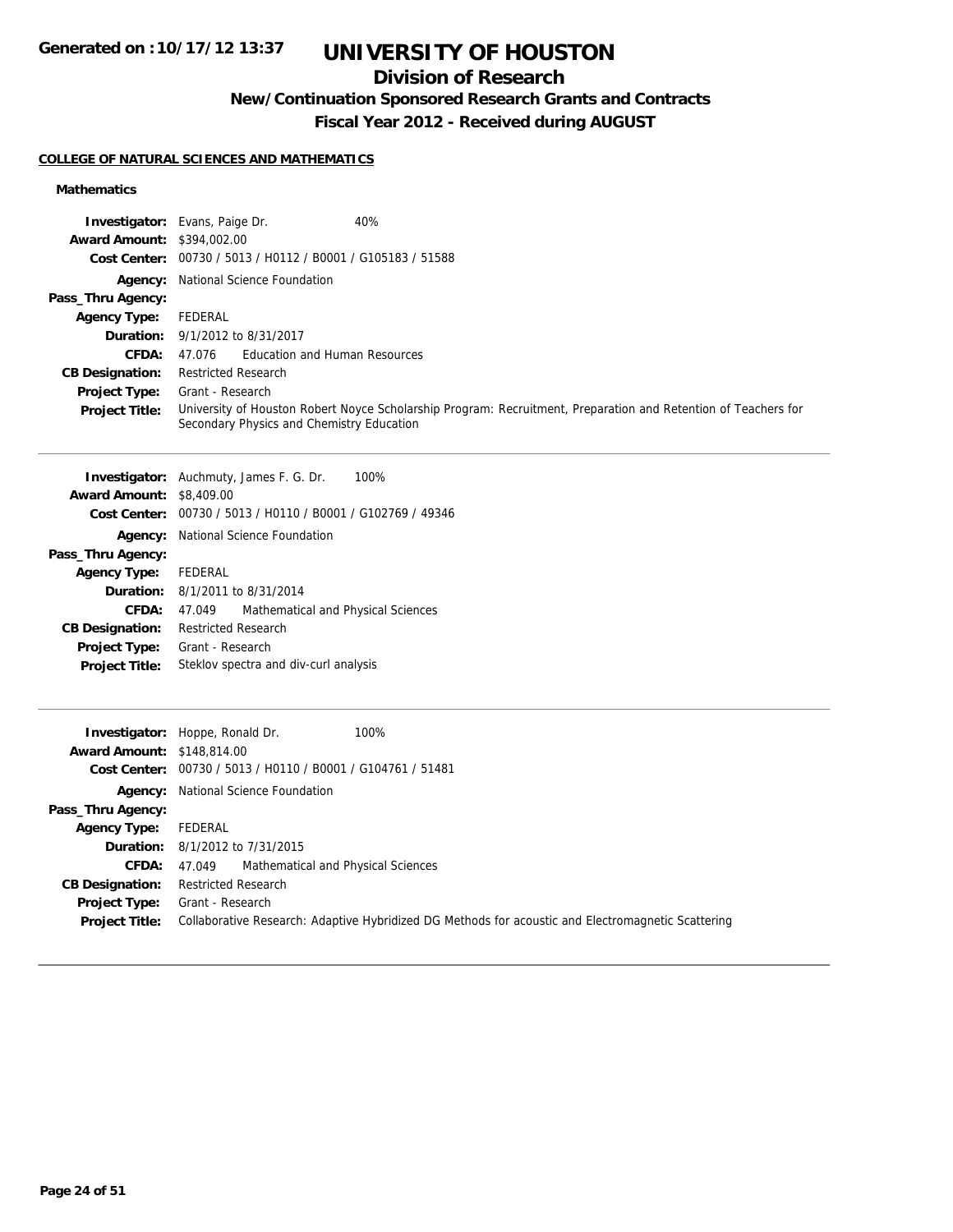# UNIVERSITY OF HOUSTON

## Division of Research

### New/Continuation Sponsored Research Grants and Contracts

### Fiscal Year 2012 - Received during AUGUST

Generated on :10/17/12 13:37

**COLLEGE OF NATURAL SCIENCES AND MATHEMATICS**

**Mathematics**

**Investigator:** Evans, Paige Dr. 40%
**Award Amount:** $394,002.00
**Cost Center:** 00730 / 5013 / H0112 / B0001 / G105183 / 51588
**Agency:** National Science Foundation
**Pass_Thru Agency:**
**Agency Type:** FEDERAL
**Duration:** 9/1/2012 to 8/31/2017
**CFDA:** 47.076 Education and Human Resources
**CB Designation:** Restricted Research
**Project Type:** Grant - Research
**Project Title:** University of Houston Robert Noyce Scholarship Program: Recruitment, Preparation and Retention of Teachers for Secondary Physics and Chemistry Education

---

**Investigator:** Auchmuty, James F. G. Dr. 100%
**Award Amount:** $8,409.00
**Cost Center:** 00730 / 5013 / H0110 / B0001 / G102769 / 49346
**Agency:** National Science Foundation
**Pass_Thru Agency:**
**Agency Type:** FEDERAL
**Duration:** 8/1/2011 to 8/31/2014
**CFDA:** 47.049 Mathematical and Physical Sciences
**CB Designation:** Restricted Research
**Project Type:** Grant - Research
**Project Title:** Steklov spectra and div-curl analysis

---

**Investigator:** Hoppe, Ronald Dr. 100%
**Award Amount:** $148,814.00
**Cost Center:** 00730 / 5013 / H0110 / B0001 / G104761 / 51481
**Agency:** National Science Foundation
**Pass_Thru Agency:**
**Agency Type:** FEDERAL
**Duration:** 8/1/2012 to 7/31/2015
**CFDA:** 47.049 Mathematical and Physical Sciences
**CB Designation:** Restricted Research
**Project Type:** Grant - Research
**Project Title:** Collaborative Research: Adaptive Hybridized DG Methods for acoustic and Electromagnetic Scattering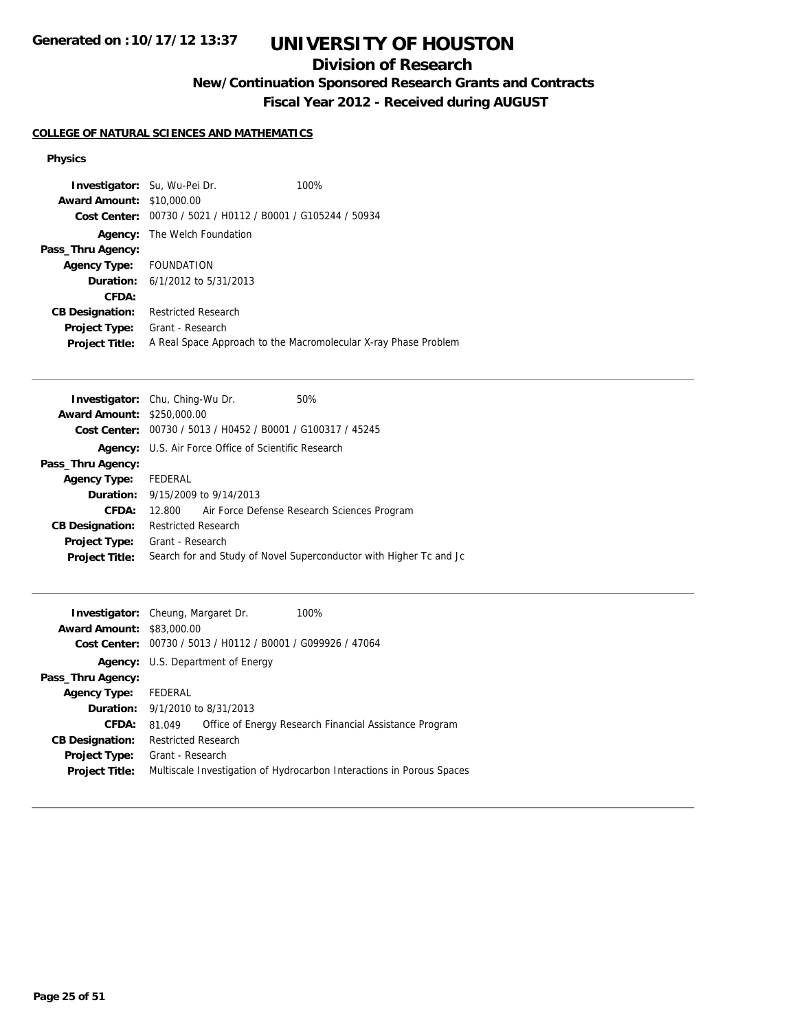**Generated on :10/17/12 13:37**

# UNIVERSITY OF HOUSTON

## Division of Research

### New/Continuation Sponsored Research Grants and Contracts

### Fiscal Year 2012 - Received during AUGUST

**COLLEGE OF NATURAL SCIENCES AND MATHEMATICS**

**Physics**

**Investigator:** Su, Wu-Pei Dr. 100%
**Award Amount:** \$10,000.00
**Cost Center:** 00730 / 5021 / H0112 / B0001 / G105244 / 50934
**Agency:** The Welch Foundation
**Pass_Thru Agency:**
**Agency Type:** FOUNDATION
**Duration:** 6/1/2012 to 5/31/2013
**CFDA:**
**CB Designation:** Restricted Research
**Project Type:** Grant - Research
**Project Title:** A Real Space Approach to the Macromolecular X-ray Phase Problem

---

**Investigator:** Chu, Ching-Wu Dr. 50%
**Award Amount:** \$250,000.00
**Cost Center:** 00730 / 5013 / H0452 / B0001 / G100317 / 45245
**Agency:** U.S. Air Force Office of Scientific Research
**Pass_Thru Agency:**
**Agency Type:** FEDERAL
**Duration:** 9/15/2009 to 9/14/2013
**CFDA:** 12.800 Air Force Defense Research Sciences Program
**CB Designation:** Restricted Research
**Project Type:** Grant - Research
**Project Title:** Search for and Study of Novel Superconductor with Higher Tc and Jc

---

**Investigator:** Cheung, Margaret Dr. 100%
**Award Amount:** \$83,000.00
**Cost Center:** 00730 / 5013 / H0112 / B0001 / G099926 / 47064
**Agency:** U.S. Department of Energy
**Pass_Thru Agency:**
**Agency Type:** FEDERAL
**Duration:** 9/1/2010 to 8/31/2013
**CFDA:** 81.049 Office of Energy Research Financial Assistance Program
**CB Designation:** Restricted Research
**Project Type:** Grant - Research
**Project Title:** Multiscale Investigation of Hydrocarbon Interactions in Porous Spaces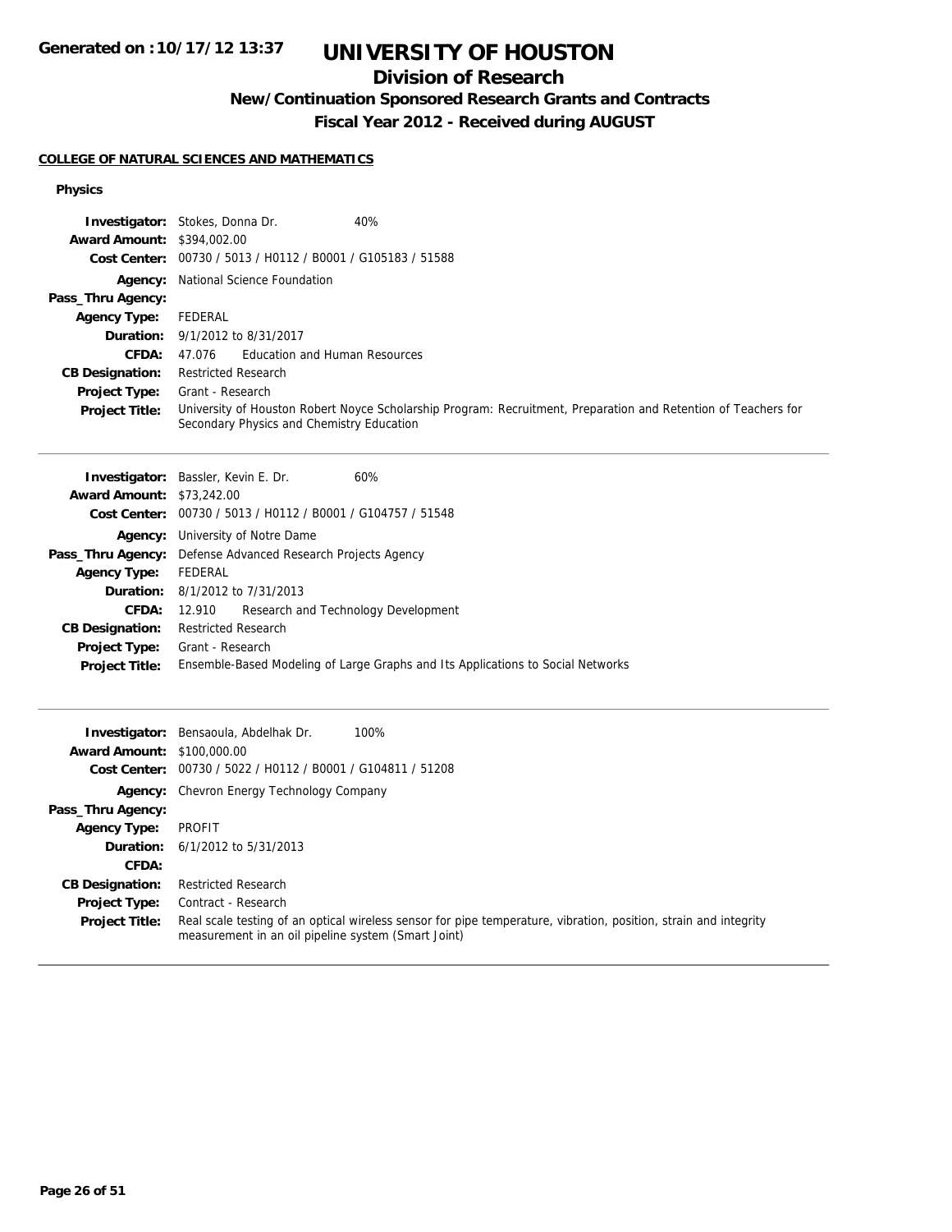# UNIVERSITY OF HOUSTON

## Division of Research

### New/Continuation Sponsored Research Grants and Contracts

### Fiscal Year 2012 - Received during AUGUST

**COLLEGE OF NATURAL SCIENCES AND MATHEMATICS**

**Physics**

**Investigator:** Stokes, Donna Dr. 40%
**Award Amount:** $394,002.00
**Cost Center:** 00730 / 5013 / H0112 / B0001 / G105183 / 51588
**Agency:** National Science Foundation
**Pass_Thru Agency:**
**Agency Type:** FEDERAL
**Duration:** 9/1/2012 to 8/31/2017
**CFDA:** 47.076 Education and Human Resources
**CB Designation:** Restricted Research
**Project Type:** Grant - Research
**Project Title:** University of Houston Robert Noyce Scholarship Program: Recruitment, Preparation and Retention of Teachers for Secondary Physics and Chemistry Education

---

**Investigator:** Bassler, Kevin E. Dr. 60%
**Award Amount:** $73,242.00
**Cost Center:** 00730 / 5013 / H0112 / B0001 / G104757 / 51548
**Agency:** University of Notre Dame
**Pass_Thru Agency:** Defense Advanced Research Projects Agency
**Agency Type:** FEDERAL
**Duration:** 8/1/2012 to 7/31/2013
**CFDA:** 12.910 Research and Technology Development
**CB Designation:** Restricted Research
**Project Type:** Grant - Research
**Project Title:** Ensemble-Based Modeling of Large Graphs and Its Applications to Social Networks

---

**Investigator:** Bensaoula, Abdelhak Dr. 100%
**Award Amount:** $100,000.00
**Cost Center:** 00730 / 5022 / H0112 / B0001 / G104811 / 51208
**Agency:** Chevron Energy Technology Company
**Pass_Thru Agency:**
**Agency Type:** PROFIT
**Duration:** 6/1/2012 to 5/31/2013
**CFDA:**
**CB Designation:** Restricted Research
**Project Type:** Contract - Research
**Project Title:** Real scale testing of an optical wireless sensor for pipe temperature, vibration, position, strain and integrity measurement in an oil pipeline system (Smart Joint)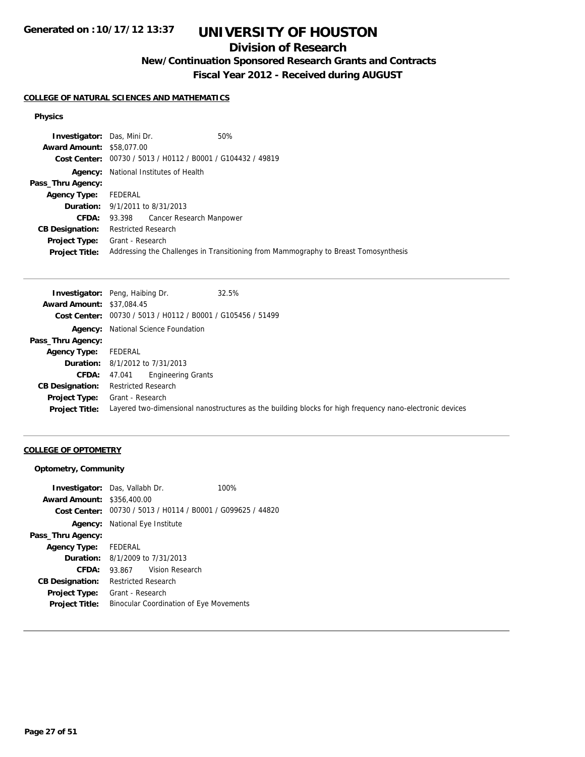**Generated on :10/17/12 13:37**

# UNIVERSITY OF HOUSTON

## Division of Research

### New/Continuation Sponsored Research Grants and Contracts

### Fiscal Year 2012 - Received during AUGUST

#### COLLEGE OF NATURAL SCIENCES AND MATHEMATICS

**Physics**

**Investigator:** Das, Mini Dr. 50%
**Award Amount:** $58,077.00
**Cost Center:** 00730 / 5013 / H0112 / B0001 / G104432 / 49819
**Agency:** National Institutes of Health
**Pass_Thru Agency:**
**Agency Type:** FEDERAL
**Duration:** 9/1/2011 to 8/31/2013
**CFDA:** 93.398 Cancer Research Manpower
**CB Designation:** Restricted Research
**Project Type:** Grant - Research
**Project Title:** Addressing the Challenges in Transitioning from Mammography to Breast Tomosynthesis

---

**Investigator:** Peng, Haibing Dr. 32.5%
**Award Amount:** $37,084.45
**Cost Center:** 00730 / 5013 / H0112 / B0001 / G105456 / 51499
**Agency:** National Science Foundation
**Pass_Thru Agency:**
**Agency Type:** FEDERAL
**Duration:** 8/1/2012 to 7/31/2013
**CFDA:** 47.041 Engineering Grants
**CB Designation:** Restricted Research
**Project Type:** Grant - Research
**Project Title:** Layered two-dimensional nanostructures as the building blocks for high frequency nano-electronic devices

---

#### COLLEGE OF OPTOMETRY

**Optometry, Community**

**Investigator:** Das, Vallabh Dr. 100%
**Award Amount:** $356,400.00
**Cost Center:** 00730 / 5013 / H0114 / B0001 / G099625 / 44820
**Agency:** National Eye Institute
**Pass_Thru Agency:**
**Agency Type:** FEDERAL
**Duration:** 8/1/2009 to 7/31/2013
**CFDA:** 93.867 Vision Research
**CB Designation:** Restricted Research
**Project Type:** Grant - Research
**Project Title:** Binocular Coordination of Eye Movements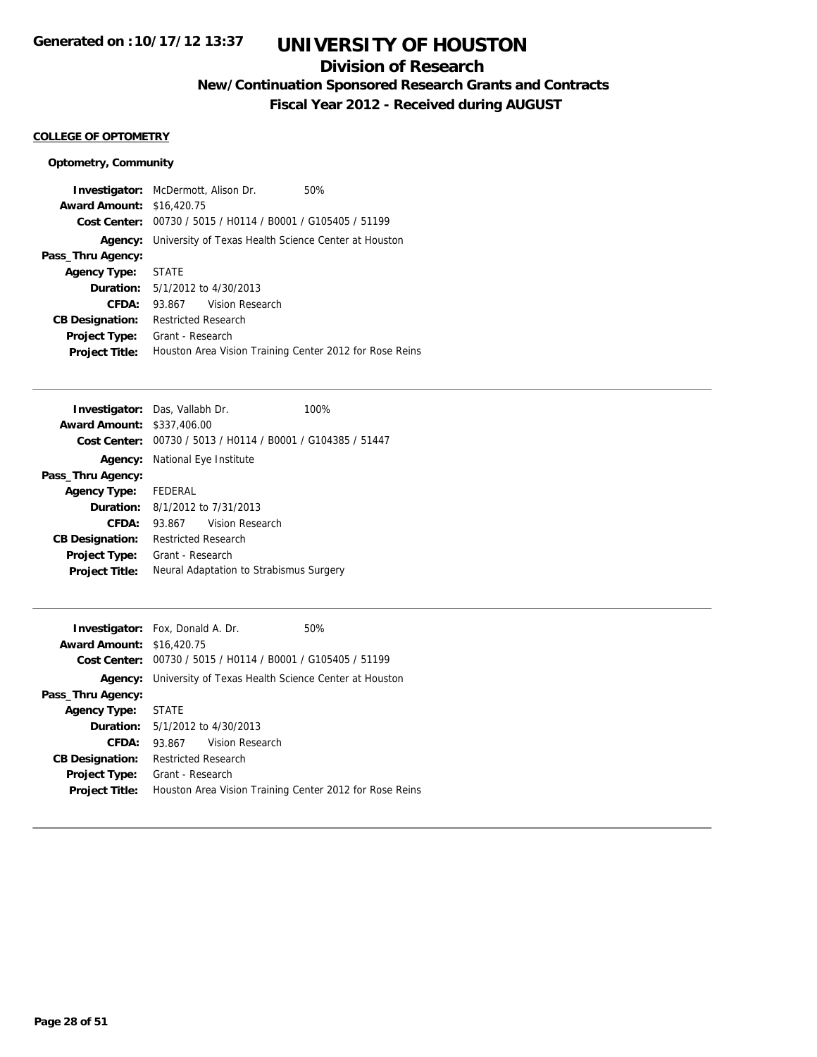# UNIVERSITY OF HOUSTON

## Division of Research

### New/Continuation Sponsored Research Grants and Contracts

### Fiscal Year 2012 - Received during AUGUST

**COLLEGE OF OPTOMETRY**

**Optometry, Community**

**Investigator:** McDermott, Alison Dr. 50%
**Award Amount:** $16,420.75
**Cost Center:** 00730 / 5015 / H0114 / B0001 / G105405 / 51199
**Agency:** University of Texas Health Science Center at Houston
**Pass_Thru Agency:**
**Agency Type:** STATE
**Duration:** 5/1/2012 to 4/30/2013
**CFDA:** 93.867 Vision Research
**CB Designation:** Restricted Research
**Project Type:** Grant - Research
**Project Title:** Houston Area Vision Training Center 2012 for Rose Reins

---

**Investigator:** Das, Vallabh Dr. 100%
**Award Amount:** $337,406.00
**Cost Center:** 00730 / 5013 / H0114 / B0001 / G104385 / 51447
**Agency:** National Eye Institute
**Pass_Thru Agency:**
**Agency Type:** FEDERAL
**Duration:** 8/1/2012 to 7/31/2013
**CFDA:** 93.867 Vision Research
**CB Designation:** Restricted Research
**Project Type:** Grant - Research
**Project Title:** Neural Adaptation to Strabismus Surgery

---

**Investigator:** Fox, Donald A. Dr. 50%
**Award Amount:** $16,420.75
**Cost Center:** 00730 / 5015 / H0114 / B0001 / G105405 / 51199
**Agency:** University of Texas Health Science Center at Houston
**Pass_Thru Agency:**
**Agency Type:** STATE
**Duration:** 5/1/2012 to 4/30/2013
**CFDA:** 93.867 Vision Research
**CB Designation:** Restricted Research
**Project Type:** Grant - Research
**Project Title:** Houston Area Vision Training Center 2012 for Rose Reins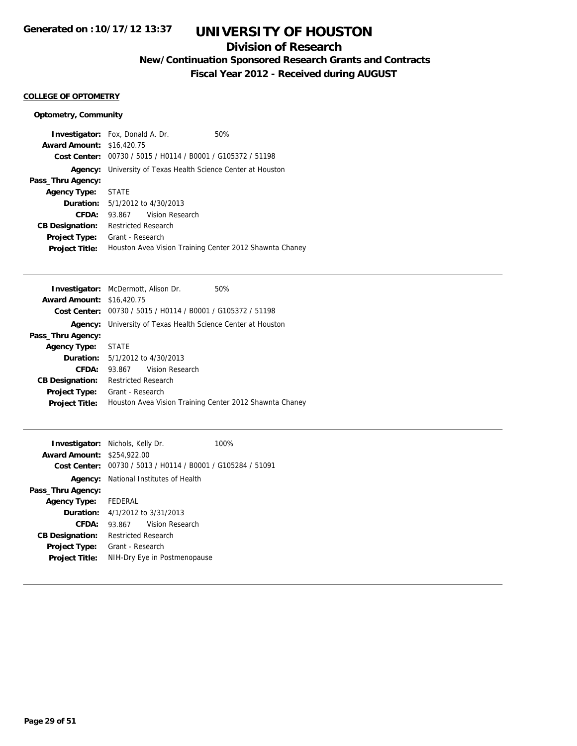**Generated on :10/17/12 13:37**

# UNIVERSITY OF HOUSTON

## Division of Research

### New/Continuation Sponsored Research Grants and Contracts

### Fiscal Year 2012 - Received during AUGUST

**COLLEGE OF OPTOMETRY**

**Optometry, Community**

**Investigator:** Fox, Donald A. Dr. 50%
**Award Amount:** $16,420.75
**Cost Center:** 00730 / 5015 / H0114 / B0001 / G105372 / 51198
**Agency:** University of Texas Health Science Center at Houston
**Pass_Thru Agency:**
**Agency Type:** STATE
**Duration:** 5/1/2012 to 4/30/2013
**CFDA:** 93.867 Vision Research
**CB Designation:** Restricted Research
**Project Type:** Grant - Research
**Project Title:** Houston Avea Vision Training Center 2012 Shawnta Chaney

---

**Investigator:** McDermott, Alison Dr. 50%
**Award Amount:** $16,420.75
**Cost Center:** 00730 / 5015 / H0114 / B0001 / G105372 / 51198
**Agency:** University of Texas Health Science Center at Houston
**Pass_Thru Agency:**
**Agency Type:** STATE
**Duration:** 5/1/2012 to 4/30/2013
**CFDA:** 93.867 Vision Research
**CB Designation:** Restricted Research
**Project Type:** Grant - Research
**Project Title:** Houston Avea Vision Training Center 2012 Shawnta Chaney

---

**Investigator:** Nichols, Kelly Dr. 100%
**Award Amount:** $254,922.00
**Cost Center:** 00730 / 5013 / H0114 / B0001 / G105284 / 51091
**Agency:** National Institutes of Health
**Pass_Thru Agency:**
**Agency Type:** FEDERAL
**Duration:** 4/1/2012 to 3/31/2013
**CFDA:** 93.867 Vision Research
**CB Designation:** Restricted Research
**Project Type:** Grant - Research
**Project Title:** NIH-Dry Eye in Postmenopause

---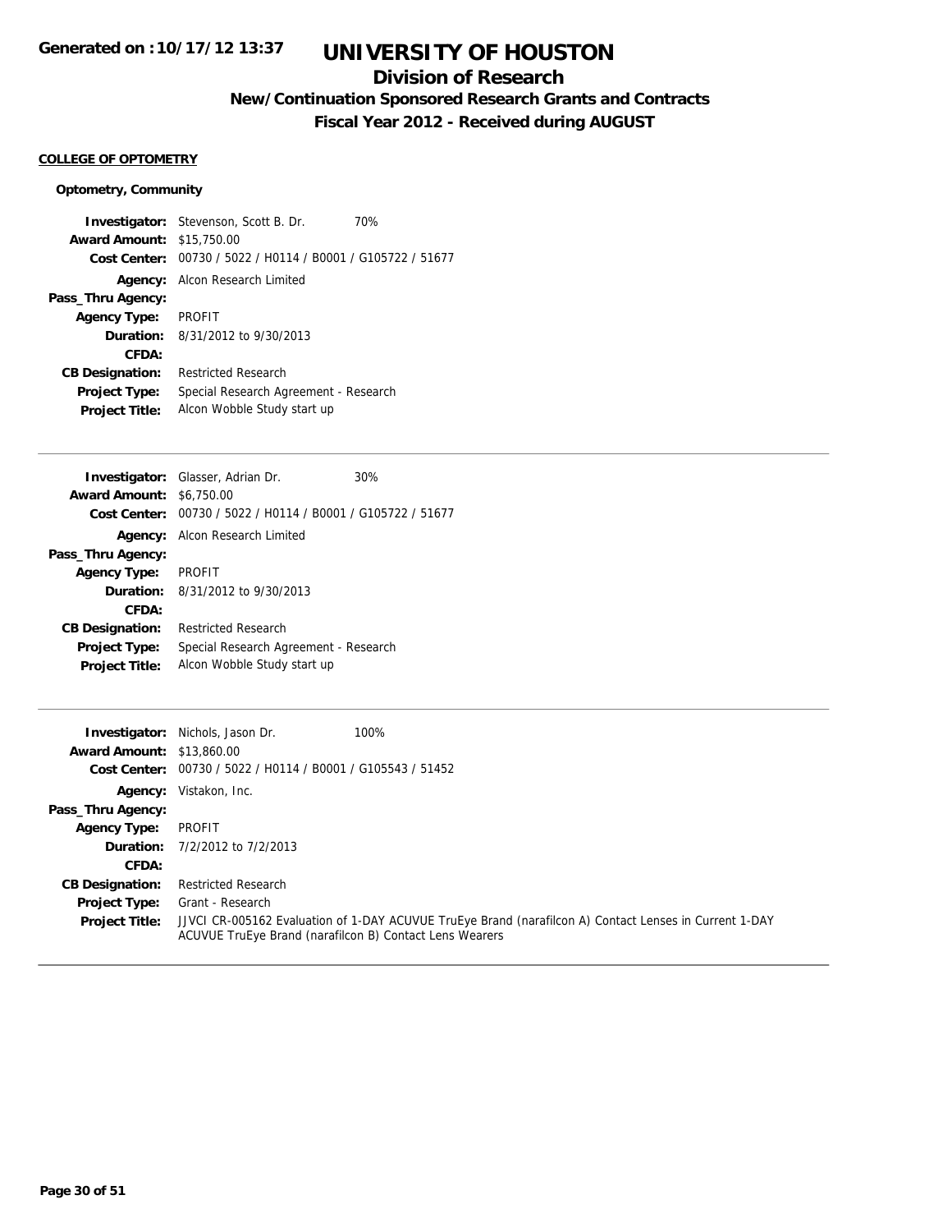# UNIVERSITY OF HOUSTON

## Division of Research

### New/Continuation Sponsored Research Grants and Contracts

### Fiscal Year 2012 - Received during AUGUST

**COLLEGE OF OPTOMETRY**

**Optometry, Community**

| | |
|---|---|
| **Investigator:** | Stevenson, Scott B. Dr. 70% |
| **Award Amount:** | $15,750.00 |
| **Cost Center:** | 00730 / 5022 / H0114 / B0001 / G105722 / 51677 |
| **Agency:** | Alcon Research Limited |
| **Pass_Thru Agency:** | |
| **Agency Type:** | PROFIT |
| **Duration:** | 8/31/2012 to 9/30/2013 |
| **CFDA:** | |
| **CB Designation:** | Restricted Research |
| **Project Type:** | Special Research Agreement - Research |
| **Project Title:** | Alcon Wobble Study start up |

---

| | |
|---|---|
| **Investigator:** | Glasser, Adrian Dr. 30% |
| **Award Amount:** | $6,750.00 |
| **Cost Center:** | 00730 / 5022 / H0114 / B0001 / G105722 / 51677 |
| **Agency:** | Alcon Research Limited |
| **Pass_Thru Agency:** | |
| **Agency Type:** | PROFIT |
| **Duration:** | 8/31/2012 to 9/30/2013 |
| **CFDA:** | |
| **CB Designation:** | Restricted Research |
| **Project Type:** | Special Research Agreement - Research |
| **Project Title:** | Alcon Wobble Study start up |

---

| | |
|---|---|
| **Investigator:** | Nichols, Jason Dr. 100% |
| **Award Amount:** | $13,860.00 |
| **Cost Center:** | 00730 / 5022 / H0114 / B0001 / G105543 / 51452 |
| **Agency:** | Vistakon, Inc. |
| **Pass_Thru Agency:** | |
| **Agency Type:** | PROFIT |
| **Duration:** | 7/2/2012 to 7/2/2013 |
| **CFDA:** | |
| **CB Designation:** | Restricted Research |
| **Project Type:** | Grant - Research |
| **Project Title:** | JJVCI CR-005162 Evaluation of 1-DAY ACUVUE TruEye Brand (narafilcon A) Contact Lenses in Current 1-DAY ACUVUE TruEye Brand (narafilcon B) Contact Lens Wearers |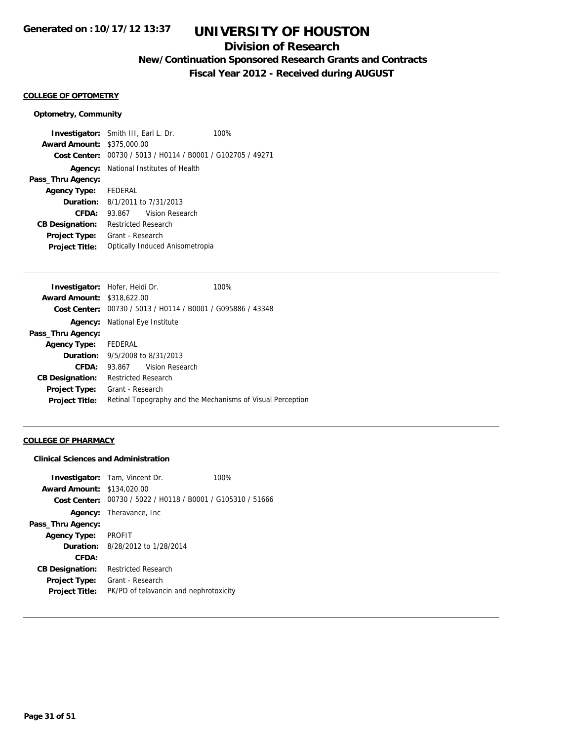# UNIVERSITY OF HOUSTON

## Division of Research

### New/Continuation Sponsored Research Grants and Contracts

### Fiscal Year 2012 - Received during AUGUST

**Generated on :10/17/12 13:37**

#### COLLEGE OF OPTOMETRY

##### Optometry, Community

**Investigator:** Smith III, Earl L. Dr. 100%
**Award Amount:** $375,000.00
**Cost Center:** 00730 / 5013 / H0114 / B0001 / G102705 / 49271
**Agency:** National Institutes of Health
**Pass_Thru Agency:**
**Agency Type:** FEDERAL
**Duration:** 8/1/2011 to 7/31/2013
**CFDA:** 93.867 Vision Research
**CB Designation:** Restricted Research
**Project Type:** Grant - Research
**Project Title:** Optically Induced Anisometropia

---

**Investigator:** Hofer, Heidi Dr. 100%
**Award Amount:** $318,622.00
**Cost Center:** 00730 / 5013 / H0114 / B0001 / G095886 / 43348
**Agency:** National Eye Institute
**Pass_Thru Agency:**
**Agency Type:** FEDERAL
**Duration:** 9/5/2008 to 8/31/2013
**CFDA:** 93.867 Vision Research
**CB Designation:** Restricted Research
**Project Type:** Grant - Research
**Project Title:** Retinal Topography and the Mechanisms of Visual Perception

---

#### COLLEGE OF PHARMACY

##### Clinical Sciences and Administration

**Investigator:** Tam, Vincent Dr. 100%
**Award Amount:** $134,020.00
**Cost Center:** 00730 / 5022 / H0118 / B0001 / G105310 / 51666
**Agency:** Theravance, Inc
**Pass_Thru Agency:**
**Agency Type:** PROFIT
**Duration:** 8/28/2012 to 1/28/2014
**CFDA:**
**CB Designation:** Restricted Research
**Project Type:** Grant - Research
**Project Title:** PK/PD of telavancin and nephrotoxicity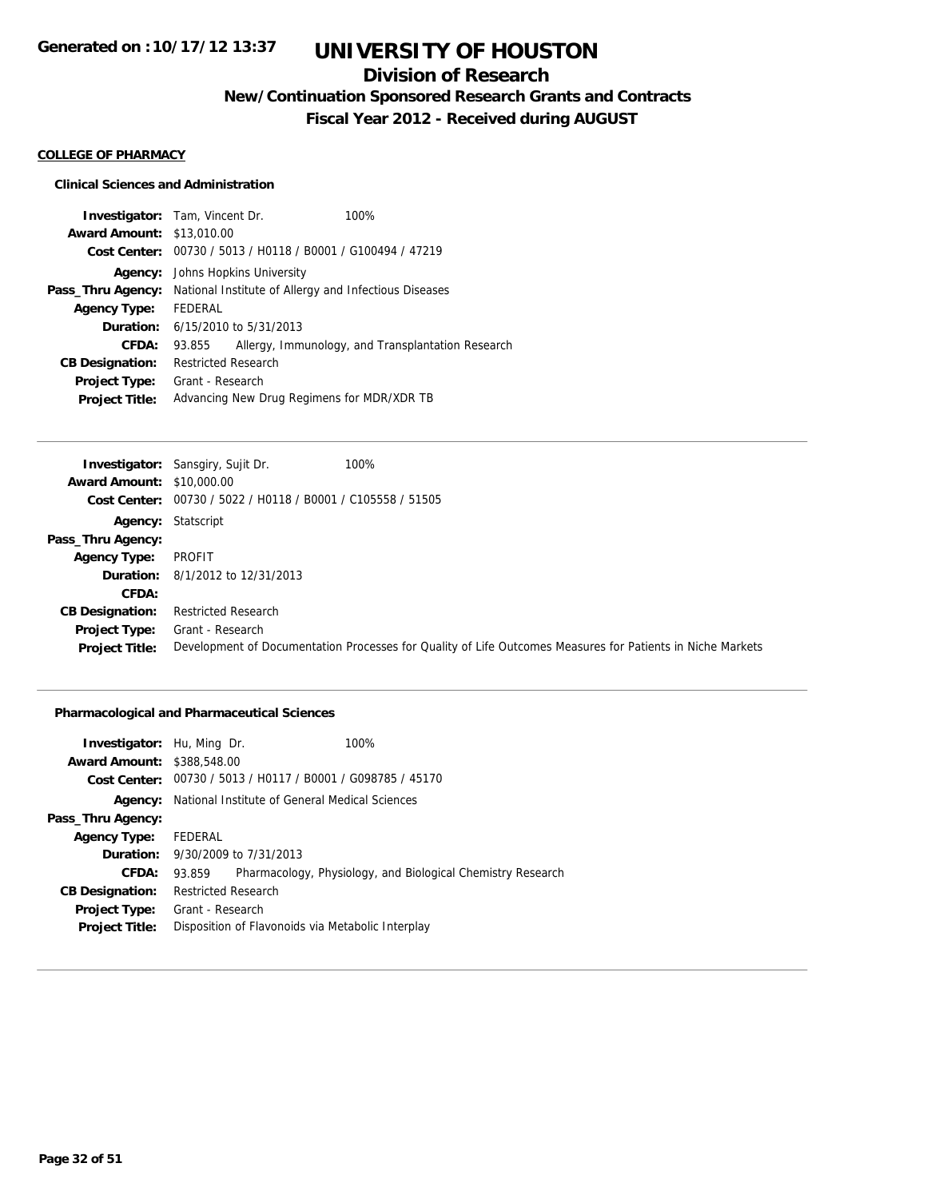# UNIVERSITY OF HOUSTON

## Division of Research

### New/Continuation Sponsored Research Grants and Contracts

### Fiscal Year 2012 - Received during AUGUST

Generated on :10/17/12 13:37

**COLLEGE OF PHARMACY**

**Clinical Sciences and Administration**

**Investigator:** Tam, Vincent Dr. 100%
**Award Amount:** $13,010.00
**Cost Center:** 00730 / 5013 / H0118 / B0001 / G100494 / 47219
**Agency:** Johns Hopkins University
**Pass_Thru Agency:** National Institute of Allergy and Infectious Diseases
**Agency Type:** FEDERAL
**Duration:** 6/15/2010 to 5/31/2013
**CFDA:** 93.855 Allergy, Immunology, and Transplantation Research
**CB Designation:** Restricted Research
**Project Type:** Grant - Research
**Project Title:** Advancing New Drug Regimens for MDR/XDR TB

---

**Investigator:** Sansgiry, Sujit Dr. 100%
**Award Amount:** $10,000.00
**Cost Center:** 00730 / 5022 / H0118 / B0001 / C105558 / 51505
**Agency:** Statscript
**Pass_Thru Agency:**
**Agency Type:** PROFIT
**Duration:** 8/1/2012 to 12/31/2013
**CFDA:**
**CB Designation:** Restricted Research
**Project Type:** Grant - Research
**Project Title:** Development of Documentation Processes for Quality of Life Outcomes Measures for Patients in Niche Markets

---

**Pharmacological and Pharmaceutical Sciences**

**Investigator:** Hu, Ming Dr. 100%
**Award Amount:** $388,548.00
**Cost Center:** 00730 / 5013 / H0117 / B0001 / G098785 / 45170
**Agency:** National Institute of General Medical Sciences
**Pass_Thru Agency:**
**Agency Type:** FEDERAL
**Duration:** 9/30/2009 to 7/31/2013
**CFDA:** 93.859 Pharmacology, Physiology, and Biological Chemistry Research
**CB Designation:** Restricted Research
**Project Type:** Grant - Research
**Project Title:** Disposition of Flavonoids via Metabolic Interplay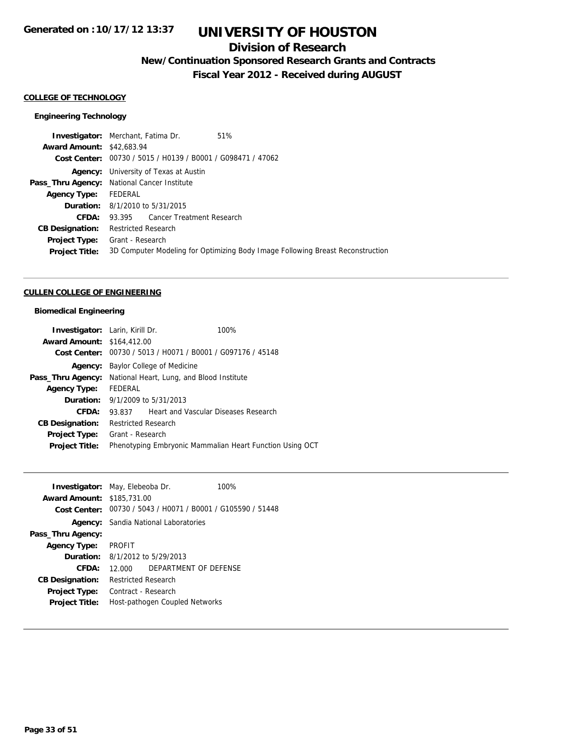# UNIVERSITY OF HOUSTON

## Division of Research

### New/Continuation Sponsored Research Grants and Contracts

### Fiscal Year 2012 - Received during AUGUST

Generated on :10/17/12 13:37

**COLLEGE OF TECHNOLOGY**

**Engineering Technology**

| | |
|---|---|
| **Investigator:** | Merchant, Fatima Dr. 51% |
| **Award Amount:** | $42,683.94 |
| **Cost Center:** | 00730 / 5015 / H0139 / B0001 / G098471 / 47062 |
| **Agency:** | University of Texas at Austin |
| **Pass_Thru Agency:** | National Cancer Institute |
| **Agency Type:** | FEDERAL |
| **Duration:** | 8/1/2010 to 5/31/2015 |
| **CFDA:** | 93.395 Cancer Treatment Research |
| **CB Designation:** | Restricted Research |
| **Project Type:** | Grant - Research |
| **Project Title:** | 3D Computer Modeling for Optimizing Body Image Following Breast Reconstruction |

---

**CULLEN COLLEGE OF ENGINEERING**

**Biomedical Engineering**

| | |
|---|---|
| **Investigator:** | Larin, Kirill Dr. 100% |
| **Award Amount:** | $164,412.00 |
| **Cost Center:** | 00730 / 5013 / H0071 / B0001 / G097176 / 45148 |
| **Agency:** | Baylor College of Medicine |
| **Pass_Thru Agency:** | National Heart, Lung, and Blood Institute |
| **Agency Type:** | FEDERAL |
| **Duration:** | 9/1/2009 to 5/31/2013 |
| **CFDA:** | 93.837 Heart and Vascular Diseases Research |
| **CB Designation:** | Restricted Research |
| **Project Type:** | Grant - Research |
| **Project Title:** | Phenotyping Embryonic Mammalian Heart Function Using OCT |

---

| | |
|---|---|
| **Investigator:** | May, Elebeoba Dr. 100% |
| **Award Amount:** | $185,731.00 |
| **Cost Center:** | 00730 / 5043 / H0071 / B0001 / G105590 / 51448 |
| **Agency:** | Sandia National Laboratories |
| **Pass_Thru Agency:** | |
| **Agency Type:** | PROFIT |
| **Duration:** | 8/1/2012 to 5/29/2013 |
| **CFDA:** | 12.000 DEPARTMENT OF DEFENSE |
| **CB Designation:** | Restricted Research |
| **Project Type:** | Contract - Research |
| **Project Title:** | Host-pathogen Coupled Networks |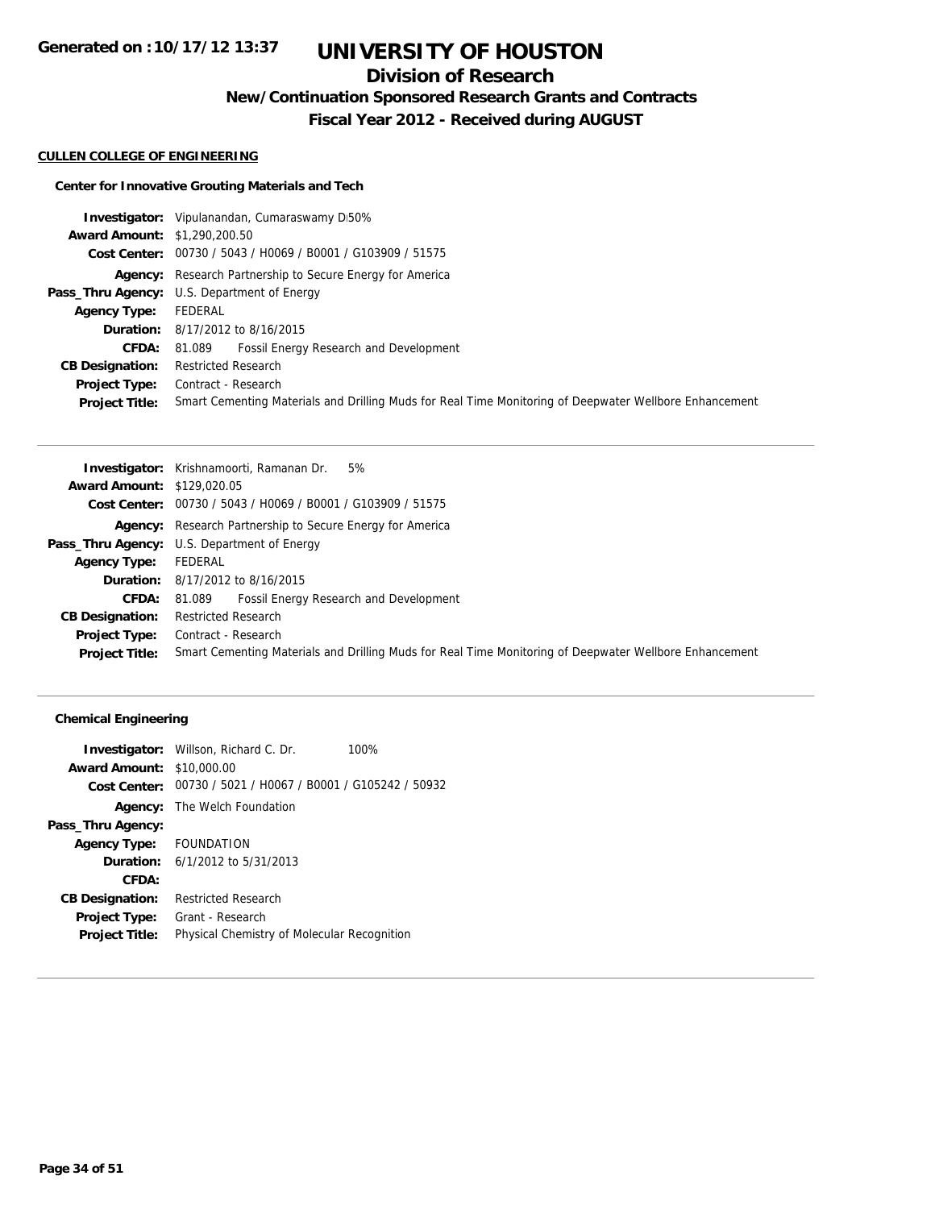# UNIVERSITY OF HOUSTON

## Division of Research

### New/Continuation Sponsored Research Grants and Contracts

### Fiscal Year 2012 - Received during AUGUST

**CULLEN COLLEGE OF ENGINEERING**

**Center for Innovative Grouting Materials and Tech**

**Investigator:** Vipulanandan, Cumaraswamy D 50%
**Award Amount:** $1,290,200.50
**Cost Center:** 00730 / 5043 / H0069 / B0001 / G103909 / 51575
**Agency:** Research Partnership to Secure Energy for America
**Pass_Thru Agency:** U.S. Department of Energy
**Agency Type:** FEDERAL
**Duration:** 8/17/2012 to 8/16/2015
**CFDA:** 81.089 Fossil Energy Research and Development
**CB Designation:** Restricted Research
**Project Type:** Contract - Research
**Project Title:** Smart Cementing Materials and Drilling Muds for Real Time Monitoring of Deepwater Wellbore Enhancement

---

**Investigator:** Krishnamoorti, Ramanan Dr. 5%
**Award Amount:** $129,020.05
**Cost Center:** 00730 / 5043 / H0069 / B0001 / G103909 / 51575
**Agency:** Research Partnership to Secure Energy for America
**Pass_Thru Agency:** U.S. Department of Energy
**Agency Type:** FEDERAL
**Duration:** 8/17/2012 to 8/16/2015
**CFDA:** 81.089 Fossil Energy Research and Development
**CB Designation:** Restricted Research
**Project Type:** Contract - Research
**Project Title:** Smart Cementing Materials and Drilling Muds for Real Time Monitoring of Deepwater Wellbore Enhancement

---

**Chemical Engineering**

**Investigator:** Willson, Richard C. Dr. 100%
**Award Amount:** $10,000.00
**Cost Center:** 00730 / 5021 / H0067 / B0001 / G105242 / 50932
**Agency:** The Welch Foundation
**Pass_Thru Agency:**
**Agency Type:** FOUNDATION
**Duration:** 6/1/2012 to 5/31/2013
**CFDA:**
**CB Designation:** Restricted Research
**Project Type:** Grant - Research
**Project Title:** Physical Chemistry of Molecular Recognition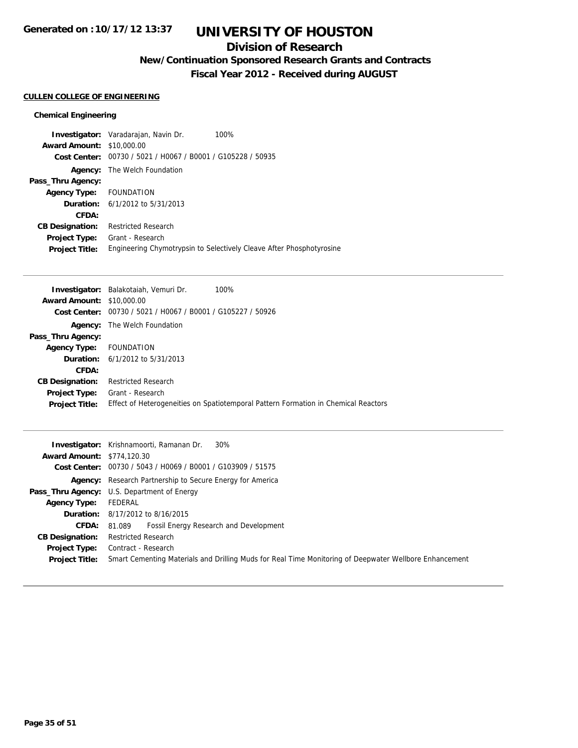# UNIVERSITY OF HOUSTON

## Division of Research

### New/Continuation Sponsored Research Grants and Contracts

### Fiscal Year 2012 - Received during AUGUST

Generated on :10/17/12 13:37

**CULLEN COLLEGE OF ENGINEERING**

**Chemical Engineering**

**Investigator:** Varadarajan, Navin Dr. 100%
**Award Amount:** $10,000.00
**Cost Center:** 00730 / 5021 / H0067 / B0001 / G105228 / 50935
**Agency:** The Welch Foundation
**Pass_Thru Agency:**
**Agency Type:** FOUNDATION
**Duration:** 6/1/2012 to 5/31/2013
**CFDA:**
**CB Designation:** Restricted Research
**Project Type:** Grant - Research
**Project Title:** Engineering Chymotrypsin to Selectively Cleave After Phosphotyrosine

---

**Investigator:** Balakotaiah, Vemuri Dr. 100%
**Award Amount:** $10,000.00
**Cost Center:** 00730 / 5021 / H0067 / B0001 / G105227 / 50926
**Agency:** The Welch Foundation
**Pass_Thru Agency:**
**Agency Type:** FOUNDATION
**Duration:** 6/1/2012 to 5/31/2013
**CFDA:**
**CB Designation:** Restricted Research
**Project Type:** Grant - Research
**Project Title:** Effect of Heterogeneities on Spatiotemporal Pattern Formation in Chemical Reactors

---

**Investigator:** Krishnamoorti, Ramanan Dr. 30%
**Award Amount:** $774,120.30
**Cost Center:** 00730 / 5043 / H0069 / B0001 / G103909 / 51575
**Agency:** Research Partnership to Secure Energy for America
**Pass_Thru Agency:** U.S. Department of Energy
**Agency Type:** FEDERAL
**Duration:** 8/17/2012 to 8/16/2015
**CFDA:** 81.089 Fossil Energy Research and Development
**CB Designation:** Restricted Research
**Project Type:** Contract - Research
**Project Title:** Smart Cementing Materials and Drilling Muds for Real Time Monitoring of Deepwater Wellbore Enhancement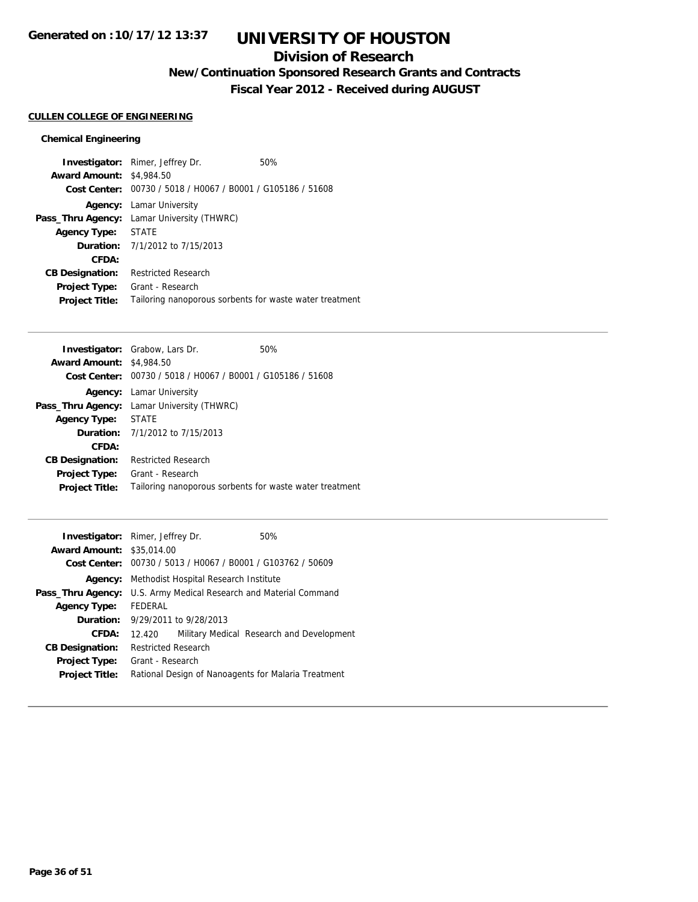# UNIVERSITY OF HOUSTON

## Division of Research

### New/Continuation Sponsored Research Grants and Contracts

### Fiscal Year 2012 - Received during AUGUST

Generated on :10/17/12 13:37

**CULLEN COLLEGE OF ENGINEERING**

**Chemical Engineering**

**Investigator:** Rimer, Jeffrey Dr. 50%
**Award Amount:** $4,984.50
**Cost Center:** 00730 / 5018 / H0067 / B0001 / G105186 / 51608
**Agency:** Lamar University
**Pass_Thru Agency:** Lamar University (THWRC)
**Agency Type:** STATE
**Duration:** 7/1/2012 to 7/15/2013
**CFDA:**
**CB Designation:** Restricted Research
**Project Type:** Grant - Research
**Project Title:** Tailoring nanoporous sorbents for waste water treatment

---

**Investigator:** Grabow, Lars Dr. 50%
**Award Amount:** $4,984.50
**Cost Center:** 00730 / 5018 / H0067 / B0001 / G105186 / 51608
**Agency:** Lamar University
**Pass_Thru Agency:** Lamar University (THWRC)
**Agency Type:** STATE
**Duration:** 7/1/2012 to 7/15/2013
**CFDA:**
**CB Designation:** Restricted Research
**Project Type:** Grant - Research
**Project Title:** Tailoring nanoporous sorbents for waste water treatment

---

**Investigator:** Rimer, Jeffrey Dr. 50%
**Award Amount:** $35,014.00
**Cost Center:** 00730 / 5013 / H0067 / B0001 / G103762 / 50609
**Agency:** Methodist Hospital Research Institute
**Pass_Thru Agency:** U.S. Army Medical Research and Material Command
**Agency Type:** FEDERAL
**Duration:** 9/29/2011 to 9/28/2013
**CFDA:** 12.420 Military Medical Research and Development
**CB Designation:** Restricted Research
**Project Type:** Grant - Research
**Project Title:** Rational Design of Nanoagents for Malaria Treatment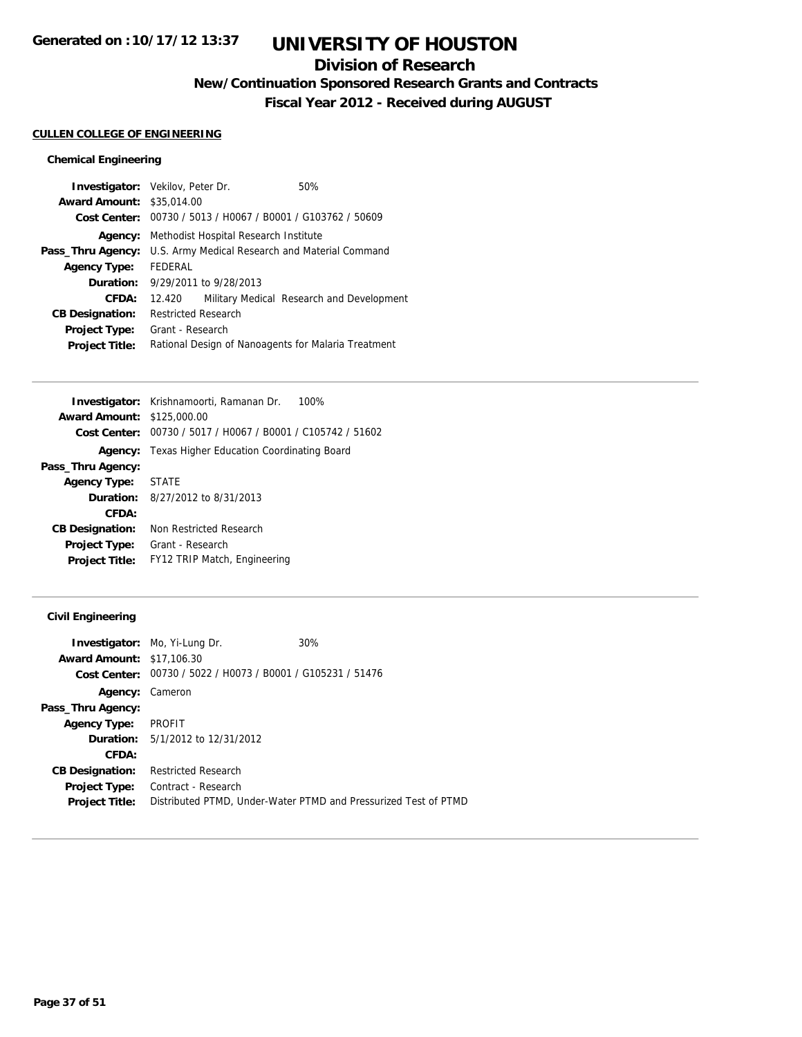**Generated on :10/17/12 13:37**

# UNIVERSITY OF HOUSTON

## Division of Research

### New/Continuation Sponsored Research Grants and Contracts

### Fiscal Year 2012 - Received during AUGUST

**CULLEN COLLEGE OF ENGINEERING**

#### Chemical Engineering

**Investigator:** Vekilov, Peter Dr. 50%
**Award Amount:** $35,014.00
**Cost Center:** 00730 / 5013 / H0067 / B0001 / G103762 / 50609
**Agency:** Methodist Hospital Research Institute
**Pass_Thru Agency:** U.S. Army Medical Research and Material Command
**Agency Type:** FEDERAL
**Duration:** 9/29/2011 to 9/28/2013
**CFDA:** 12.420 Military Medical Research and Development
**CB Designation:** Restricted Research
**Project Type:** Grant - Research
**Project Title:** Rational Design of Nanoagents for Malaria Treatment

---

**Investigator:** Krishnamoorti, Ramanan Dr. 100%
**Award Amount:** $125,000.00
**Cost Center:** 00730 / 5017 / H0067 / B0001 / C105742 / 51602
**Agency:** Texas Higher Education Coordinating Board
**Pass_Thru Agency:**
**Agency Type:** STATE
**Duration:** 8/27/2012 to 8/31/2013
**CFDA:**
**CB Designation:** Non Restricted Research
**Project Type:** Grant - Research
**Project Title:** FY12 TRIP Match, Engineering

---

#### Civil Engineering

**Investigator:** Mo, Yi-Lung Dr. 30%
**Award Amount:** $17,106.30
**Cost Center:** 00730 / 5022 / H0073 / B0001 / G105231 / 51476
**Agency:** Cameron
**Pass_Thru Agency:**
**Agency Type:** PROFIT
**Duration:** 5/1/2012 to 12/31/2012
**CFDA:**
**CB Designation:** Restricted Research
**Project Type:** Contract - Research
**Project Title:** Distributed PTMD, Under-Water PTMD and Pressurized Test of PTMD

---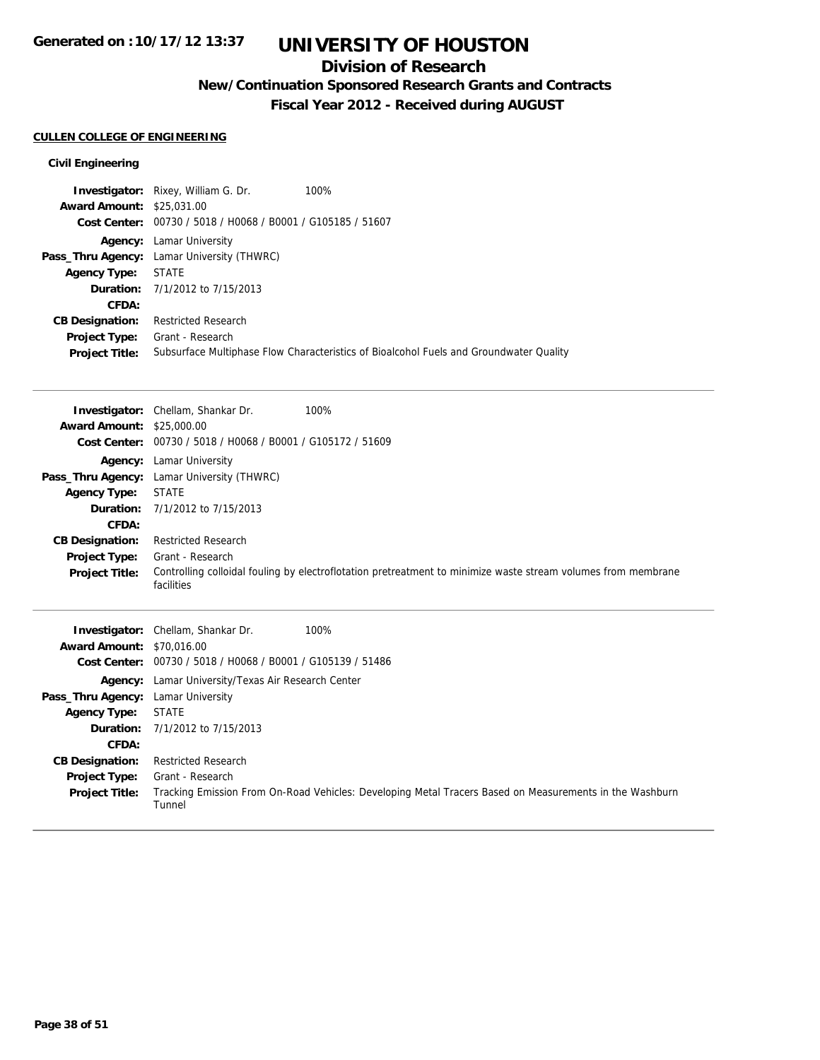**Generated on :10/17/12 13:37**

# UNIVERSITY OF HOUSTON

## Division of Research

### New/Continuation Sponsored Research Grants and Contracts

### Fiscal Year 2012 - Received during AUGUST

**CULLEN COLLEGE OF ENGINEERING**

**Civil Engineering**

**Investigator:** Rixey, William G. Dr. 100%
**Award Amount:** $25,031.00
**Cost Center:** 00730 / 5018 / H0068 / B0001 / G105185 / 51607
**Agency:** Lamar University
**Pass_Thru Agency:** Lamar University (THWRC)
**Agency Type:** STATE
**Duration:** 7/1/2012 to 7/15/2013
**CFDA:**
**CB Designation:** Restricted Research
**Project Type:** Grant - Research
**Project Title:** Subsurface Multiphase Flow Characteristics of Bioalcohol Fuels and Groundwater Quality

---

**Investigator:** Chellam, Shankar Dr. 100%
**Award Amount:** $25,000.00
**Cost Center:** 00730 / 5018 / H0068 / B0001 / G105172 / 51609
**Agency:** Lamar University
**Pass_Thru Agency:** Lamar University (THWRC)
**Agency Type:** STATE
**Duration:** 7/1/2012 to 7/15/2013
**CFDA:**
**CB Designation:** Restricted Research
**Project Type:** Grant - Research
**Project Title:** Controlling colloidal fouling by electroflotation pretreatment to minimize waste stream volumes from membrane facilities

---

**Investigator:** Chellam, Shankar Dr. 100%
**Award Amount:** $70,016.00
**Cost Center:** 00730 / 5018 / H0068 / B0001 / G105139 / 51486
**Agency:** Lamar University/Texas Air Research Center
**Pass_Thru Agency:** Lamar University
**Agency Type:** STATE
**Duration:** 7/1/2012 to 7/15/2013
**CFDA:**
**CB Designation:** Restricted Research
**Project Type:** Grant - Research
**Project Title:** Tracking Emission From On-Road Vehicles: Developing Metal Tracers Based on Measurements in the Washburn Tunnel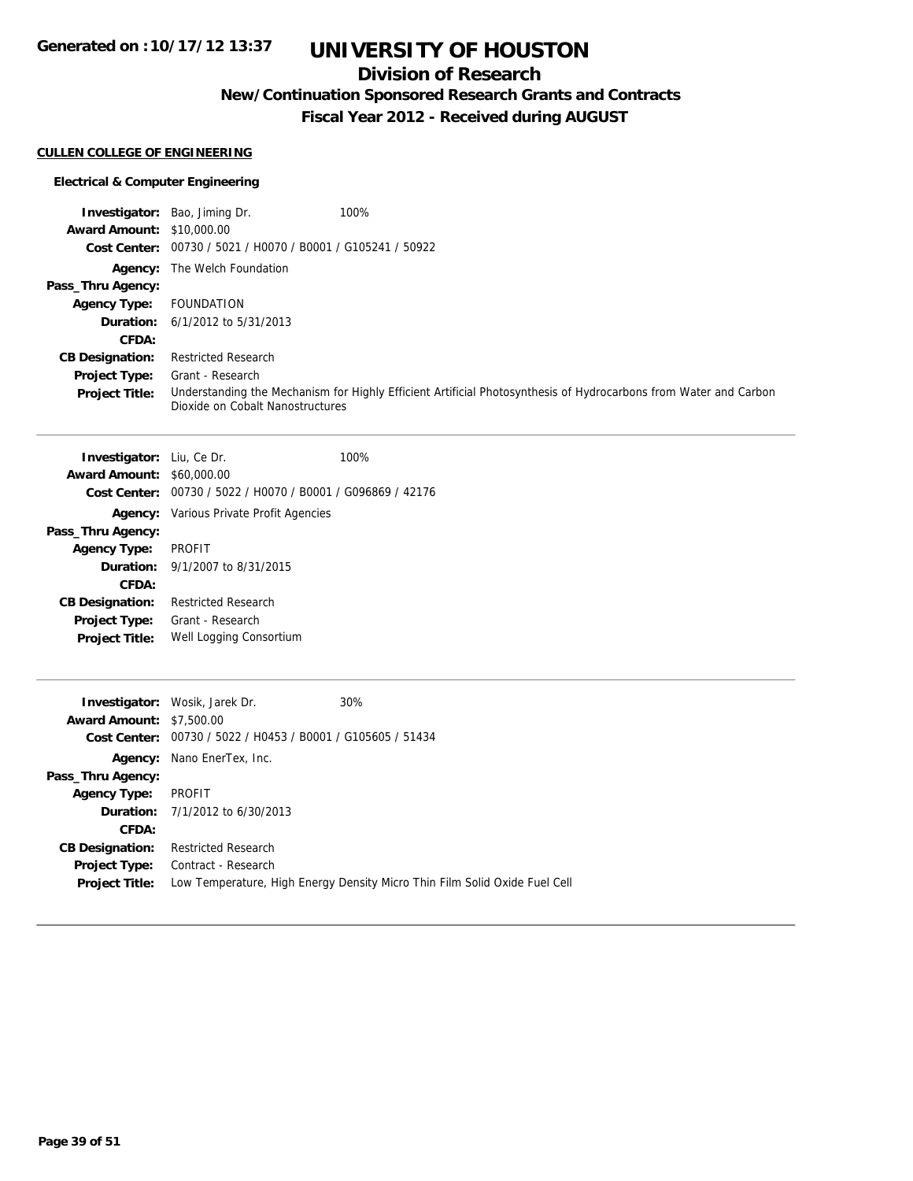**Generated on :10/17/12 13:37**

# UNIVERSITY OF HOUSTON

## Division of Research

### New/Continuation Sponsored Research Grants and Contracts

### Fiscal Year 2012 - Received during AUGUST

**CULLEN COLLEGE OF ENGINEERING**

**Electrical & Computer Engineering**

**Investigator:** Bao, Jiming Dr. 100%
**Award Amount:** $10,000.00
**Cost Center:** 00730 / 5021 / H0070 / B0001 / G105241 / 50922
**Agency:** The Welch Foundation
**Pass_Thru Agency:**
**Agency Type:** FOUNDATION
**Duration:** 6/1/2012 to 5/31/2013
**CFDA:**
**CB Designation:** Restricted Research
**Project Type:** Grant - Research
**Project Title:** Understanding the Mechanism for Highly Efficient Artificial Photosynthesis of Hydrocarbons from Water and Carbon Dioxide on Cobalt Nanostructures

---

**Investigator:** Liu, Ce Dr. 100%
**Award Amount:** $60,000.00
**Cost Center:** 00730 / 5022 / H0070 / B0001 / G096869 / 42176
**Agency:** Various Private Profit Agencies
**Pass_Thru Agency:**
**Agency Type:** PROFIT
**Duration:** 9/1/2007 to 8/31/2015
**CFDA:**
**CB Designation:** Restricted Research
**Project Type:** Grant - Research
**Project Title:** Well Logging Consortium

---

**Investigator:** Wosik, Jarek Dr. 30%
**Award Amount:** $7,500.00
**Cost Center:** 00730 / 5022 / H0453 / B0001 / G105605 / 51434
**Agency:** Nano EnerTex, Inc.
**Pass_Thru Agency:**
**Agency Type:** PROFIT
**Duration:** 7/1/2012 to 6/30/2013
**CFDA:**
**CB Designation:** Restricted Research
**Project Type:** Contract - Research
**Project Title:** Low Temperature, High Energy Density Micro Thin Film Solid Oxide Fuel Cell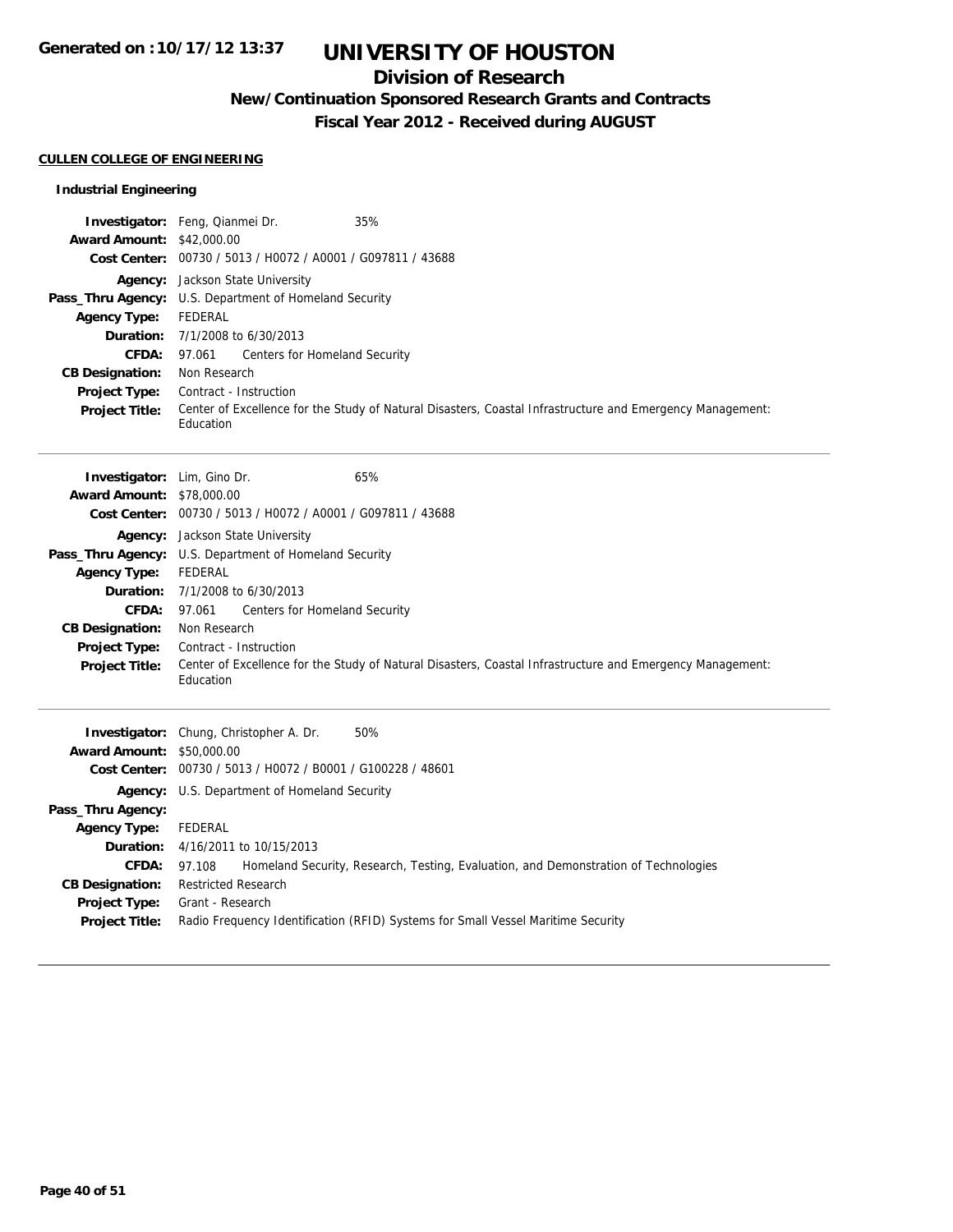**Generated on :10/17/12 13:37**

# UNIVERSITY OF HOUSTON

## Division of Research

### New/Continuation Sponsored Research Grants and Contracts

### Fiscal Year 2012 - Received during AUGUST

**CULLEN COLLEGE OF ENGINEERING**

#### Industrial Engineering

**Investigator:** Feng, Qianmei Dr. 35%
**Award Amount:** $42,000.00
**Cost Center:** 00730 / 5013 / H0072 / A0001 / G097811 / 43688
**Agency:** Jackson State University
**Pass_Thru Agency:** U.S. Department of Homeland Security
**Agency Type:** FEDERAL
**Duration:** 7/1/2008 to 6/30/2013
**CFDA:** 97.061 Centers for Homeland Security
**CB Designation:** Non Research
**Project Type:** Contract - Instruction
**Project Title:** Center of Excellence for the Study of Natural Disasters, Coastal Infrastructure and Emergency Management: Education

---

**Investigator:** Lim, Gino Dr. 65%
**Award Amount:** $78,000.00
**Cost Center:** 00730 / 5013 / H0072 / A0001 / G097811 / 43688
**Agency:** Jackson State University
**Pass_Thru Agency:** U.S. Department of Homeland Security
**Agency Type:** FEDERAL
**Duration:** 7/1/2008 to 6/30/2013
**CFDA:** 97.061 Centers for Homeland Security
**CB Designation:** Non Research
**Project Type:** Contract - Instruction
**Project Title:** Center of Excellence for the Study of Natural Disasters, Coastal Infrastructure and Emergency Management: Education

---

**Investigator:** Chung, Christopher A. Dr. 50%
**Award Amount:** $50,000.00
**Cost Center:** 00730 / 5013 / H0072 / B0001 / G100228 / 48601
**Agency:** U.S. Department of Homeland Security
**Pass_Thru Agency:**
**Agency Type:** FEDERAL
**Duration:** 4/16/2011 to 10/15/2013
**CFDA:** 97.108 Homeland Security, Research, Testing, Evaluation, and Demonstration of Technologies
**CB Designation:** Restricted Research
**Project Type:** Grant - Research
**Project Title:** Radio Frequency Identification (RFID) Systems for Small Vessel Maritime Security

---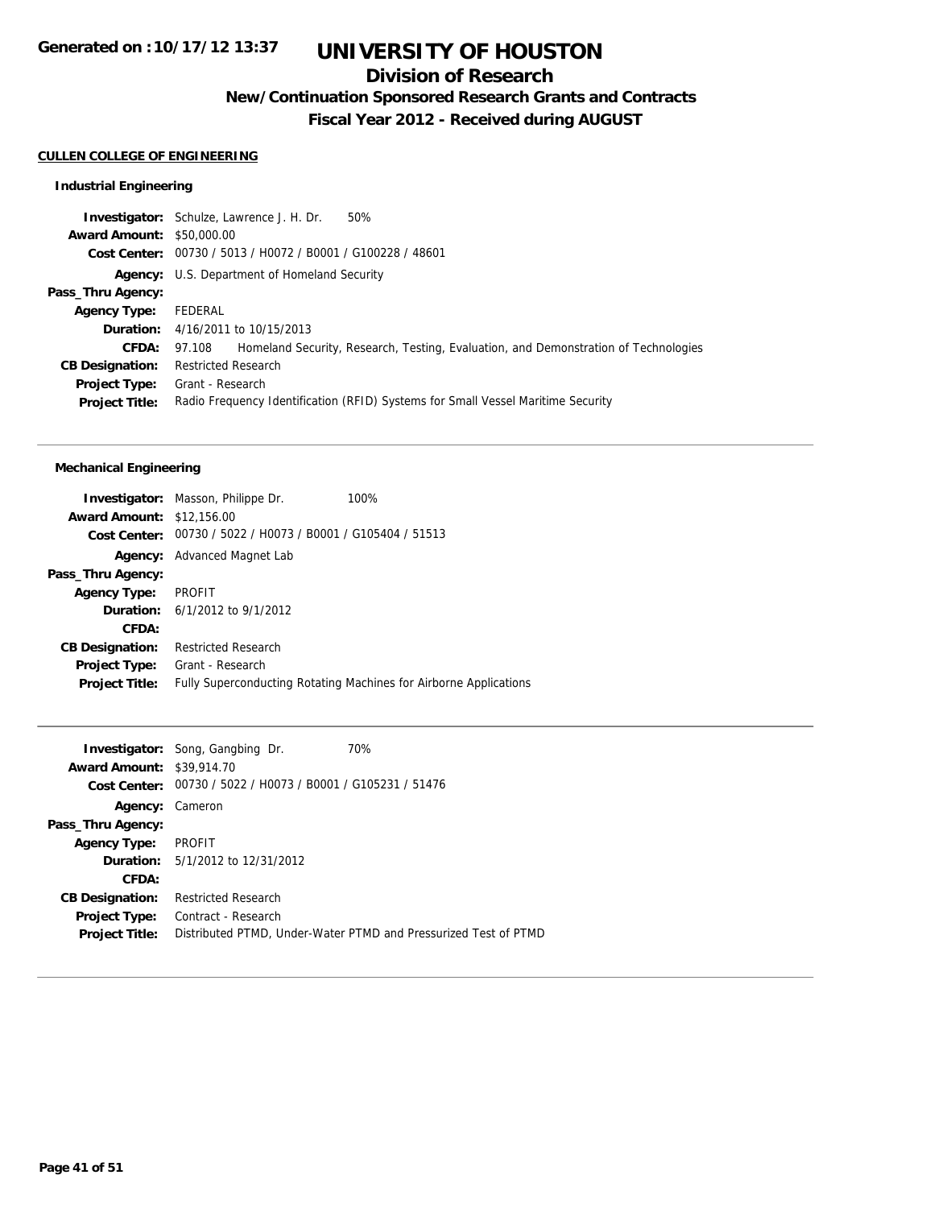**Generated on :10/17/12 13:37**

# UNIVERSITY OF HOUSTON

## Division of Research

### New/Continuation Sponsored Research Grants and Contracts

### Fiscal Year 2012 - Received during AUGUST

**CULLEN COLLEGE OF ENGINEERING**

#### Industrial Engineering

**Investigator:** Schulze, Lawrence J. H. Dr. 50%
**Award Amount:** $50,000.00
**Cost Center:** 00730 / 5013 / H0072 / B0001 / G100228 / 48601
**Agency:** U.S. Department of Homeland Security
**Pass_Thru Agency:**
**Agency Type:** FEDERAL
**Duration:** 4/16/2011 to 10/15/2013
**CFDA:** 97.108 Homeland Security, Research, Testing, Evaluation, and Demonstration of Technologies
**CB Designation:** Restricted Research
**Project Type:** Grant - Research
**Project Title:** Radio Frequency Identification (RFID) Systems for Small Vessel Maritime Security

---

#### Mechanical Engineering

**Investigator:** Masson, Philippe Dr. 100%
**Award Amount:** $12,156.00
**Cost Center:** 00730 / 5022 / H0073 / B0001 / G105404 / 51513
**Agency:** Advanced Magnet Lab
**Pass_Thru Agency:**
**Agency Type:** PROFIT
**Duration:** 6/1/2012 to 9/1/2012
**CFDA:**
**CB Designation:** Restricted Research
**Project Type:** Grant - Research
**Project Title:** Fully Superconducting Rotating Machines for Airborne Applications

---

**Investigator:** Song, Gangbing Dr. 70%
**Award Amount:** $39,914.70
**Cost Center:** 00730 / 5022 / H0073 / B0001 / G105231 / 51476
**Agency:** Cameron
**Pass_Thru Agency:**
**Agency Type:** PROFIT
**Duration:** 5/1/2012 to 12/31/2012
**CFDA:**
**CB Designation:** Restricted Research
**Project Type:** Contract - Research
**Project Title:** Distributed PTMD, Under-Water PTMD and Pressurized Test of PTMD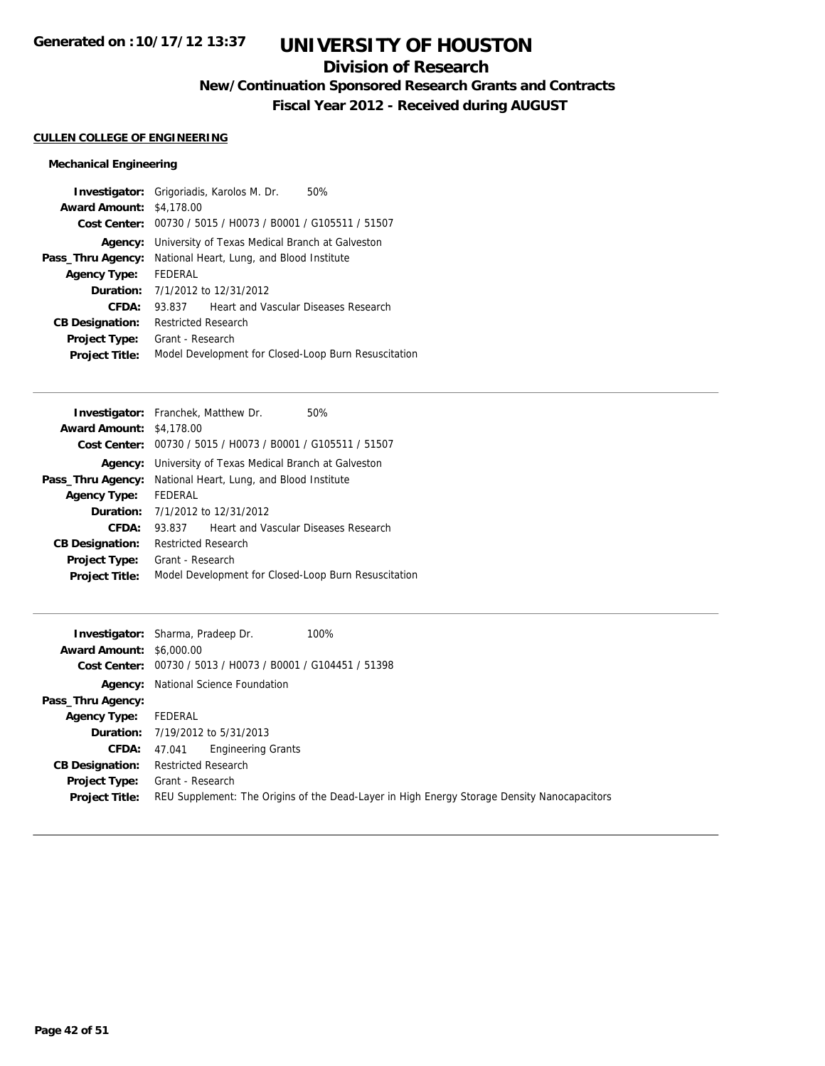**Generated on :10/17/12 13:37**

# UNIVERSITY OF HOUSTON

## Division of Research

### New/Continuation Sponsored Research Grants and Contracts

### Fiscal Year 2012 - Received during AUGUST

**CULLEN COLLEGE OF ENGINEERING**

**Mechanical Engineering**

| | |
|---|---|
| **Investigator:** | Grigoriadis, Karolos M. Dr. 50% |
| **Award Amount:** | $4,178.00 |
| **Cost Center:** | 00730 / 5015 / H0073 / B0001 / G105511 / 51507 |
| **Agency:** | University of Texas Medical Branch at Galveston |
| **Pass_Thru Agency:** | National Heart, Lung, and Blood Institute |
| **Agency Type:** | FEDERAL |
| **Duration:** | 7/1/2012 to 12/31/2012 |
| **CFDA:** | 93.837 Heart and Vascular Diseases Research |
| **CB Designation:** | Restricted Research |
| **Project Type:** | Grant - Research |
| **Project Title:** | Model Development for Closed-Loop Burn Resuscitation |

---

| | |
|---|---|
| **Investigator:** | Franchek, Matthew Dr. 50% |
| **Award Amount:** | $4,178.00 |
| **Cost Center:** | 00730 / 5015 / H0073 / B0001 / G105511 / 51507 |
| **Agency:** | University of Texas Medical Branch at Galveston |
| **Pass_Thru Agency:** | National Heart, Lung, and Blood Institute |
| **Agency Type:** | FEDERAL |
| **Duration:** | 7/1/2012 to 12/31/2012 |
| **CFDA:** | 93.837 Heart and Vascular Diseases Research |
| **CB Designation:** | Restricted Research |
| **Project Type:** | Grant - Research |
| **Project Title:** | Model Development for Closed-Loop Burn Resuscitation |

---

| | |
|---|---|
| **Investigator:** | Sharma, Pradeep Dr. 100% |
| **Award Amount:** | $6,000.00 |
| **Cost Center:** | 00730 / 5013 / H0073 / B0001 / G104451 / 51398 |
| **Agency:** | National Science Foundation |
| **Pass_Thru Agency:** | |
| **Agency Type:** | FEDERAL |
| **Duration:** | 7/19/2012 to 5/31/2013 |
| **CFDA:** | 47.041 Engineering Grants |
| **CB Designation:** | Restricted Research |
| **Project Type:** | Grant - Research |
| **Project Title:** | REU Supplement: The Origins of the Dead-Layer in High Energy Storage Density Nanocapacitors |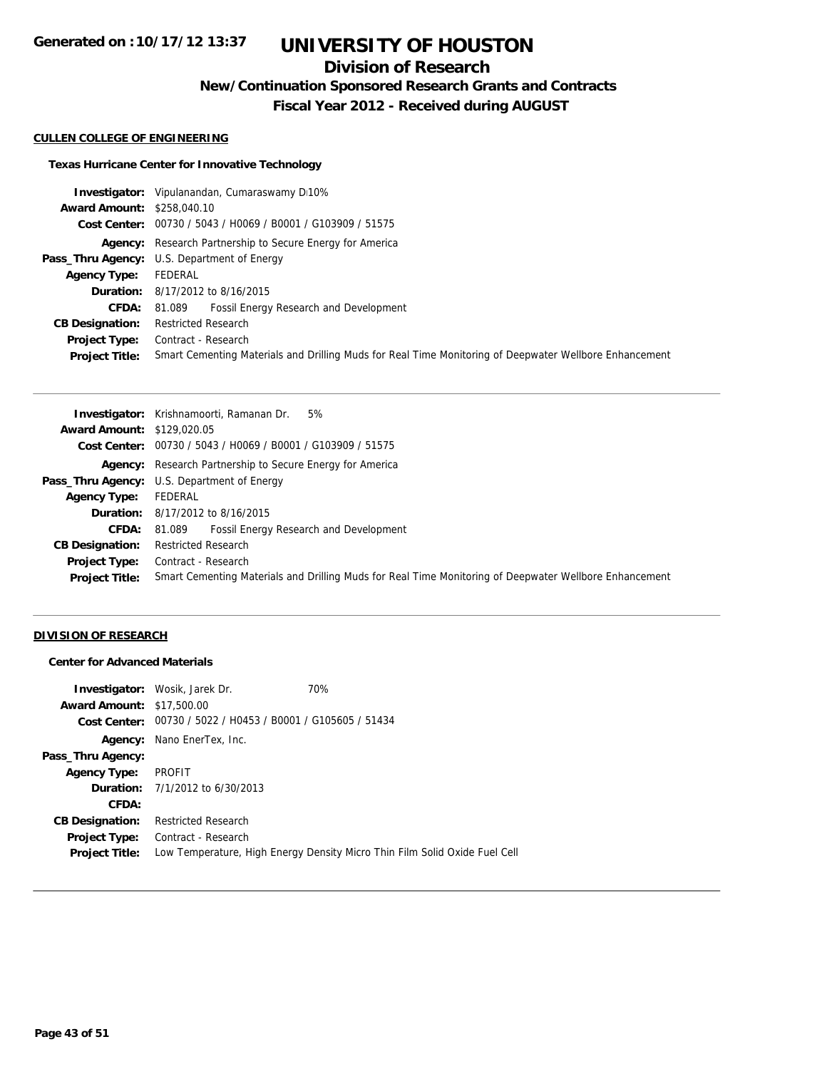# UNIVERSITY OF HOUSTON

## Division of Research

### New/Continuation Sponsored Research Grants and Contracts

### Fiscal Year 2012 - Received during AUGUST

**CULLEN COLLEGE OF ENGINEERING**

**Texas Hurricane Center for Innovative Technology**

| | |
|---|---|
| **Investigator:** | Vipulanandan, Cumaraswamy D 10% |
| **Award Amount:** | $258,040.10 |
| **Cost Center:** | 00730 / 5043 / H0069 / B0001 / G103909 / 51575 |
| **Agency:** | Research Partnership to Secure Energy for America |
| **Pass_Thru Agency:** | U.S. Department of Energy |
| **Agency Type:** | FEDERAL |
| **Duration:** | 8/17/2012 to 8/16/2015 |
| **CFDA:** | 81.089 Fossil Energy Research and Development |
| **CB Designation:** | Restricted Research |
| **Project Type:** | Contract - Research |
| **Project Title:** | Smart Cementing Materials and Drilling Muds for Real Time Monitoring of Deepwater Wellbore Enhancement |

| | |
|---|---|
| **Investigator:** | Krishnamoorti, Ramanan Dr. 5% |
| **Award Amount:** | $129,020.05 |
| **Cost Center:** | 00730 / 5043 / H0069 / B0001 / G103909 / 51575 |
| **Agency:** | Research Partnership to Secure Energy for America |
| **Pass_Thru Agency:** | U.S. Department of Energy |
| **Agency Type:** | FEDERAL |
| **Duration:** | 8/17/2012 to 8/16/2015 |
| **CFDA:** | 81.089 Fossil Energy Research and Development |
| **CB Designation:** | Restricted Research |
| **Project Type:** | Contract - Research |
| **Project Title:** | Smart Cementing Materials and Drilling Muds for Real Time Monitoring of Deepwater Wellbore Enhancement |

**DIVISION OF RESEARCH**

**Center for Advanced Materials**

| | |
|---|---|
| **Investigator:** | Wosik, Jarek Dr. 70% |
| **Award Amount:** | $17,500.00 |
| **Cost Center:** | 00730 / 5022 / H0453 / B0001 / G105605 / 51434 |
| **Agency:** | Nano EnerTex, Inc. |
| **Pass_Thru Agency:** | |
| **Agency Type:** | PROFIT |
| **Duration:** | 7/1/2012 to 6/30/2013 |
| **CFDA:** | |
| **CB Designation:** | Restricted Research |
| **Project Type:** | Contract - Research |
| **Project Title:** | Low Temperature, High Energy Density Micro Thin Film Solid Oxide Fuel Cell |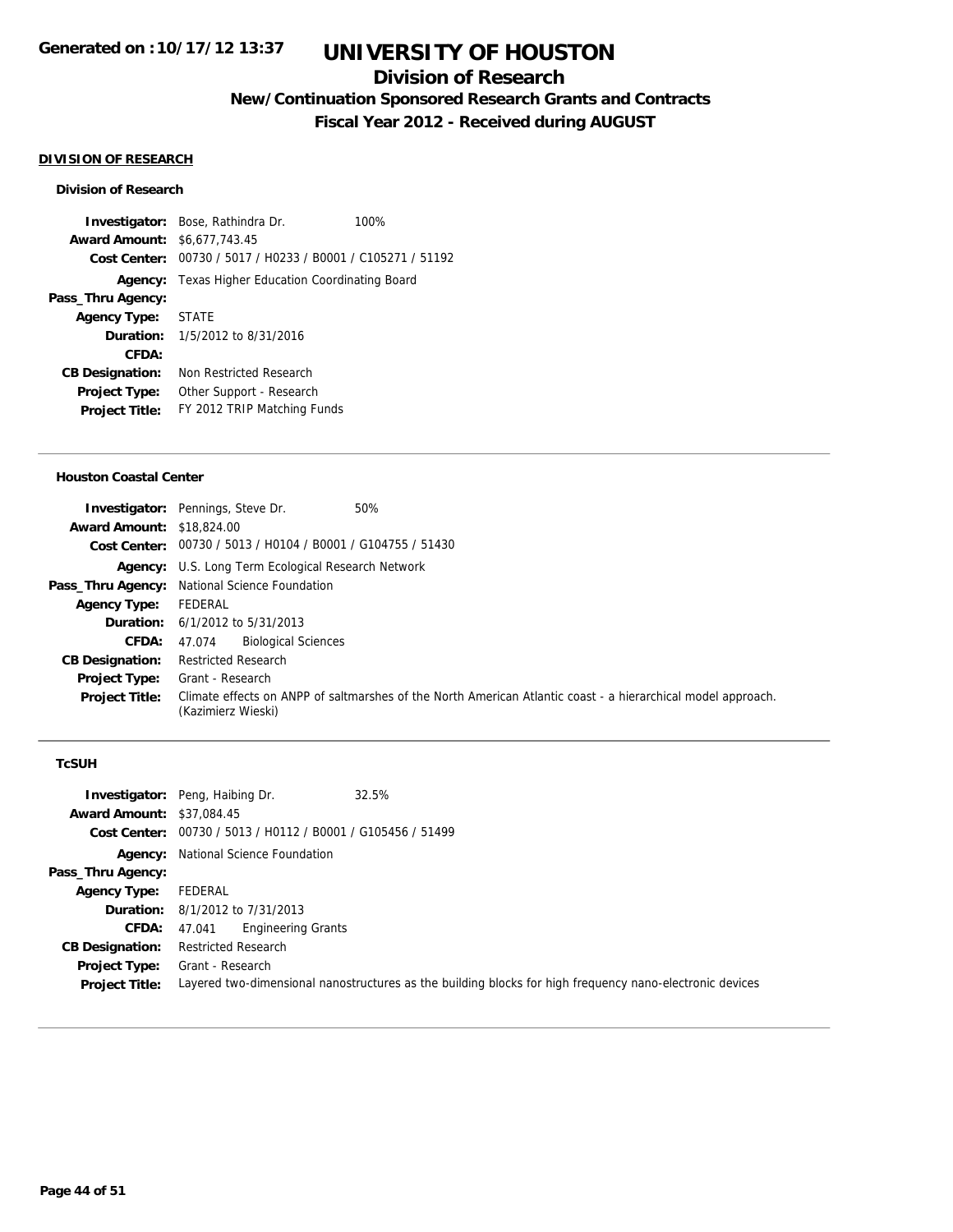**Generated on :10/17/12 13:37**

# UNIVERSITY OF HOUSTON

## Division of Research

### New/Continuation Sponsored Research Grants and Contracts

### Fiscal Year 2012 - Received during AUGUST

**DIVISION OF RESEARCH**

**Division of Research**

**Investigator:** Bose, Rathindra Dr. 100%
**Award Amount:** $6,677,743.45
**Cost Center:** 00730 / 5017 / H0233 / B0001 / C105271 / 51192
**Agency:** Texas Higher Education Coordinating Board
**Pass_Thru Agency:**
**Agency Type:** STATE
**Duration:** 1/5/2012 to 8/31/2016
**CFDA:**
**CB Designation:** Non Restricted Research
**Project Type:** Other Support - Research
**Project Title:** FY 2012 TRIP Matching Funds

---

**Houston Coastal Center**

**Investigator:** Pennings, Steve Dr. 50%
**Award Amount:** $18,824.00
**Cost Center:** 00730 / 5013 / H0104 / B0001 / G104755 / 51430
**Agency:** U.S. Long Term Ecological Research Network
**Pass_Thru Agency:** National Science Foundation
**Agency Type:** FEDERAL
**Duration:** 6/1/2012 to 5/31/2013
**CFDA:** 47.074 Biological Sciences
**CB Designation:** Restricted Research
**Project Type:** Grant - Research
**Project Title:** Climate effects on ANPP of saltmarshes of the North American Atlantic coast - a hierarchical model approach. (Kazimierz Wieski)

---

**TcSUH**

**Investigator:** Peng, Haibing Dr. 32.5%
**Award Amount:** $37,084.45
**Cost Center:** 00730 / 5013 / H0112 / B0001 / G105456 / 51499
**Agency:** National Science Foundation
**Pass_Thru Agency:**
**Agency Type:** FEDERAL
**Duration:** 8/1/2012 to 7/31/2013
**CFDA:** 47.041 Engineering Grants
**CB Designation:** Restricted Research
**Project Type:** Grant - Research
**Project Title:** Layered two-dimensional nanostructures as the building blocks for high frequency nano-electronic devices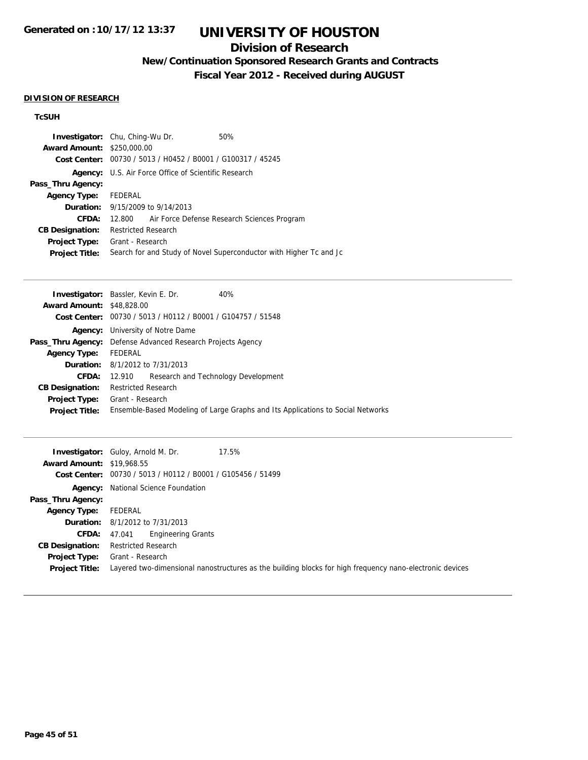# UNIVERSITY OF HOUSTON

## Division of Research

### New/Continuation Sponsored Research Grants and Contracts

### Fiscal Year 2012 - Received during AUGUST

Generated on :10/17/12 13:37

**DIVISION OF RESEARCH**

**TcSUH**

| | |
|---|---|
| **Investigator:** | Chu, Ching-Wu Dr. 50% |
| **Award Amount:** | $250,000.00 |
| **Cost Center:** | 00730 / 5013 / H0452 / B0001 / G100317 / 45245 |
| **Agency:** | U.S. Air Force Office of Scientific Research |
| **Pass_Thru Agency:** | |
| **Agency Type:** | FEDERAL |
| **Duration:** | 9/15/2009 to 9/14/2013 |
| **CFDA:** | 12.800 Air Force Defense Research Sciences Program |
| **CB Designation:** | Restricted Research |
| **Project Type:** | Grant - Research |
| **Project Title:** | Search for and Study of Novel Superconductor with Higher Tc and Jc |

| | |
|---|---|
| **Investigator:** | Bassler, Kevin E. Dr. 40% |
| **Award Amount:** | $48,828.00 |
| **Cost Center:** | 00730 / 5013 / H0112 / B0001 / G104757 / 51548 |
| **Agency:** | University of Notre Dame |
| **Pass_Thru Agency:** | Defense Advanced Research Projects Agency |
| **Agency Type:** | FEDERAL |
| **Duration:** | 8/1/2012 to 7/31/2013 |
| **CFDA:** | 12.910 Research and Technology Development |
| **CB Designation:** | Restricted Research |
| **Project Type:** | Grant - Research |
| **Project Title:** | Ensemble-Based Modeling of Large Graphs and Its Applications to Social Networks |

| | |
|---|---|
| **Investigator:** | Guloy, Arnold M. Dr. 17.5% |
| **Award Amount:** | $19,968.55 |
| **Cost Center:** | 00730 / 5013 / H0112 / B0001 / G105456 / 51499 |
| **Agency:** | National Science Foundation |
| **Pass_Thru Agency:** | |
| **Agency Type:** | FEDERAL |
| **Duration:** | 8/1/2012 to 7/31/2013 |
| **CFDA:** | 47.041 Engineering Grants |
| **CB Designation:** | Restricted Research |
| **Project Type:** | Grant - Research |
| **Project Title:** | Layered two-dimensional nanostructures as the building blocks for high frequency nano-electronic devices |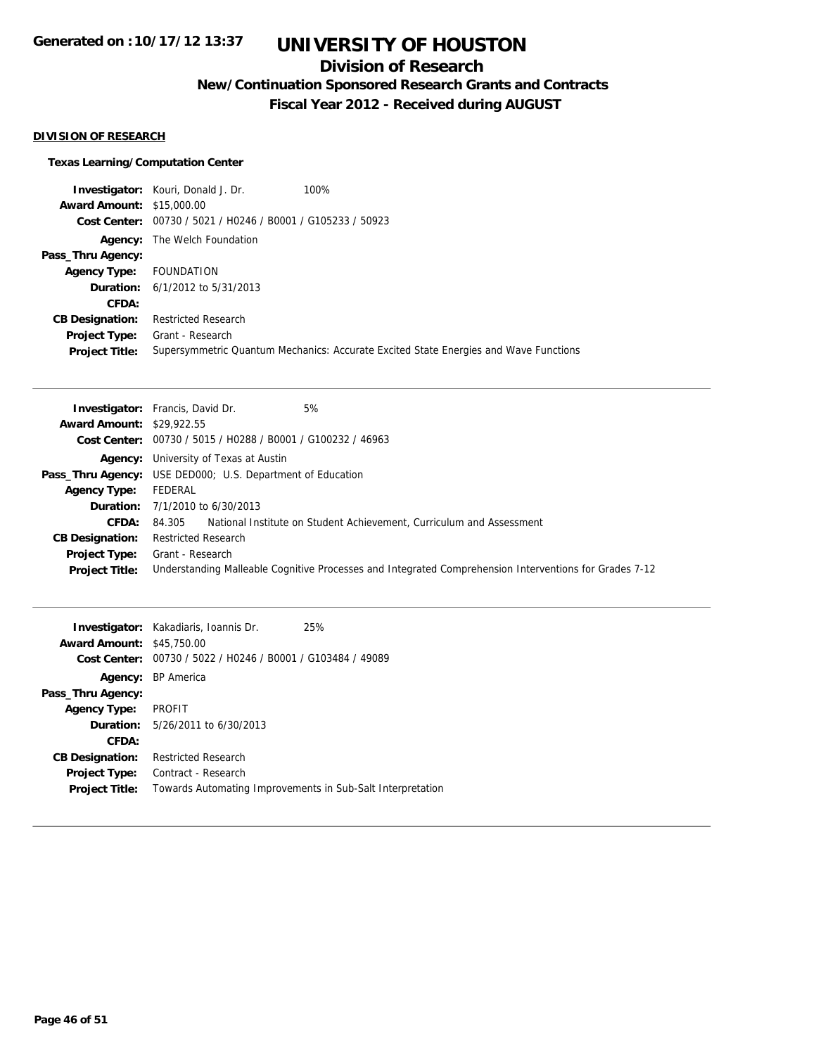# UNIVERSITY OF HOUSTON

## Division of Research

### New/Continuation Sponsored Research Grants and Contracts

### Fiscal Year 2012 - Received during AUGUST

**DIVISION OF RESEARCH**

**Texas Learning/Computation Center**

**Investigator:** Kouri, Donald J. Dr. 100%
**Award Amount:** $15,000.00
**Cost Center:** 00730 / 5021 / H0246 / B0001 / G105233 / 50923
**Agency:** The Welch Foundation
**Pass_Thru Agency:**
**Agency Type:** FOUNDATION
**Duration:** 6/1/2012 to 5/31/2013
**CFDA:**
**CB Designation:** Restricted Research
**Project Type:** Grant - Research
**Project Title:** Supersymmetric Quantum Mechanics: Accurate Excited State Energies and Wave Functions

---

**Investigator:** Francis, David Dr. 5%
**Award Amount:** $29,922.55
**Cost Center:** 00730 / 5015 / H0288 / B0001 / G100232 / 46963
**Agency:** University of Texas at Austin
**Pass_Thru Agency:** USE DED000; U.S. Department of Education
**Agency Type:** FEDERAL
**Duration:** 7/1/2010 to 6/30/2013
**CFDA:** 84.305 National Institute on Student Achievement, Curriculum and Assessment
**CB Designation:** Restricted Research
**Project Type:** Grant - Research
**Project Title:** Understanding Malleable Cognitive Processes and Integrated Comprehension Interventions for Grades 7-12

---

**Investigator:** Kakadiaris, Ioannis Dr. 25%
**Award Amount:** $45,750.00
**Cost Center:** 00730 / 5022 / H0246 / B0001 / G103484 / 49089
**Agency:** BP America
**Pass_Thru Agency:**
**Agency Type:** PROFIT
**Duration:** 5/26/2011 to 6/30/2013
**CFDA:**
**CB Designation:** Restricted Research
**Project Type:** Contract - Research
**Project Title:** Towards Automating Improvements in Sub-Salt Interpretation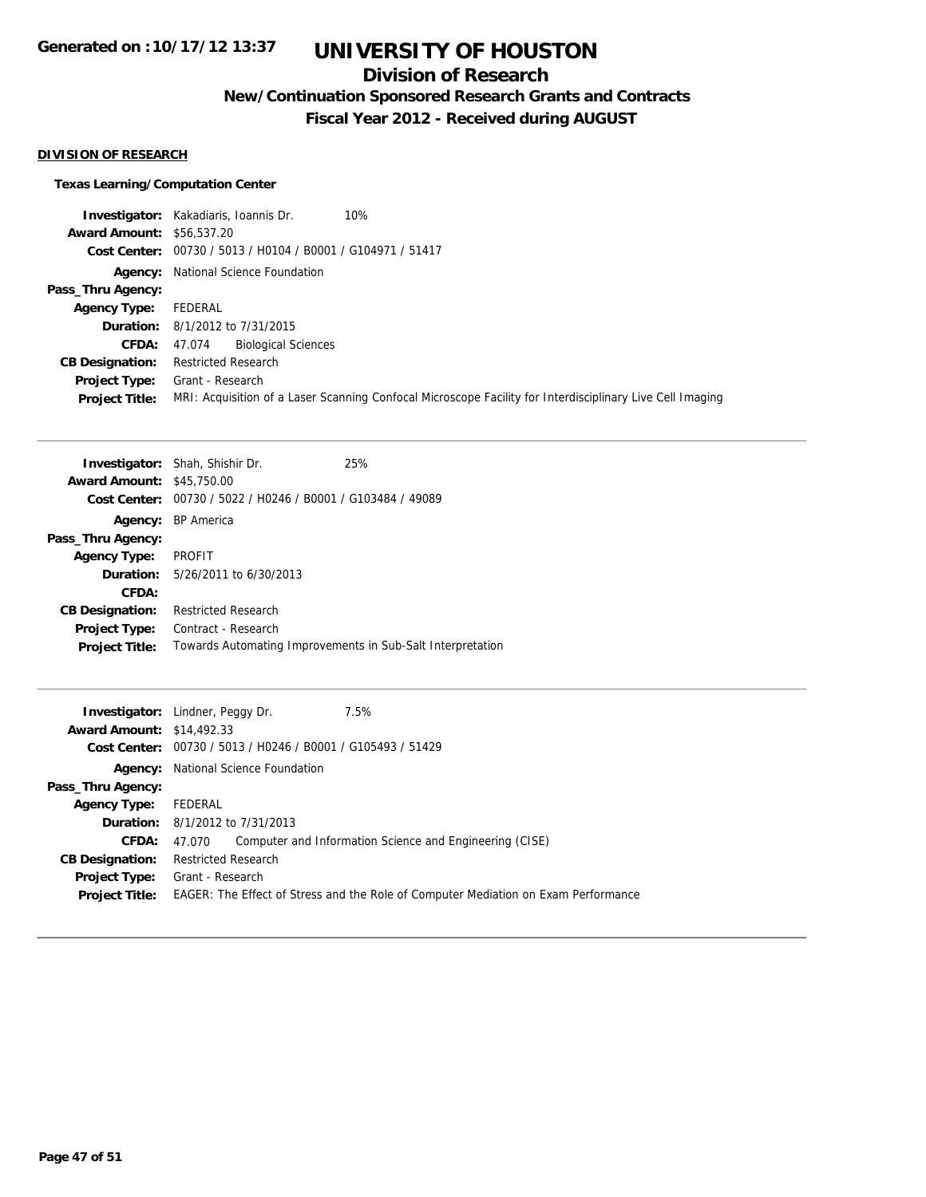**Generated on :10/17/12 13:37**

# UNIVERSITY OF HOUSTON

## Division of Research

### New/Continuation Sponsored Research Grants and Contracts

### Fiscal Year 2012 - Received during AUGUST

**DIVISION OF RESEARCH**

**Texas Learning/Computation Center**

**Investigator:** Kakadiaris, Ioannis Dr. 10%
**Award Amount:** $56,537.20
**Cost Center:** 00730 / 5013 / H0104 / B0001 / G104971 / 51417
**Agency:** National Science Foundation
**Pass_Thru Agency:**
**Agency Type:** FEDERAL
**Duration:** 8/1/2012 to 7/31/2015
**CFDA:** 47.074 Biological Sciences
**CB Designation:** Restricted Research
**Project Type:** Grant - Research
**Project Title:** MRI: Acquisition of a Laser Scanning Confocal Microscope Facility for Interdisciplinary Live Cell Imaging

---

**Investigator:** Shah, Shishir Dr. 25%
**Award Amount:** $45,750.00
**Cost Center:** 00730 / 5022 / H0246 / B0001 / G103484 / 49089
**Agency:** BP America
**Pass_Thru Agency:**
**Agency Type:** PROFIT
**Duration:** 5/26/2011 to 6/30/2013
**CFDA:**
**CB Designation:** Restricted Research
**Project Type:** Contract - Research
**Project Title:** Towards Automating Improvements in Sub-Salt Interpretation

---

**Investigator:** Lindner, Peggy Dr. 7.5%
**Award Amount:** $14,492.33
**Cost Center:** 00730 / 5013 / H0246 / B0001 / G105493 / 51429
**Agency:** National Science Foundation
**Pass_Thru Agency:**
**Agency Type:** FEDERAL
**Duration:** 8/1/2012 to 7/31/2013
**CFDA:** 47.070 Computer and Information Science and Engineering (CISE)
**CB Designation:** Restricted Research
**Project Type:** Grant - Research
**Project Title:** EAGER: The Effect of Stress and the Role of Computer Mediation on Exam Performance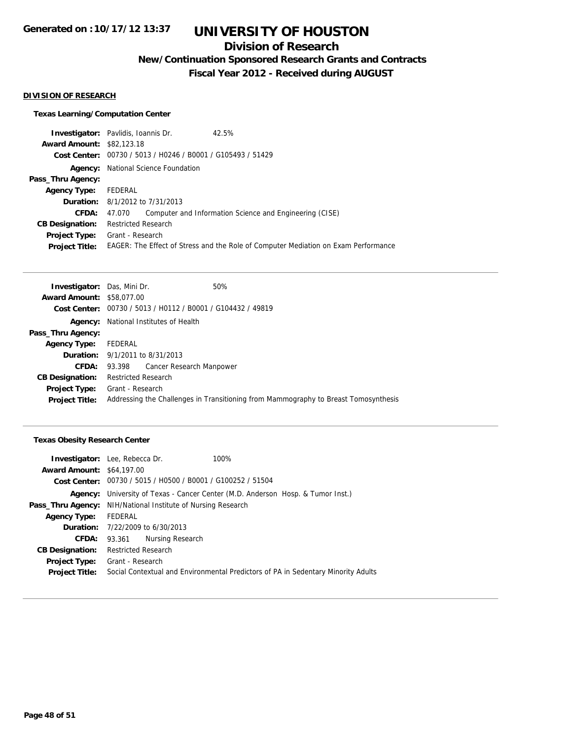**Generated on :10/17/12 13:37**

# UNIVERSITY OF HOUSTON

## Division of Research

### New/Continuation Sponsored Research Grants and Contracts

### Fiscal Year 2012 - Received during AUGUST

**DIVISION OF RESEARCH**

**Texas Learning/Computation Center**

**Investigator:** Pavlidis, Ioannis Dr. 42.5%
**Award Amount:** $82,123.18
**Cost Center:** 00730 / 5013 / H0246 / B0001 / G105493 / 51429
**Agency:** National Science Foundation
**Pass_Thru Agency:**
**Agency Type:** FEDERAL
**Duration:** 8/1/2012 to 7/31/2013
**CFDA:** 47.070 Computer and Information Science and Engineering (CISE)
**CB Designation:** Restricted Research
**Project Type:** Grant - Research
**Project Title:** EAGER: The Effect of Stress and the Role of Computer Mediation on Exam Performance

---

**Investigator:** Das, Mini Dr. 50%
**Award Amount:** $58,077.00
**Cost Center:** 00730 / 5013 / H0112 / B0001 / G104432 / 49819
**Agency:** National Institutes of Health
**Pass_Thru Agency:**
**Agency Type:** FEDERAL
**Duration:** 9/1/2011 to 8/31/2013
**CFDA:** 93.398 Cancer Research Manpower
**CB Designation:** Restricted Research
**Project Type:** Grant - Research
**Project Title:** Addressing the Challenges in Transitioning from Mammography to Breast Tomosynthesis

---

**Texas Obesity Research Center**

**Investigator:** Lee, Rebecca Dr. 100%
**Award Amount:** $64,197.00
**Cost Center:** 00730 / 5015 / H0500 / B0001 / G100252 / 51504
**Agency:** University of Texas - Cancer Center (M.D. Anderson Hosp. & Tumor Inst.)
**Pass_Thru Agency:** NIH/National Institute of Nursing Research
**Agency Type:** FEDERAL
**Duration:** 7/22/2009 to 6/30/2013
**CFDA:** 93.361 Nursing Research
**CB Designation:** Restricted Research
**Project Type:** Grant - Research
**Project Title:** Social Contextual and Environmental Predictors of PA in Sedentary Minority Adults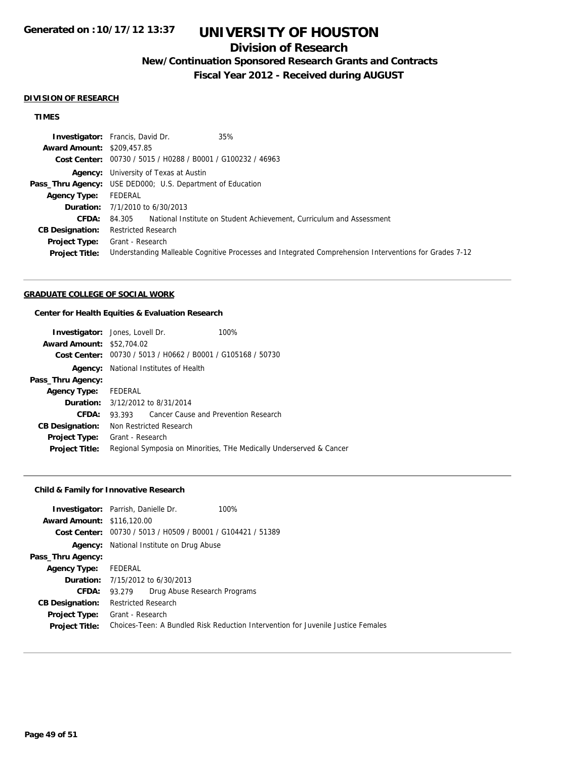# UNIVERSITY OF HOUSTON

## Division of Research

### New/Continuation Sponsored Research Grants and Contracts

### Fiscal Year 2012 - Received during AUGUST

**DIVISION OF RESEARCH**

**TIMES**

| | |
|---|---|
| **Investigator:** | Francis, David Dr. 35% |
| **Award Amount:** | $209,457.85 |
| **Cost Center:** | 00730 / 5015 / H0288 / B0001 / G100232 / 46963 |
| **Agency:** | University of Texas at Austin |
| **Pass_Thru Agency:** | USE DED000; U.S. Department of Education |
| **Agency Type:** | FEDERAL |
| **Duration:** | 7/1/2010 to 6/30/2013 |
| **CFDA:** | 84.305 National Institute on Student Achievement, Curriculum and Assessment |
| **CB Designation:** | Restricted Research |
| **Project Type:** | Grant - Research |
| **Project Title:** | Understanding Malleable Cognitive Processes and Integrated Comprehension Interventions for Grades 7-12 |

**GRADUATE COLLEGE OF SOCIAL WORK**

**Center for Health Equities & Evaluation Research**

| | |
|---|---|
| **Investigator:** | Jones, Lovell Dr. 100% |
| **Award Amount:** | $52,704.02 |
| **Cost Center:** | 00730 / 5013 / H0662 / B0001 / G105168 / 50730 |
| **Agency:** | National Institutes of Health |
| **Pass_Thru Agency:** | |
| **Agency Type:** | FEDERAL |
| **Duration:** | 3/12/2012 to 8/31/2014 |
| **CFDA:** | 93.393 Cancer Cause and Prevention Research |
| **CB Designation:** | Non Restricted Research |
| **Project Type:** | Grant - Research |
| **Project Title:** | Regional Symposia on Minorities, THe Medically Underserved & Cancer |

**Child & Family for Innovative Research**

| | |
|---|---|
| **Investigator:** | Parrish, Danielle Dr. 100% |
| **Award Amount:** | $116,120.00 |
| **Cost Center:** | 00730 / 5013 / H0509 / B0001 / G104421 / 51389 |
| **Agency:** | National Institute on Drug Abuse |
| **Pass_Thru Agency:** | |
| **Agency Type:** | FEDERAL |
| **Duration:** | 7/15/2012 to 6/30/2013 |
| **CFDA:** | 93.279 Drug Abuse Research Programs |
| **CB Designation:** | Restricted Research |
| **Project Type:** | Grant - Research |
| **Project Title:** | Choices-Teen: A Bundled Risk Reduction Intervention for Juvenile Justice Females |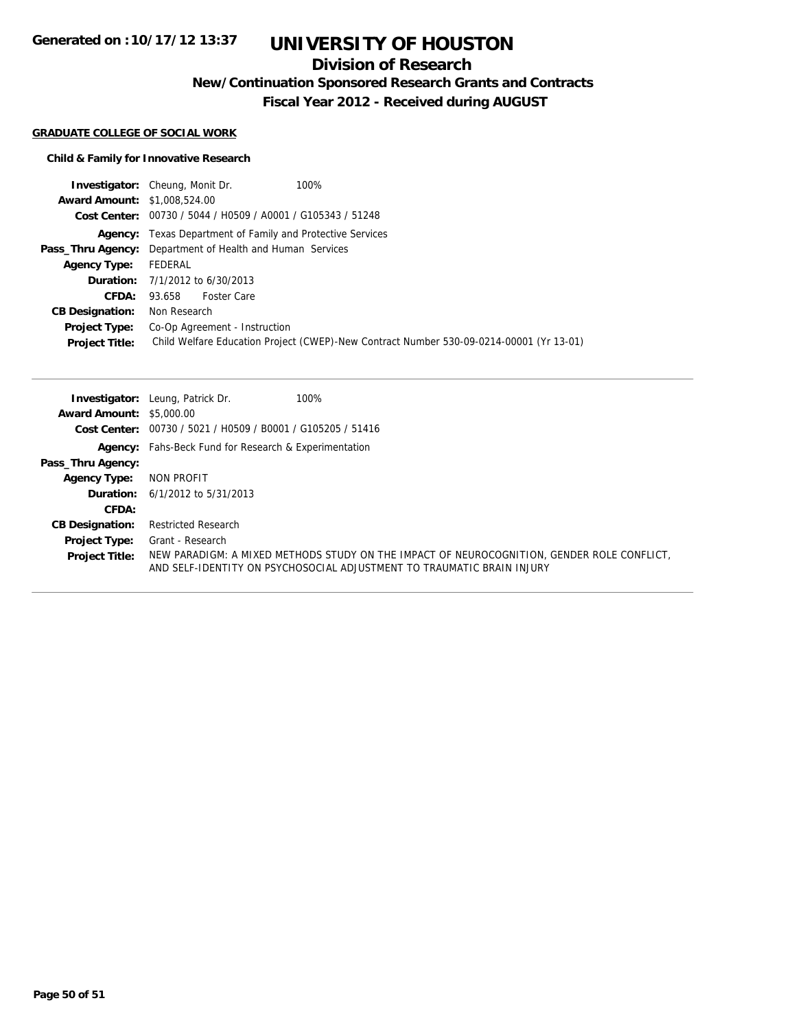# UNIVERSITY OF HOUSTON

## Division of Research

### New/Continuation Sponsored Research Grants and Contracts

### Fiscal Year 2012 - Received during AUGUST

**GRADUATE COLLEGE OF SOCIAL WORK**

**Child & Family for Innovative Research**

**Investigator:** Cheung, Monit Dr. 100%
**Award Amount:** $1,008,524.00
**Cost Center:** 00730 / 5044 / H0509 / A0001 / G105343 / 51248
**Agency:** Texas Department of Family and Protective Services
**Pass_Thru Agency:** Department of Health and Human Services
**Agency Type:** FEDERAL
**Duration:** 7/1/2012 to 6/30/2013
**CFDA:** 93.658 Foster Care
**CB Designation:** Non Research
**Project Type:** Co-Op Agreement - Instruction
**Project Title:** Child Welfare Education Project (CWEP)-New Contract Number 530-09-0214-00001 (Yr 13-01)

---

**Investigator:** Leung, Patrick Dr. 100%
**Award Amount:** $5,000.00
**Cost Center:** 00730 / 5021 / H0509 / B0001 / G105205 / 51416
**Agency:** Fahs-Beck Fund for Research & Experimentation
**Pass_Thru Agency:**
**Agency Type:** NON PROFIT
**Duration:** 6/1/2012 to 5/31/2013
**CFDA:**
**CB Designation:** Restricted Research
**Project Type:** Grant - Research
**Project Title:** NEW PARADIGM: A MIXED METHODS STUDY ON THE IMPACT OF NEUROCOGNITION, GENDER ROLE CONFLICT, AND SELF-IDENTITY ON PSYCHOSOCIAL ADJUSTMENT TO TRAUMATIC BRAIN INJURY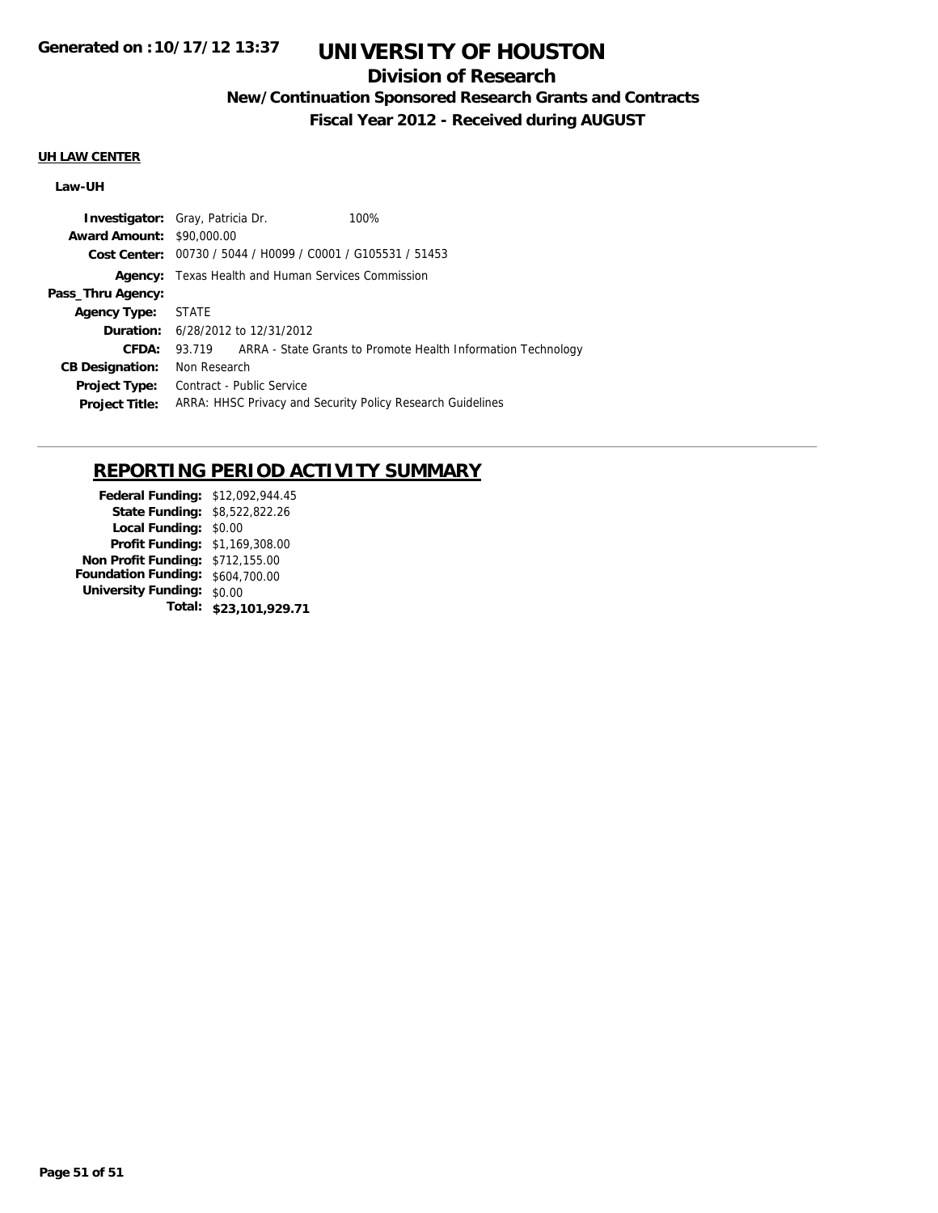**UH LAW CENTER**

**Law-UH**

| | |
|---|---|
| **Investigator:** | Gray, Patricia Dr. 100% |
| **Award Amount:** | $90,000.00 |
| **Cost Center:** | 00730 / 5044 / H0099 / C0001 / G105531 / 51453 |
| **Agency:** | Texas Health and Human Services Commission |
| **Pass_Thru Agency:** | |
| **Agency Type:** | STATE |
| **Duration:** | 6/28/2012 to 12/31/2012 |
| **CFDA:** | 93.719 ARRA - State Grants to Promote Health Information Technology |
| **CB Designation:** | Non Research |
| **Project Type:** | Contract - Public Service |
| **Project Title:** | ARRA: HHSC Privacy and Security Policy Research Guidelines |

## REPORTING PERIOD ACTIVITY SUMMARY

| | |
|---|---|
| **Federal Funding:** | $12,092,944.45 |
| **State Funding:** | $8,522,822.26 |
| **Local Funding:** | $0.00 |
| **Profit Funding:** | $1,169,308.00 |
| **Non Profit Funding:** | $712,155.00 |
| **Foundation Funding:** | $604,700.00 |
| **University Funding:** | $0.00 |
| **Total:** | **$23,101,929.71** |